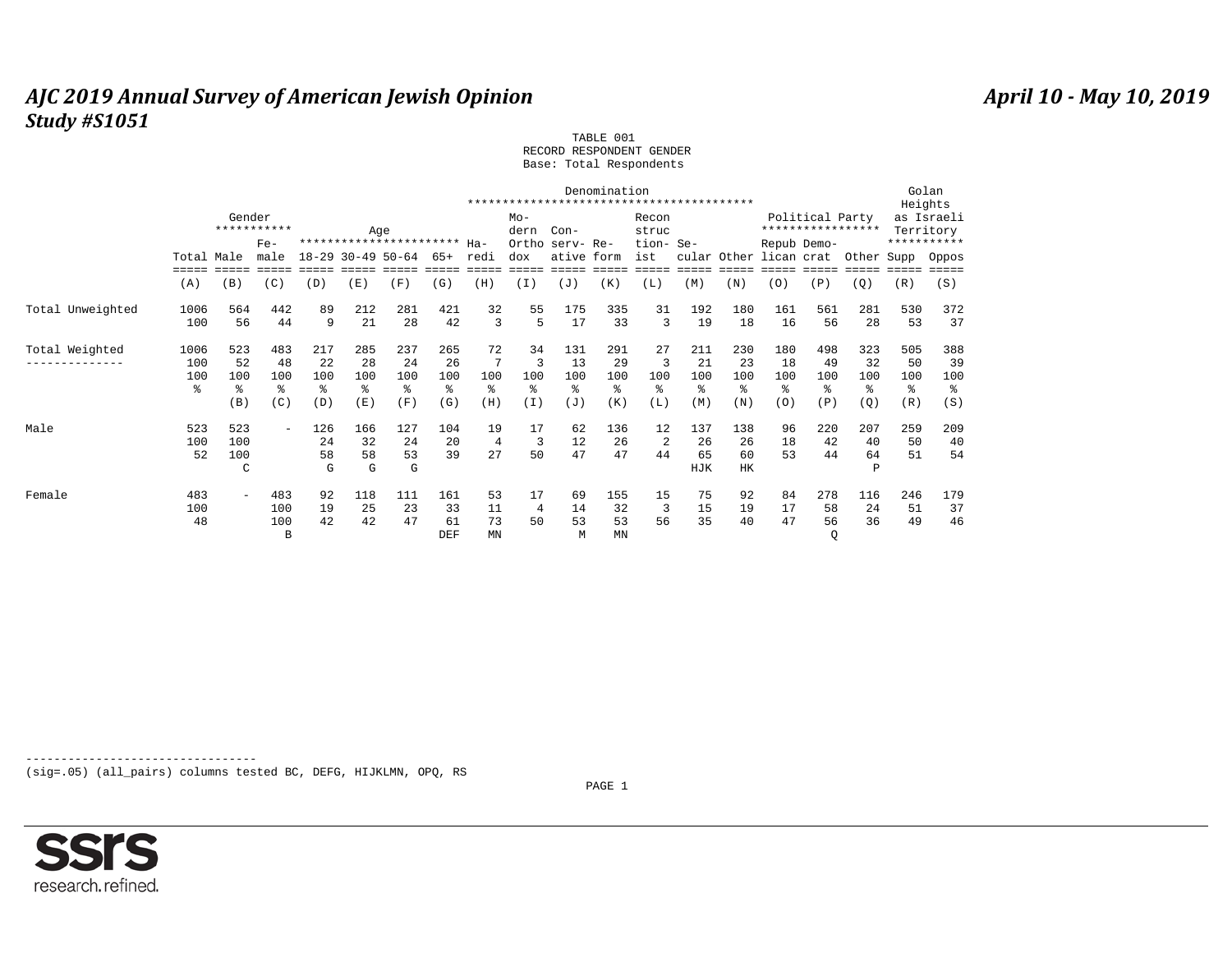# *AJC 2019 Annual Survey of American Jewish Opinion*

***Study #S1051***

***April 10 - May 10, 2019***

TABLE 001
RECORD RESPONDENT GENDER
Base: Total Respondents

| | | Gender | | Age | | | | Denomination | | | | | | | Political Party | | | Golan Heights as Israeli Territory | |
|---|---|---|---|---|---|---|---|---|---|---|---|---|---|---|---|---|---|---|---|
| | Total | Male | Female | 18-29 | 30-49 | 50-64 | 65+ | Haredi | Modern Orthodox | Conservative | Reform | Reconstructionist | Secular | Other | Republican | Democrat | Other | Supp | Oppos |
| | (A) | (B) | (C) | (D) | (E) | (F) | (G) | (H) | (I) | (J) | (K) | (L) | (M) | (N) | (O) | (P) | (Q) | (R) | (S) |
| Total Unweighted | 1006 | 564 | 442 | 89 | 212 | 281 | 421 | 32 | 55 | 175 | 335 | 31 | 192 | 180 | 161 | 561 | 281 | 530 | 372 |
| | 100 | 56 | 44 | 9 | 21 | 28 | 42 | 3 | 5 | 17 | 33 | 3 | 19 | 18 | 16 | 56 | 28 | 53 | 37 |
| Total Weighted | 1006 | 523 | 483 | 217 | 285 | 237 | 265 | 72 | 34 | 131 | 291 | 27 | 211 | 230 | 180 | 498 | 323 | 505 | 388 |
| | 100 | 52 | 48 | 22 | 28 | 24 | 26 | 7 | 3 | 13 | 29 | 3 | 21 | 23 | 18 | 49 | 32 | 50 | 39 |
| | 100 | 100 | 100 | 100 | 100 | 100 | 100 | 100 | 100 | 100 | 100 | 100 | 100 | 100 | 100 | 100 | 100 | 100 | 100 |
| | % | % | % | % | % | % | % | % | % | % | % | % | % | % | % | % | % | % | % |
| | | (B) | (C) | (D) | (E) | (F) | (G) | (H) | (I) | (J) | (K) | (L) | (M) | (N) | (O) | (P) | (Q) | (R) | (S) |
| Male | 523 | 523 | - | 126 | 166 | 127 | 104 | 19 | 17 | 62 | 136 | 12 | 137 | 138 | 96 | 220 | 207 | 259 | 209 |
| | 100 | 100 | | 24 | 32 | 24 | 20 | 4 | 3 | 12 | 26 | 2 | 26 | 26 | 18 | 42 | 40 | 50 | 40 |
| | 52 | 100 | | 58 | 58 | 53 | 39 | 27 | 50 | 47 | 47 | 44 | 65 | 60 | 53 | 44 | 64 | 51 | 54 |
| | | C | | G | G | G | | | | | | | HJK | HK | | | P | | |
| Female | 483 | - | 483 | 92 | 118 | 111 | 161 | 53 | 17 | 69 | 155 | 15 | 75 | 92 | 84 | 278 | 116 | 246 | 179 |
| | 100 | | 100 | 19 | 25 | 23 | 33 | 11 | 4 | 14 | 32 | 3 | 15 | 19 | 17 | 58 | 24 | 51 | 37 |
| | 48 | | 100 | 42 | 42 | 47 | 61 | 73 | 50 | 53 | 53 | 56 | 35 | 40 | 47 | 56 | 36 | 49 | 46 |
| | | | B | | | | DEF | MN | | M | MN | | | | | Q | | | |

(sig=.05) (all_pairs) columns tested BC, DEFG, HIJKLMN, OPQ, RS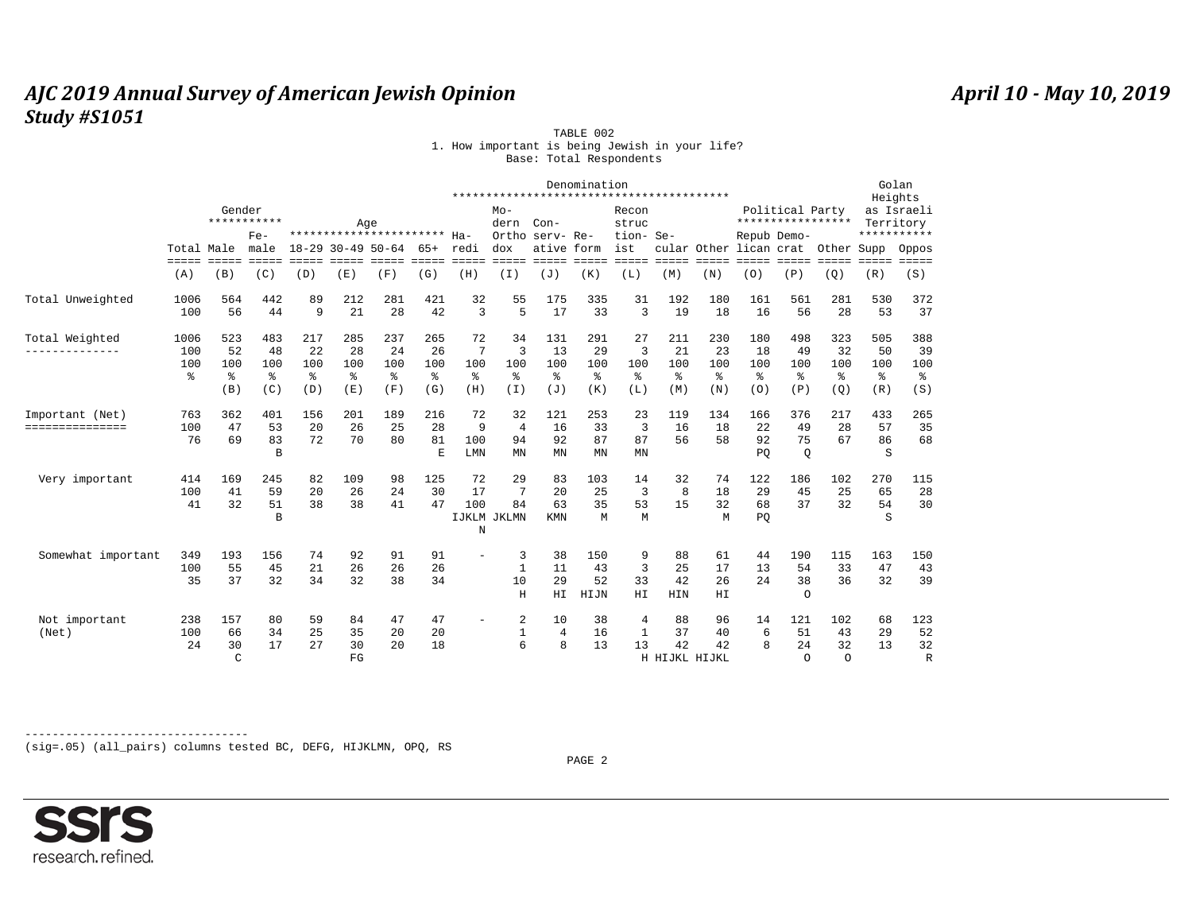TABLE 002

1. How important is being Jewish in your life?

Base: Total Respondents

| | Total | Gender | | Age | | | | Denomination | | | | | | | Political Party | | | Golan Heights as Israeli Territory | |
|---|---|---|---|---|---|---|---|---|---|---|---|---|---|---|---|---|---|---|---|
| | Total | Male | Female | 18-29 | 30-49 | 50-64 | 65+ | Haredi | Modern Orthodox | Conservative | Reform | Reconstructionist | Secular | Other | Republican | Democrat | Other | Supp | Oppos |
| | (A) | (B) | (C) | (D) | (E) | (F) | (G) | (H) | (I) | (J) | (K) | (L) | (M) | (N) | (O) | (P) | (Q) | (R) | (S) |
| Total Unweighted | 1006 | 564 | 442 | 89 | 212 | 281 | 421 | 32 | 55 | 175 | 335 | 31 | 192 | 180 | 161 | 561 | 281 | 530 | 372 |
| | 100 | 56 | 44 | 9 | 21 | 28 | 42 | 3 | 5 | 17 | 33 | 3 | 19 | 18 | 16 | 56 | 28 | 53 | 37 |
| Total Weighted | 1006 | 523 | 483 | 217 | 285 | 237 | 265 | 72 | 34 | 131 | 291 | 27 | 211 | 230 | 180 | 498 | 323 | 505 | 388 |
| | 100 | 52 | 48 | 22 | 28 | 24 | 26 | 7 | 3 | 13 | 29 | 3 | 21 | 23 | 18 | 49 | 32 | 50 | 39 |
| | 100 | 100 | 100 | 100 | 100 | 100 | 100 | 100 | 100 | 100 | 100 | 100 | 100 | 100 | 100 | 100 | 100 | 100 | 100 |
| | % | % | % | % | % | % | % | % | % | % | % | % | % | % | % | % | % | % | % |
| | | (B) | (C) | (D) | (E) | (F) | (G) | (H) | (I) | (J) | (K) | (L) | (M) | (N) | (O) | (P) | (Q) | (R) | (S) |
| Important (Net) | 763 | 362 | 401 | 156 | 201 | 189 | 216 | 72 | 32 | 121 | 253 | 23 | 119 | 134 | 166 | 376 | 217 | 433 | 265 |
| | 100 | 47 | 53 | 20 | 26 | 25 | 28 | 9 | 4 | 16 | 33 | 3 | 16 | 18 | 22 | 49 | 28 | 57 | 35 |
| | 76 | 69 | 83 | 72 | 70 | 80 | 81 | 100 | 94 | 92 | 87 | 87 | 56 | 58 | 92 | 75 | 67 | 86 | 68 |
| | | | B | | | | E | LMN | MN | MN | MN | MN | | | PQ | Q | | S | |
| Very important | 414 | 169 | 245 | 82 | 109 | 98 | 125 | 72 | 29 | 83 | 103 | 14 | 32 | 74 | 122 | 186 | 102 | 270 | 115 |
| | 100 | 41 | 59 | 20 | 26 | 24 | 30 | 17 | 7 | 20 | 25 | 3 | 8 | 18 | 29 | 45 | 25 | 65 | 28 |
| | 41 | 32 | 51 | 38 | 38 | 41 | 47 | 100 | 84 | 63 | 35 | 53 | 15 | 32 | 68 | 37 | 32 | 54 | 30 |
| | | | B | | | | | IJKLMN | JKLMN | KMN | M | M | | M | PQ | | | S | |
| Somewhat important | 349 | 193 | 156 | 74 | 92 | 91 | 91 | - | 3 | 38 | 150 | 9 | 88 | 61 | 44 | 190 | 115 | 163 | 150 |
| | 100 | 55 | 45 | 21 | 26 | 26 | 26 | | 1 | 11 | 43 | 3 | 25 | 17 | 13 | 54 | 33 | 47 | 43 |
| | 35 | 37 | 32 | 34 | 32 | 38 | 34 | | 10 | 29 | 52 | 33 | 42 | 26 | 24 | 38 | 36 | 32 | 39 |
| | | | | | | | | | H | HI | HIJN | HI | HIN | HI | | O | | | |
| Not important (Net) | 238 | 157 | 80 | 59 | 84 | 47 | 47 | - | 2 | 10 | 38 | 4 | 88 | 96 | 14 | 121 | 102 | 68 | 123 |
| | 100 | 66 | 34 | 25 | 35 | 20 | 20 | | 1 | 4 | 16 | 1 | 37 | 40 | 6 | 51 | 43 | 29 | 52 |
| | 24 | 30 | 17 | 27 | 30 | 20 | 18 | | 6 | 8 | 13 | 13 | 42 | 42 | 8 | 24 | 32 | 13 | 32 |
| | | C | | | FG | | | | | | | H | HIJKL | HIJKL | | O | O | | R |

(sig=.05) (all_pairs) columns tested BC, DEFG, HIJKLMN, OPQ, RS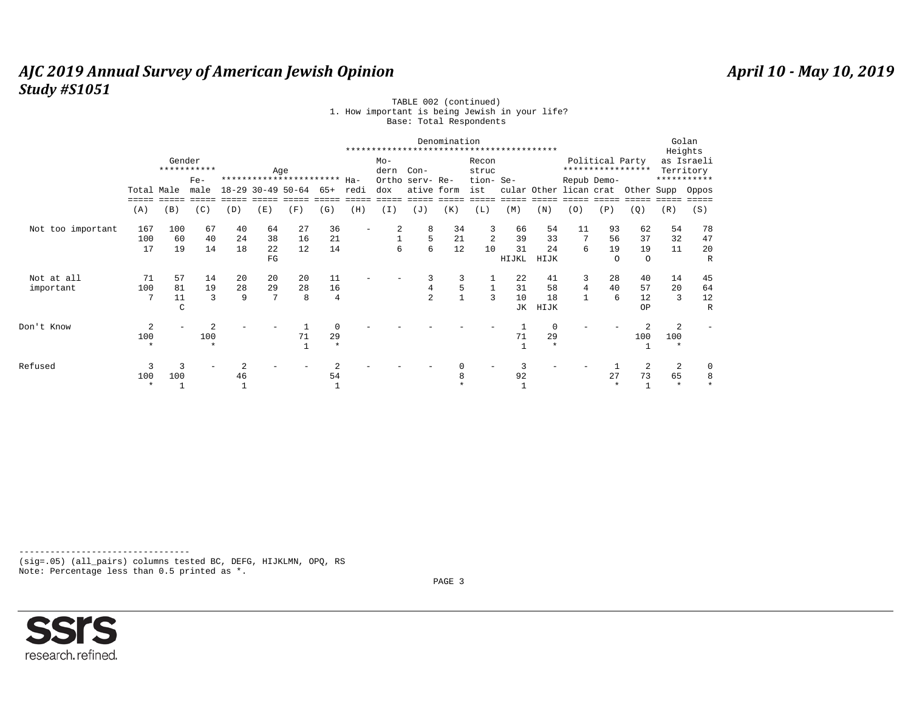# AJC 2019 Annual Survey of American Jewish Opinion

**Study #S1051**

**April 10 - May 10, 2019**

TABLE 002 (continued)
1. How important is being Jewish in your life?
Base: Total Respondents

| | Total | Gender | | Age | | | | Denomination | | | | | | | Political Party | | | Golan Heights as Israeli Territory | |
|---|---|---|---|---|---|---|---|---|---|---|---|---|---|---|---|---|---|---|---|
| | Total | Male | Female | 18-29 | 30-49 | 50-64 | 65+ | Haredi | Modern Orthodox | Conservative | Reform | Reconstructionist | Secular | Other | Republican | Democrat | Other | Supp | Oppos |
| | (A) | (B) | (C) | (D) | (E) | (F) | (G) | (H) | (I) | (J) | (K) | (L) | (M) | (N) | (O) | (P) | (Q) | (R) | (S) |
| Not too important | 167 | 100 | 67 | 40 | 64 | 27 | 36 | - | 2 | 8 | 34 | 3 | 66 | 54 | 11 | 93 | 62 | 54 | 78 |
| | 100 | 60 | 40 | 24 | 38 | 16 | 21 | | 1 | 5 | 21 | 2 | 39 | 33 | 7 | 56 | 37 | 32 | 47 |
| | 17 | 19 | 14 | 18 | 22 | 12 | 14 | | 6 | 6 | 12 | 10 | 31 | 24 | 6 | 19 | 19 | 11 | 20 |
| | | | | | FG | | | | | | | | HIJKL | HIJK | | O | O | | R |
| Not at all important | 71 | 57 | 14 | 20 | 20 | 20 | 11 | - | - | 3 | 3 | 1 | 22 | 41 | 3 | 28 | 40 | 14 | 45 |
| | 100 | 81 | 19 | 28 | 29 | 28 | 16 | | | 4 | 5 | 1 | 31 | 58 | 4 | 40 | 57 | 20 | 64 |
| | 7 | 11 | 3 | 9 | 7 | 8 | 4 | | | 2 | 1 | 3 | 10 | 18 | 1 | 6 | 12 | 3 | 12 |
| | | C | | | | | | | | | | | JK | HIJK | | | OP | | R |
| Don't Know | 2 | - | 2 | - | - | 1 | 0 | - | - | - | - | - | 1 | 0 | - | - | 2 | 2 | - |
| | 100 | | 100 | | | 71 | 29 | | | | | | 71 | 29 | | | 100 | 100 | |
| | * | | * | | | 1 | * | | | | | | 1 | * | | | 1 | * | |
| Refused | 3 | 3 | - | 2 | - | - | 2 | - | - | - | 0 | - | 3 | - | - | 1 | 2 | 2 | 0 |
| | 100 | 100 | | 46 | | | 54 | | | | 8 | | 92 | | | 27 | 73 | 65 | 8 |
| | * | 1 | | 1 | | | 1 | | | | * | | 1 | | | * | 1 | * | * |

---

(sig=.05) (all_pairs) columns tested BC, DEFG, HIJKLMN, OPQ, RS
Note: Percentage less than 0.5 printed as *.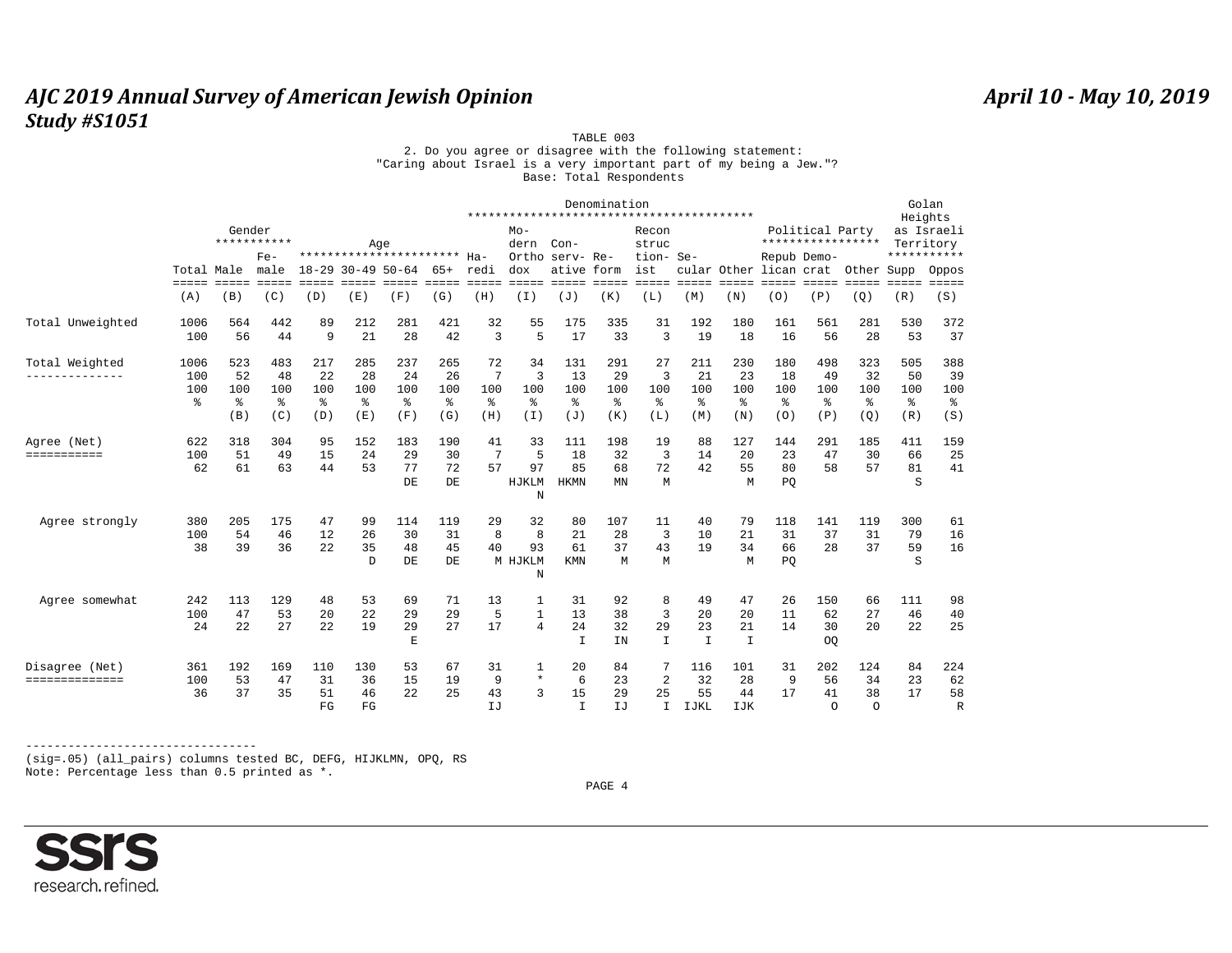# AJC 2019 Annual Survey of American Jewish Opinion
# Study #S1051

April 10 - May 10, 2019

TABLE 003
2. Do you agree or disagree with the following statement:
"Caring about Israel is a very important part of my being a Jew."?
Base: Total Respondents

| | | Gender | | Age | | | | Denomination | | | | | | | | Political Party | | | Golan Heights as Israeli Territory | |
|---|---|---|---|---|---|---|---|---|---|---|---|---|---|---|---|---|---|---|---|---|
| | Total | Male | Female | 18-29 | 30-49 | 50-64 | 65+ | Haredi | Modern Orthodox | Conservative | Reform | Reconstructionist | Secular | Other | Republican | Democrat | Other | Supp | Oppos |
| | (A) | (B) | (C) | (D) | (E) | (F) | (G) | (H) | (I) | (J) | (K) | (L) | (M) | (N) | (O) | (P) | (Q) | (R) | (S) |
| Total Unweighted | 1006 | 564 | 442 | 89 | 212 | 281 | 421 | 32 | 55 | 175 | 335 | 31 | 192 | 180 | 161 | 561 | 281 | 530 | 372 |
| | 100 | 56 | 44 | 9 | 21 | 28 | 42 | 3 | 5 | 17 | 33 | 3 | 19 | 18 | 16 | 56 | 28 | 53 | 37 |
| Total Weighted | 1006 | 523 | 483 | 217 | 285 | 237 | 265 | 72 | 34 | 131 | 291 | 27 | 211 | 230 | 180 | 498 | 323 | 505 | 388 |
| | 100 | 52 | 48 | 22 | 28 | 24 | 26 | 7 | 3 | 13 | 29 | 3 | 21 | 23 | 18 | 49 | 32 | 50 | 39 |
| | 100 | 100 | 100 | 100 | 100 | 100 | 100 | 100 | 100 | 100 | 100 | 100 | 100 | 100 | 100 | 100 | 100 | 100 | 100 |
| | % | % | % | % | % | % | % | % | % | % | % | % | % | % | % | % | % | % | % |
| | | (B) | (C) | (D) | (E) | (F) | (G) | (H) | (I) | (J) | (K) | (L) | (M) | (N) | (O) | (P) | (Q) | (R) | (S) |
| Agree (Net) | 622 | 318 | 304 | 95 | 152 | 183 | 190 | 41 | 33 | 111 | 198 | 19 | 88 | 127 | 144 | 291 | 185 | 411 | 159 |
| | 100 | 51 | 49 | 15 | 24 | 29 | 30 | 7 | 5 | 18 | 32 | 3 | 14 | 20 | 23 | 47 | 30 | 66 | 25 |
| | 62 | 61 | 63 | 44 | 53 | 77 | 72 | 57 | 97 | 85 | 68 | 72 | 42 | 55 | 80 | 58 | 57 | 81 | 41 |
| | | | | | | DE | DE | | HJKLMN | HKMN | MN | M | | M | PQ | | | S | |
| Agree strongly | 380 | 205 | 175 | 47 | 99 | 114 | 119 | 29 | 32 | 80 | 107 | 11 | 40 | 79 | 118 | 141 | 119 | 300 | 61 |
| | 100 | 54 | 46 | 12 | 26 | 30 | 31 | 8 | 8 | 21 | 28 | 3 | 10 | 21 | 31 | 37 | 31 | 79 | 16 |
| | 38 | 39 | 36 | 22 | 35 | 48 | 45 | 40 | 93 | 61 | 37 | 43 | 19 | 34 | 66 | 28 | 37 | 59 | 16 |
| | | | | | D | DE | DE | M | HJKLMN | KMN | M | M | | M | PQ | | | S | |
| Agree somewhat | 242 | 113 | 129 | 48 | 53 | 69 | 71 | 13 | 1 | 31 | 92 | 8 | 49 | 47 | 26 | 150 | 66 | 111 | 98 |
| | 100 | 47 | 53 | 20 | 22 | 29 | 29 | 5 | 1 | 13 | 38 | 3 | 20 | 20 | 11 | 62 | 27 | 46 | 40 |
| | 24 | 22 | 27 | 22 | 19 | 29 | 27 | 17 | 4 | 24 | 32 | 29 | 23 | 21 | 14 | 30 | 20 | 22 | 25 |
| | | | | | | E | | | | I | IN | I | I | I | | OQ | | | |
| Disagree (Net) | 361 | 192 | 169 | 110 | 130 | 53 | 67 | 31 | 1 | 20 | 84 | 7 | 116 | 101 | 31 | 202 | 124 | 84 | 224 |
| | 100 | 53 | 47 | 31 | 36 | 15 | 19 | 9 | * | 6 | 23 | 2 | 32 | 28 | 9 | 56 | 34 | 23 | 62 |
| | 36 | 37 | 35 | 51 | 46 | 22 | 25 | 43 | 3 | 15 | 29 | 25 | 55 | 44 | 17 | 41 | 38 | 17 | 58 |
| | | | | FG | FG | | | IJ | | I | IJ | I | IJKL | IJK | | O | O | | R |

---------------------------------
(sig=.05) (all_pairs) columns tested BC, DEFG, HIJKLMN, OPQ, RS
Note: Percentage less than 0.5 printed as *.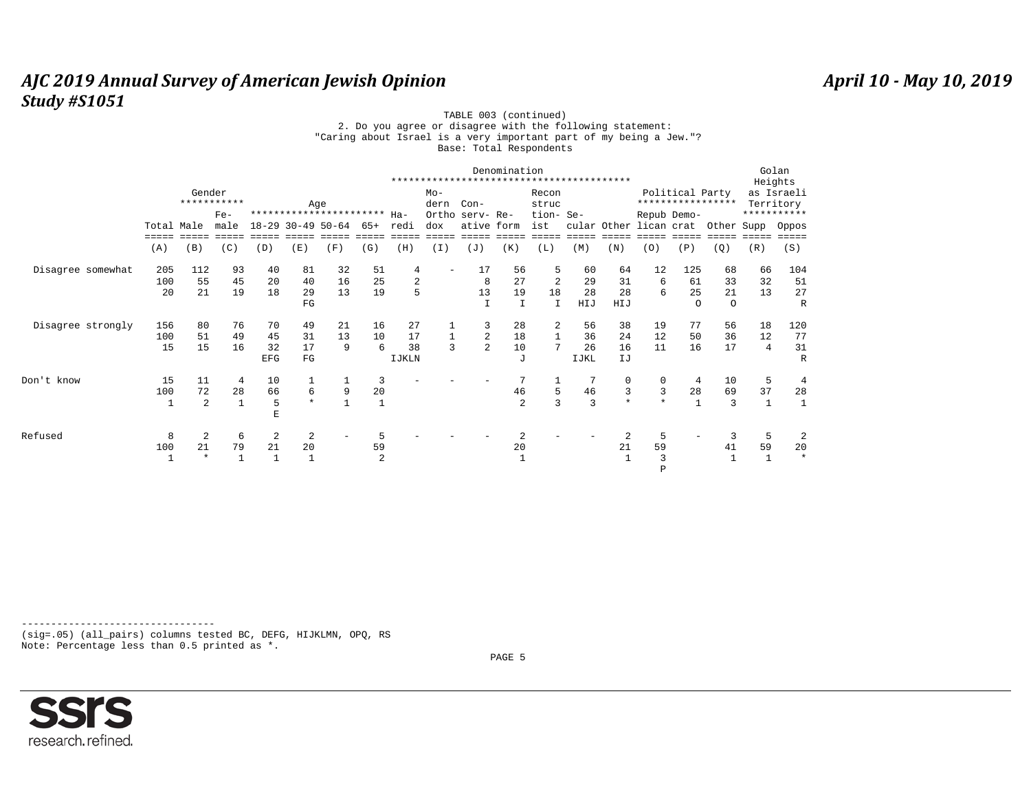# AJC 2019 Annual Survey of American Jewish Opinion

**April 10 - May 10, 2019**

## Study #S1051

TABLE 003 (continued)
2. Do you agree or disagree with the following statement:
"Caring about Israel is a very important part of my being a Jew."?
Base: Total Respondents

| | Total | Gender | | Age | | | | Denomination | | | | | | | Political Party | | | Golan Heights as Israeli Territory | |
|---|---|---|---|---|---|---|---|---|---|---|---|---|---|---|---|---|---|---|---|
| | Total | Male | Female | 18-29 | 30-49 | 50-64 | 65+ | Haredi | Modern Orthodox | Conservative | Reform | Reconstructionist | Secular | Other | Republican | Democrat | Other | Supp | Oppos |
| | (A) | (B) | (C) | (D) | (E) | (F) | (G) | (H) | (I) | (J) | (K) | (L) | (M) | (N) | (O) | (P) | (Q) | (R) | (S) |
| Disagree somewhat | 205 | 112 | 93 | 40 | 81 | 32 | 51 | 4 | - | 17 | 56 | 5 | 60 | 64 | 12 | 125 | 68 | 66 | 104 |
| | 100 | 55 | 45 | 20 | 40 | 16 | 25 | 2 | | 8 | 27 | 2 | 29 | 31 | 6 | 61 | 33 | 32 | 51 |
| | 20 | 21 | 19 | 18 | 29 | 13 | 19 | 5 | | 13 | 19 | 18 | 28 | 28 | 6 | 25 | 21 | 13 | 27 |
| | | | | | FG | | | | | I | I | I | HIJ | HIJ | | O | O | | R |
| Disagree strongly | 156 | 80 | 76 | 70 | 49 | 21 | 16 | 27 | 1 | 3 | 28 | 2 | 56 | 38 | 19 | 77 | 56 | 18 | 120 |
| | 100 | 51 | 49 | 45 | 31 | 13 | 10 | 17 | 1 | 2 | 18 | 1 | 36 | 24 | 12 | 50 | 36 | 12 | 77 |
| | 15 | 15 | 16 | 32 | 17 | 9 | 6 | 38 | 3 | 2 | 10 | 7 | 26 | 16 | 11 | 16 | 17 | 4 | 31 |
| | | | | EFG | FG | | | IJKLN | | | J | | IJKL | IJ | | | | | R |
| Don't know | 15 | 11 | 4 | 10 | 1 | 1 | 3 | - | - | - | 7 | 1 | 7 | 0 | 0 | 4 | 10 | 5 | 4 |
| | 100 | 72 | 28 | 66 | 6 | 9 | 20 | | | | 46 | 5 | 46 | 3 | 3 | 28 | 69 | 37 | 28 |
| | 1 | 2 | 1 | 5 | * | 1 | 1 | | | | 2 | 3 | 3 | * | * | 1 | 3 | 1 | 1 |
| | | | | E | | | | | | | | | | | | | | | |
| Refused | 8 | 2 | 6 | 2 | 2 | - | 5 | - | - | - | 2 | - | - | 2 | 5 | - | 3 | 5 | 2 |
| | 100 | 21 | 79 | 21 | 20 | | 59 | | | | 20 | | | 21 | 59 | | 41 | 59 | 20 |
| | 1 | * | 1 | 1 | 1 | | 2 | | | | 1 | | | 1 | 3 | | 1 | 1 | * |
| | | | | | | | | | | | | | | | P | | | | |

(sig=.05) (all_pairs) columns tested BC, DEFG, HIJKLMN, OPQ, RS
Note: Percentage less than 0.5 printed as *.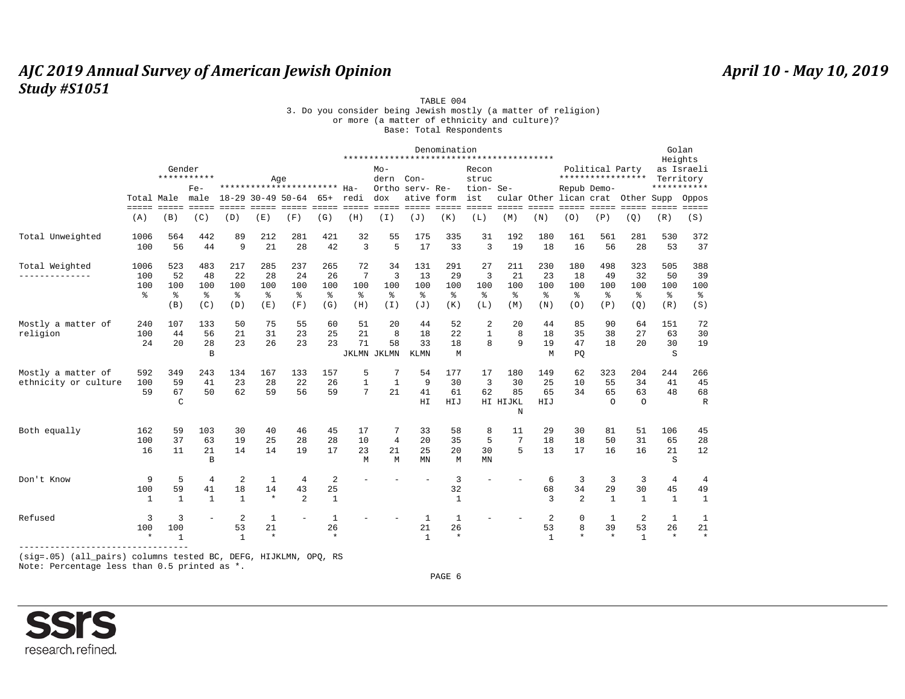TABLE 004

3. Do you consider being Jewish mostly (a matter of religion) or more (a matter of ethnicity and culture)?

Base: Total Respondents

| | Total | Gender | | Age | | | | Denomination | | | | | | | Political Party | | | Golan Heights as Israeli Territory | |
|---|---|---|---|---|---|---|---|---|---|---|---|---|---|---|---|---|---|---|---|
| | Total | Male | Female | 18-29 | 30-49 | 50-64 | 65+ | Haredi | Modern Orthodox | Conservative | Reform | Reconstructionist | Secular | Other | Republican | Democrat | Other | Supp | Oppos |
| | (A) | (B) | (C) | (D) | (E) | (F) | (G) | (H) | (I) | (J) | (K) | (L) | (M) | (N) | (O) | (P) | (Q) | (R) | (S) |
| Total Unweighted | 1006 | 564 | 442 | 89 | 212 | 281 | 421 | 32 | 55 | 175 | 335 | 31 | 192 | 180 | 161 | 561 | 281 | 530 | 372 |
| | 100 | 56 | 44 | 9 | 21 | 28 | 42 | 3 | 5 | 17 | 33 | 3 | 19 | 18 | 16 | 56 | 28 | 53 | 37 |
| Total Weighted | 1006 | 523 | 483 | 217 | 285 | 237 | 265 | 72 | 34 | 131 | 291 | 27 | 211 | 230 | 180 | 498 | 323 | 505 | 388 |
| | 100 | 52 | 48 | 22 | 28 | 24 | 26 | 7 | 3 | 13 | 29 | 3 | 21 | 23 | 18 | 49 | 32 | 50 | 39 |
| | 100 % | 100 % | 100 % | 100 % | 100 % | 100 % | 100 % | 100 % | 100 % | 100 % | 100 % | 100 % | 100 % | 100 % | 100 % | 100 % | 100 % | 100 % | 100 % |
| | | (B) | (C) | (D) | (E) | (F) | (G) | (H) | (I) | (J) | (K) | (L) | (M) | (N) | (O) | (P) | (Q) | (R) | (S) |
| Mostly a matter of religion | 240 | 107 | 133 | 50 | 75 | 55 | 60 | 51 | 20 | 44 | 52 | 2 | 20 | 44 | 85 | 90 | 64 | 151 | 72 |
| | 100 | 44 | 56 | 21 | 31 | 23 | 25 | 21 | 8 | 18 | 22 | 1 | 8 | 18 | 35 | 38 | 27 | 63 | 30 |
| | 24 | 20 | 28 | 23 | 26 | 23 | 23 | 71 | 58 | 33 | 18 | 8 | 9 | 19 | 47 | 18 | 20 | 30 | 19 |
| | | | B | | | | | JKLMN | JKLMN | KLMN | M | | | M | PQ | | | S | |
| Mostly a matter of ethnicity or culture | 592 | 349 | 243 | 134 | 167 | 133 | 157 | 5 | 7 | 54 | 177 | 17 | 180 | 149 | 62 | 323 | 204 | 244 | 266 |
| | 100 | 59 | 41 | 23 | 28 | 22 | 26 | 1 | 1 | 9 | 30 | 3 | 30 | 25 | 10 | 55 | 34 | 41 | 45 |
| | 59 | 67 | 50 | 62 | 59 | 56 | 59 | 7 | 21 | 41 | 61 | 62 | 85 | 65 | 34 | 65 | 63 | 48 | 68 |
| | | C | | | | | | | | HI | HIJ | HI | HIJKL N | HIJ | | O | O | | R |
| Both equally | 162 | 59 | 103 | 30 | 40 | 46 | 45 | 17 | 7 | 33 | 58 | 8 | 11 | 29 | 30 | 81 | 51 | 106 | 45 |
| | 100 | 37 | 63 | 19 | 25 | 28 | 28 | 10 | 4 | 20 | 35 | 5 | 7 | 18 | 18 | 50 | 31 | 65 | 28 |
| | 16 | 11 | 21 | 14 | 14 | 19 | 17 | 23 | 21 | 25 | 20 | 30 | 5 | 13 | 17 | 16 | 16 | 21 | 12 |
| | | | B | | | | | M | M | MN | M | MN | | | | | | S | |
| Don't Know | 9 | 5 | 4 | 2 | 1 | 4 | 2 | - | - | - | 3 | - | - | 6 | 3 | 3 | 3 | 4 | 4 |
| | 100 | 59 | 41 | 18 | 14 | 43 | 25 | | | | 32 | | | 68 | 34 | 29 | 30 | 45 | 49 |
| | 1 | 1 | 1 | 1 | * | 2 | 1 | | | | 1 | | | 3 | 2 | 1 | 1 | 1 | 1 |
| Refused | 3 | 3 | - | 2 | 1 | - | 1 | - | - | 1 | 1 | - | - | 2 | 0 | 1 | 2 | 1 | 1 |
| | 100 | 100 | | 53 | 21 | | 26 | | | 21 | 26 | | | 53 | 8 | 39 | 53 | 26 | 21 |
| | * | 1 | | 1 | * | | * | | | 1 | * | | | 1 | * | * | 1 | * | * |

(sig=.05) (all_pairs) columns tested BC, DEFG, HIJKLMN, OPQ, RS

Note: Percentage less than 0.5 printed as *.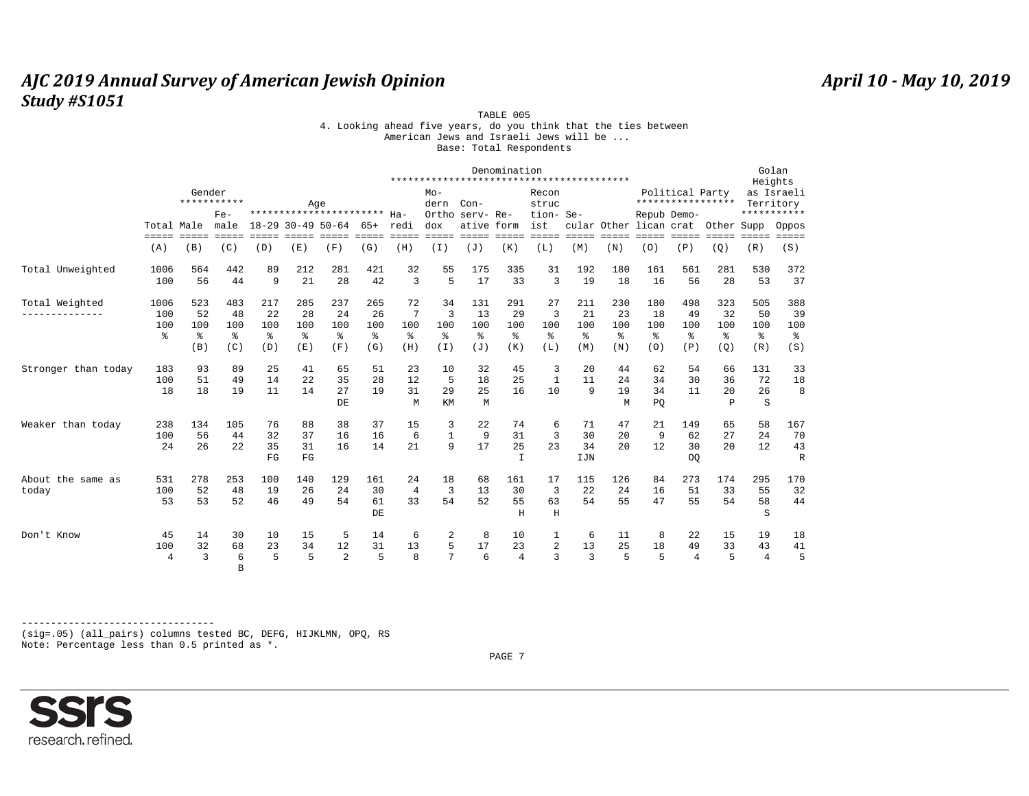TABLE 005

4. Looking ahead five years, do you think that the ties between American Jews and Israeli Jews will be ...

Base: Total Respondents

| | | Gender | | Age | | | | Denomination | | | | | | | Political Party | | | Golan Heights as Israeli Territory | |
|---|---|---|---|---|---|---|---|---|---|---|---|---|---|---|---|---|---|---|---|
| | Total | Male | Female | 18-29 | 30-49 | 50-64 | 65+ | Haredi | Modern Orthodox | Conservative | Reform | Reconstructionist | Secular | Other | Republican | Democrat | Other | Supp | Oppos |
| | (A) | (B) | (C) | (D) | (E) | (F) | (G) | (H) | (I) | (J) | (K) | (L) | (M) | (N) | (O) | (P) | (Q) | (R) | (S) |
| Total Unweighted | 1006 | 564 | 442 | 89 | 212 | 281 | 421 | 32 | 55 | 175 | 335 | 31 | 192 | 180 | 161 | 561 | 281 | 530 | 372 |
| | 100 | 56 | 44 | 9 | 21 | 28 | 42 | 3 | 5 | 17 | 33 | 3 | 19 | 18 | 16 | 56 | 28 | 53 | 37 |
| Total Weighted | 1006 | 523 | 483 | 217 | 285 | 237 | 265 | 72 | 34 | 131 | 291 | 27 | 211 | 230 | 180 | 498 | 323 | 505 | 388 |
| | 100 | 52 | 48 | 22 | 28 | 24 | 26 | 7 | 3 | 13 | 29 | 3 | 21 | 23 | 18 | 49 | 32 | 50 | 39 |
| | 100 | 100 | 100 | 100 | 100 | 100 | 100 | 100 | 100 | 100 | 100 | 100 | 100 | 100 | 100 | 100 | 100 | 100 | 100 |
| | % | % | % | % | % | % | % | % | % | % | % | % | % | % | % | % | % | % | % |
| | | (B) | (C) | (D) | (E) | (F) | (G) | (H) | (I) | (J) | (K) | (L) | (M) | (N) | (O) | (P) | (Q) | (R) | (S) |
| Stronger than today | 183 | 93 | 89 | 25 | 41 | 65 | 51 | 23 | 10 | 32 | 45 | 3 | 20 | 44 | 62 | 54 | 66 | 131 | 33 |
| | 100 | 51 | 49 | 14 | 22 | 35 | 28 | 12 | 5 | 18 | 25 | 1 | 11 | 24 | 34 | 30 | 36 | 72 | 18 |
| | 18 | 18 | 19 | 11 | 14 | 27 | 19 | 31 | 29 | 25 | 16 | 10 | 9 | 19 | 34 | 11 | 20 | 26 | 8 |
| | | | | | | DE | | M | KM | M | | | | M | PQ | | P | S | |
| Weaker than today | 238 | 134 | 105 | 76 | 88 | 38 | 37 | 15 | 3 | 22 | 74 | 6 | 71 | 47 | 21 | 149 | 65 | 58 | 167 |
| | 100 | 56 | 44 | 32 | 37 | 16 | 16 | 6 | 1 | 9 | 31 | 3 | 30 | 20 | 9 | 62 | 27 | 24 | 70 |
| | 24 | 26 | 22 | 35 | 31 | 16 | 14 | 21 | 9 | 17 | 25 | 23 | 34 | 20 | 12 | 30 | 20 | 12 | 43 |
| | | | | FG | FG | | | | | | I | | IJN | | | OQ | | | R |
| About the same as today | 531 | 278 | 253 | 100 | 140 | 129 | 161 | 24 | 18 | 68 | 161 | 17 | 115 | 126 | 84 | 273 | 174 | 295 | 170 |
| | 100 | 52 | 48 | 19 | 26 | 24 | 30 | 4 | 3 | 13 | 30 | 3 | 22 | 24 | 16 | 51 | 33 | 55 | 32 |
| | 53 | 53 | 52 | 46 | 49 | 54 | 61 | 33 | 54 | 52 | 55 | 63 | 54 | 55 | 47 | 55 | 54 | 58 | 44 |
| | | | | | | | DE | | | | H | H | | | | | | S | |
| Don't Know | 45 | 14 | 30 | 10 | 15 | 5 | 14 | 6 | 2 | 8 | 10 | 1 | 6 | 11 | 8 | 22 | 15 | 19 | 18 |
| | 100 | 32 | 68 | 23 | 34 | 12 | 31 | 13 | 5 | 17 | 23 | 2 | 13 | 25 | 18 | 49 | 33 | 43 | 41 |
| | 4 | 3 | 6 | 5 | 5 | 2 | 5 | 8 | 7 | 6 | 4 | 3 | 3 | 5 | 5 | 4 | 5 | 4 | 5 |
| | | | B | | | | | | | | | | | | | | | | |

(sig=.05) (all_pairs) columns tested BC, DEFG, HIJKLMN, OPQ, RS
Note: Percentage less than 0.5 printed as *.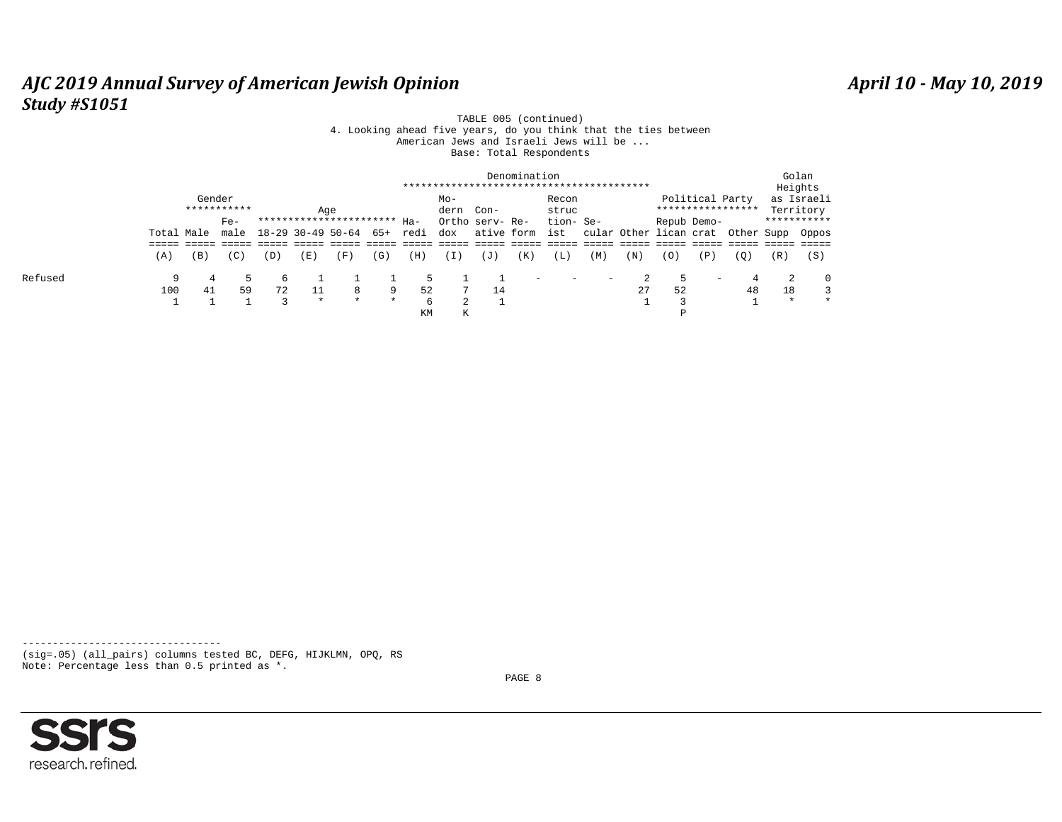TABLE 005 (continued)
4. Looking ahead five years, do you think that the ties between American Jews and Israeli Jews will be ...
Base: Total Respondents

| | Total | Gender | | Age | | | | Denomination | | | | | | | Political Party | | | Golan Heights as Israeli Territory | |
|---|---|---|---|---|---|---|---|---|---|---|---|---|---|---|---|---|---|---|---|
| | Total | Male | Female | 18-29 | 30-49 | 50-64 | 65+ | Haredi | Modern Orthodox | Conservative | Reform | Reconstructionist | Secular | Other | Republican | Democrat | Other | Supp | Oppos |
| | (A) | (B) | (C) | (D) | (E) | (F) | (G) | (H) | (I) | (J) | (K) | (L) | (M) | (N) | (O) | (P) | (Q) | (R) | (S) |
| Refused | 9 | 4 | 5 | 6 | 1 | 1 | 1 | 5 | 1 | 1 | - | - | - | 2 | 5 | - | 4 | 2 | 0 |
| | 100 | 41 | 59 | 72 | 11 | 8 | 9 | 52 | 7 | 14 | | | | 27 | 52 | | 48 | 18 | 3 |
| | 1 | 1 | 1 | 3 | * | * | * | 6 | 2 | 1 | | | | 1 | 3 | | 1 | * | * |
| | | | | | | | | KM | K | | | | | | P | | | | |

(sig=.05) (all_pairs) columns tested BC, DEFG, HIJKLMN, OPQ, RS
Note: Percentage less than 0.5 printed as *.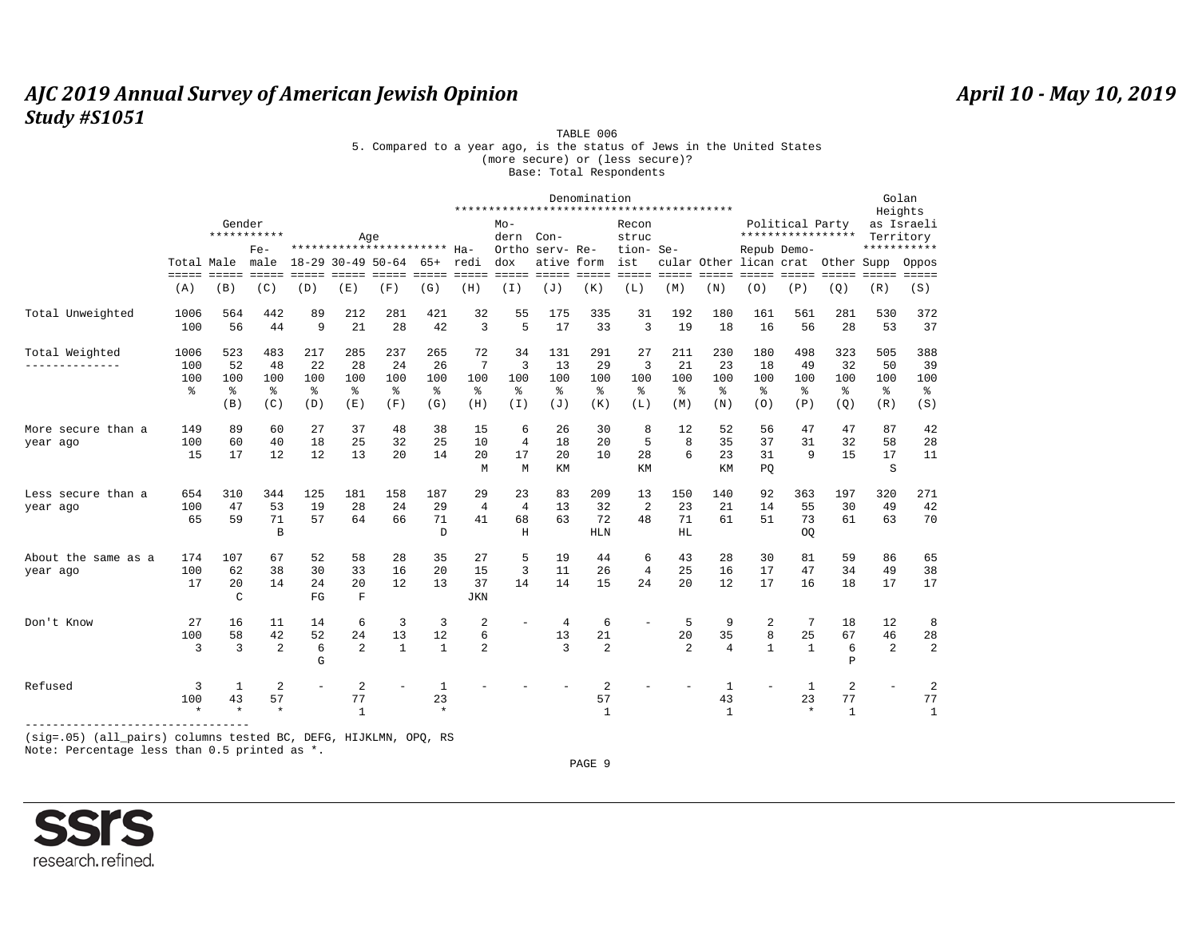TABLE 006

5. Compared to a year ago, is the status of Jews in the United States (more secure) or (less secure)?

Base: Total Respondents

| | Total | Gender | | Age | | | | Denomination | | | | | | | | Political Party | | | Golan Heights as Israeli Territory | |
|---|---|---|---|---|---|---|---|---|---|---|---|---|---|---|---|---|---|---|---|---|
| | Total | Male | Female | 18-29 | 30-49 | 50-64 | 65+ | Haredi | Modern Orthodox | Conservative | Reform | Reconstructionist | Secular | Other | Republican | Democrat | Other | Supp | Oppos |
| | (A) | (B) | (C) | (D) | (E) | (F) | (G) | (H) | (I) | (J) | (K) | (L) | (M) | (N) | (O) | (P) | (Q) | (R) | (S) |
| Total Unweighted | 1006 | 564 | 442 | 89 | 212 | 281 | 421 | 32 | 55 | 175 | 335 | 31 | 192 | 180 | 161 | 561 | 281 | 530 | 372 |
| | 100 | 56 | 44 | 9 | 21 | 28 | 42 | 3 | 5 | 17 | 33 | 3 | 19 | 18 | 16 | 56 | 28 | 53 | 37 |
| Total Weighted | 1006 | 523 | 483 | 217 | 285 | 237 | 265 | 72 | 34 | 131 | 291 | 27 | 211 | 230 | 180 | 498 | 323 | 505 | 388 |
| | 100 | 52 | 48 | 22 | 28 | 24 | 26 | 7 | 3 | 13 | 29 | 3 | 21 | 23 | 18 | 49 | 32 | 50 | 39 |
| | 100 | 100 | 100 | 100 | 100 | 100 | 100 | 100 | 100 | 100 | 100 | 100 | 100 | 100 | 100 | 100 | 100 | 100 | 100 |
| | % | % | % | % | % | % | % | % | % | % | % | % | % | % | % | % | % | % | % |
| | | (B) | (C) | (D) | (E) | (F) | (G) | (H) | (I) | (J) | (K) | (L) | (M) | (N) | (O) | (P) | (Q) | (R) | (S) |
| More secure than a year ago | 149 | 89 | 60 | 27 | 37 | 48 | 38 | 15 | 6 | 26 | 30 | 8 | 12 | 52 | 56 | 47 | 47 | 87 | 42 |
| | 100 | 60 | 40 | 18 | 25 | 32 | 25 | 10 | 4 | 18 | 20 | 5 | 8 | 35 | 37 | 31 | 32 | 58 | 28 |
| | 15 | 17 | 12 | 12 | 13 | 20 | 14 | 20 | 17 | 20 | 10 | 28 | 6 | 23 | 31 | 9 | 15 | 17 | 11 |
| | | | | | | | | M | M | KM | | KM | | KM | PQ | | | S | |
| Less secure than a year ago | 654 | 310 | 344 | 125 | 181 | 158 | 187 | 29 | 23 | 83 | 209 | 13 | 150 | 140 | 92 | 363 | 197 | 320 | 271 |
| | 100 | 47 | 53 | 19 | 28 | 24 | 29 | 4 | 4 | 13 | 32 | 2 | 23 | 21 | 14 | 55 | 30 | 49 | 42 |
| | 65 | 59 | 71 | 57 | 64 | 66 | 71 | 41 | 68 | 63 | 72 | 48 | 71 | 61 | 51 | 73 | 61 | 63 | 70 |
| | | | B | | | | D | | H | | HLN | | HL | | | OQ | | | |
| About the same as a year ago | 174 | 107 | 67 | 52 | 58 | 28 | 35 | 27 | 5 | 19 | 44 | 6 | 43 | 28 | 30 | 81 | 59 | 86 | 65 |
| | 100 | 62 | 38 | 30 | 33 | 16 | 20 | 15 | 3 | 11 | 26 | 4 | 25 | 16 | 17 | 47 | 34 | 49 | 38 |
| | 17 | 20 | 14 | 24 | 20 | 12 | 13 | 37 | 14 | 14 | 15 | 24 | 20 | 12 | 17 | 16 | 18 | 17 | 17 |
| | | C | | FG | F | | | JKN | | | | | | | | | | | |
| Don't Know | 27 | 16 | 11 | 14 | 6 | 3 | 3 | 2 | - | 4 | 6 | - | 5 | 9 | 2 | 7 | 18 | 12 | 8 |
| | 100 | 58 | 42 | 52 | 24 | 13 | 12 | 6 | | 13 | 21 | | 20 | 35 | 8 | 25 | 67 | 46 | 28 |
| | 3 | 3 | 2 | 6 | 2 | 1 | 1 | 2 | | 3 | 2 | | 2 | 4 | 1 | 1 | 6 | 2 | 2 |
| | | | | G | | | | | | | | | | | | | P | | |
| Refused | 3 | 1 | 2 | - | 2 | - | 1 | - | - | - | 2 | - | - | 1 | - | 1 | 2 | - | 2 |
| | 100 | 43 | 57 | | 77 | | 23 | | | | 57 | | | 43 | | 23 | 77 | | 77 |
| | * | * | * | | 1 | | * | | | | 1 | | | 1 | | * | 1 | | 1 |

(sig=.05) (all_pairs) columns tested BC, DEFG, HIJKLMN, OPQ, RS

Note: Percentage less than 0.5 printed as *.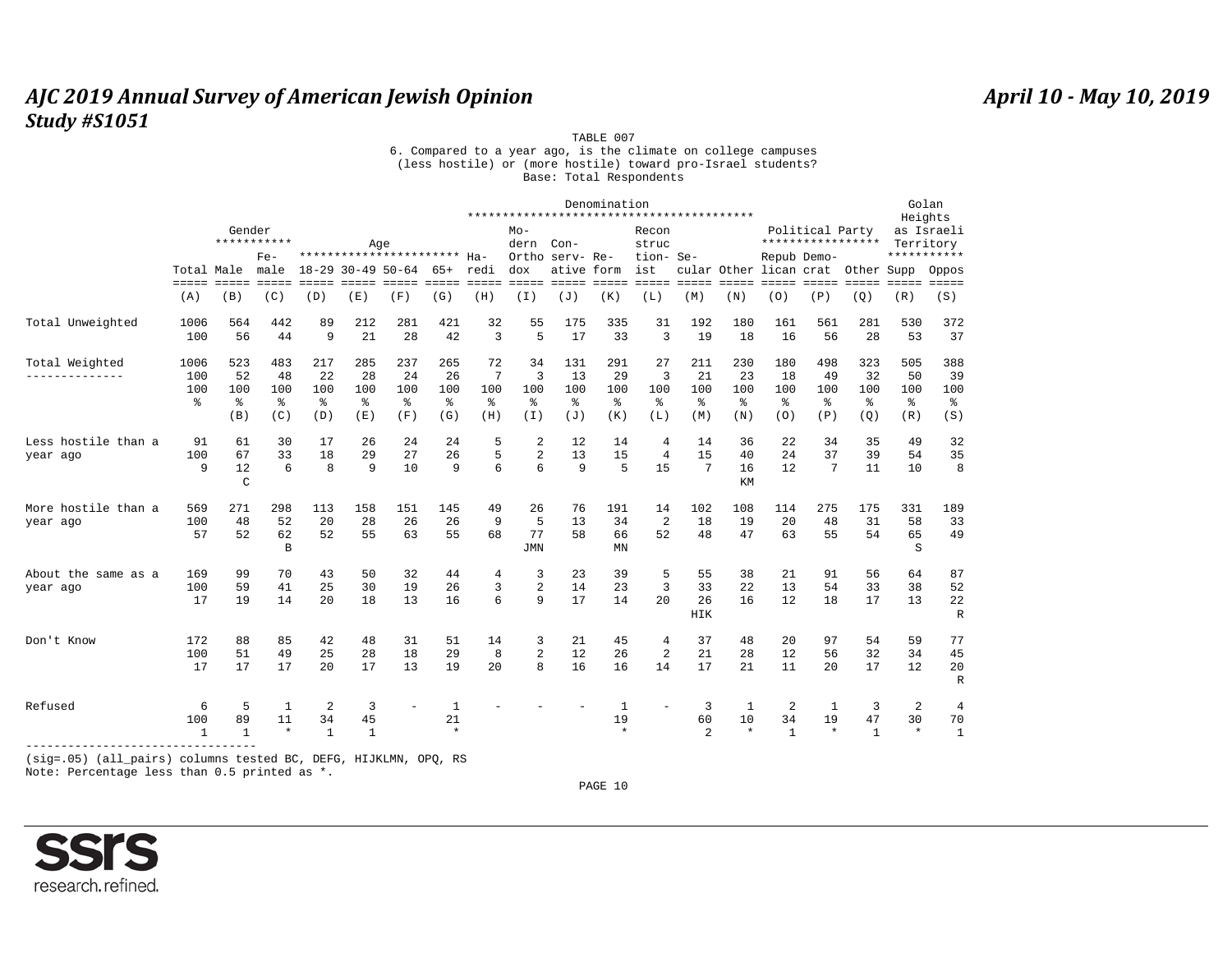TABLE 007

6. Compared to a year ago, is the climate on college campuses (less hostile) or (more hostile) toward pro-Israel students?

Base: Total Respondents

| | Total | Gender | | Age | | | | Denomination | | | | | | | | Political Party | | | Golan Heights as Israeli Territory | |
|---|---|---|---|---|---|---|---|---|---|---|---|---|---|---|---|---|---|---|---|---|
| | Total | Male | Fe-male | 18-29 | 30-49 | 50-64 | 65+ | Ha-redi | Mo-dern Ortho dox | Con-serv-ative | Re-form | Recon struc tion-ist | Se-cular | Other | Repub lican | Demo-crat | Other | Supp | Oppos |
| | (A) | (B) | (C) | (D) | (E) | (F) | (G) | (H) | (I) | (J) | (K) | (L) | (M) | (N) | (O) | (P) | (Q) | (R) | (S) |
| Total Unweighted | 1006 | 564 | 442 | 89 | 212 | 281 | 421 | 32 | 55 | 175 | 335 | 31 | 192 | 180 | 161 | 561 | 281 | 530 | 372 |
| | 100 | 56 | 44 | 9 | 21 | 28 | 42 | 3 | 5 | 17 | 33 | 3 | 19 | 18 | 16 | 56 | 28 | 53 | 37 |
| Total Weighted | 1006 | 523 | 483 | 217 | 285 | 237 | 265 | 72 | 34 | 131 | 291 | 27 | 211 | 230 | 180 | 498 | 323 | 505 | 388 |
| | 100 | 52 | 48 | 22 | 28 | 24 | 26 | 7 | 3 | 13 | 29 | 3 | 21 | 23 | 18 | 49 | 32 | 50 | 39 |
| | 100 | 100 | 100 | 100 | 100 | 100 | 100 | 100 | 100 | 100 | 100 | 100 | 100 | 100 | 100 | 100 | 100 | 100 | 100 |
| | % | % | % | % | % | % | % | % | % | % | % | % | % | % | % | % | % | % | % |
| | | (B) | (C) | (D) | (E) | (F) | (G) | (H) | (I) | (J) | (K) | (L) | (M) | (N) | (O) | (P) | (Q) | (R) | (S) |
| Less hostile than a year ago | 91 | 61 | 30 | 17 | 26 | 24 | 24 | 5 | 2 | 12 | 14 | 4 | 14 | 36 | 22 | 34 | 35 | 49 | 32 |
| | 100 | 67 | 33 | 18 | 29 | 27 | 26 | 5 | 2 | 13 | 15 | 4 | 15 | 40 | 24 | 37 | 39 | 54 | 35 |
| | 9 | 12 | 6 | 8 | 9 | 10 | 9 | 6 | 6 | 9 | 5 | 15 | 7 | 16 | 12 | 7 | 11 | 10 | 8 |
| | | C | | | | | | | | | | | | KM | | | | | |
| More hostile than a year ago | 569 | 271 | 298 | 113 | 158 | 151 | 145 | 49 | 26 | 76 | 191 | 14 | 102 | 108 | 114 | 275 | 175 | 331 | 189 |
| | 100 | 48 | 52 | 20 | 28 | 26 | 26 | 9 | 5 | 13 | 34 | 2 | 18 | 19 | 20 | 48 | 31 | 58 | 33 |
| | 57 | 52 | 62 | 52 | 55 | 63 | 55 | 68 | 77 | 58 | 66 | 52 | 48 | 47 | 63 | 55 | 54 | 65 | 49 |
| | | | B | | | | | | JMN | | MN | | | | | | | S | |
| About the same as a year ago | 169 | 99 | 70 | 43 | 50 | 32 | 44 | 4 | 3 | 23 | 39 | 5 | 55 | 38 | 21 | 91 | 56 | 64 | 87 |
| | 100 | 59 | 41 | 25 | 30 | 19 | 26 | 3 | 2 | 14 | 23 | 3 | 33 | 22 | 13 | 54 | 33 | 38 | 52 |
| | 17 | 19 | 14 | 20 | 18 | 13 | 16 | 6 | 9 | 17 | 14 | 20 | 26 | 16 | 12 | 18 | 17 | 13 | 22 |
| | | | | | | | | | | | | | HIK | | | | | | R |
| Don't Know | 172 | 88 | 85 | 42 | 48 | 31 | 51 | 14 | 3 | 21 | 45 | 4 | 37 | 48 | 20 | 97 | 54 | 59 | 77 |
| | 100 | 51 | 49 | 25 | 28 | 18 | 29 | 8 | 2 | 12 | 26 | 2 | 21 | 28 | 12 | 56 | 32 | 34 | 45 |
| | 17 | 17 | 17 | 20 | 17 | 13 | 19 | 20 | 8 | 16 | 16 | 14 | 17 | 21 | 11 | 20 | 17 | 12 | 20 |
| | | | | | | | | | | | | | | | | | | | R |
| Refused | 6 | 5 | 1 | 2 | 3 | - | 1 | - | - | - | 1 | - | 3 | 1 | 2 | 1 | 3 | 2 | 4 |
| | 100 | 89 | 11 | 34 | 45 | | 21 | | | | 19 | | 60 | 10 | 34 | 19 | 47 | 30 | 70 |
| | 1 | 1 | * | 1 | 1 | | * | | | | * | | 2 | * | 1 | * | 1 | * | 1 |

(sig=.05) (all_pairs) columns tested BC, DEFG, HIJKLMN, OPQ, RS

Note: Percentage less than 0.5 printed as *.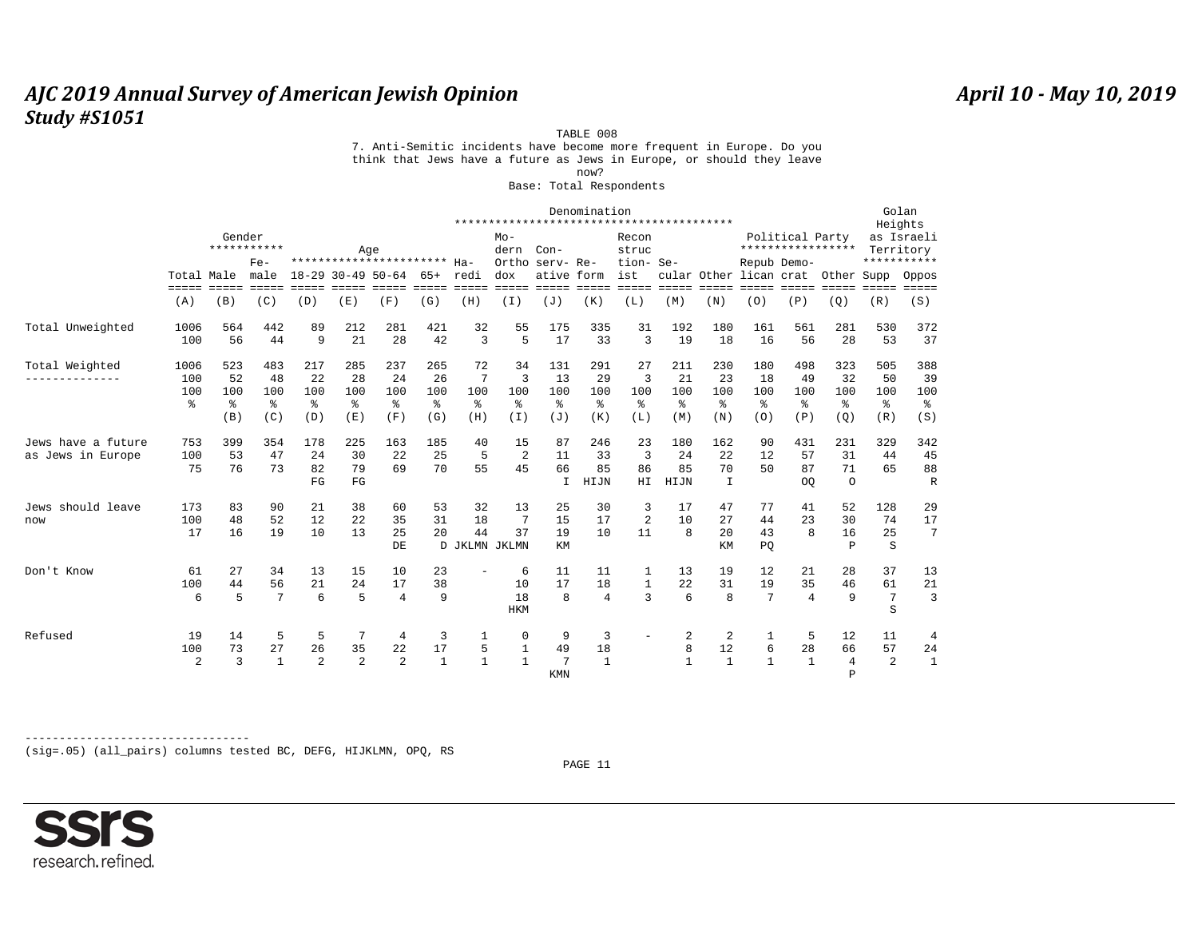TABLE 008

7. Anti-Semitic incidents have become more frequent in Europe. Do you think that Jews have a future as Jews in Europe, or should they leave now?

Base: Total Respondents

| | Total | Gender: Male | Gender: Female | Age: 18-29 | Age: 30-49 | Age: 50-64 | Age: 65+ | Denomination: Haredi | Denomination: Modern Orthodox | Denomination: Conservative | Denomination: Reform | Denomination: Reconstructionist | Denomination: Secular | Denomination: Other | Political Party: Republican | Political Party: Democrat | Political Party: Other | Golan Heights as Israeli Territory: Supp | Golan Heights as Israeli Territory: Oppos |
|---|---|---|---|---|---|---|---|---|---|---|---|---|---|---|---|---|---|---|---|
| | (A) | (B) | (C) | (D) | (E) | (F) | (G) | (H) | (I) | (J) | (K) | (L) | (M) | (N) | (O) | (P) | (Q) | (R) | (S) |
| Total Unweighted | 1006 | 564 | 442 | 89 | 212 | 281 | 421 | 32 | 55 | 175 | 335 | 31 | 192 | 180 | 161 | 561 | 281 | 530 | 372 |
| | 100 | 56 | 44 | 9 | 21 | 28 | 42 | 3 | 5 | 17 | 33 | 3 | 19 | 18 | 16 | 56 | 28 | 53 | 37 |
| Total Weighted | 1006 | 523 | 483 | 217 | 285 | 237 | 265 | 72 | 34 | 131 | 291 | 27 | 211 | 230 | 180 | 498 | 323 | 505 | 388 |
| | 100 | 52 | 48 | 22 | 28 | 24 | 26 | 7 | 3 | 13 | 29 | 3 | 21 | 23 | 18 | 49 | 32 | 50 | 39 |
| | 100 | 100 | 100 | 100 | 100 | 100 | 100 | 100 | 100 | 100 | 100 | 100 | 100 | 100 | 100 | 100 | 100 | 100 | 100 |
| | % | % | % | % | % | % | % | % | % | % | % | % | % | % | % | % | % | % | % |
| | | (B) | (C) | (D) | (E) | (F) | (G) | (H) | (I) | (J) | (K) | (L) | (M) | (N) | (O) | (P) | (Q) | (R) | (S) |
| Jews have a future as Jews in Europe | 753 | 399 | 354 | 178 | 225 | 163 | 185 | 40 | 15 | 87 | 246 | 23 | 180 | 162 | 90 | 431 | 231 | 329 | 342 |
| | 100 | 53 | 47 | 24 | 30 | 22 | 25 | 5 | 2 | 11 | 33 | 3 | 24 | 22 | 12 | 57 | 31 | 44 | 45 |
| | 75 | 76 | 73 | 82 | 79 | 69 | 70 | 55 | 45 | 66 | 85 | 86 | 85 | 70 | 50 | 87 | 71 | 65 | 88 |
| | | | | FG | FG | | | | | I | HIJN | HI | HIJN | I | | OQ | O | | R |
| Jews should leave now | 173 | 83 | 90 | 21 | 38 | 60 | 53 | 32 | 13 | 25 | 30 | 3 | 17 | 47 | 77 | 41 | 52 | 128 | 29 |
| | 100 | 48 | 52 | 12 | 22 | 35 | 31 | 18 | 7 | 15 | 17 | 2 | 10 | 27 | 44 | 23 | 30 | 74 | 17 |
| | 17 | 16 | 19 | 10 | 13 | 25 | 20 | 44 | 37 | 19 | 10 | 11 | 8 | 20 | 43 | 8 | 16 | 25 | 7 |
| | | | | | | DE | D | JKLMN | JKLMN | KM | | | | KM | PQ | | P | S | |
| Don't Know | 61 | 27 | 34 | 13 | 15 | 10 | 23 | - | 6 | 11 | 11 | 1 | 13 | 19 | 12 | 21 | 28 | 37 | 13 |
| | 100 | 44 | 56 | 21 | 24 | 17 | 38 | | 10 | 17 | 18 | 1 | 22 | 31 | 19 | 35 | 46 | 61 | 21 |
| | 6 | 5 | 7 | 6 | 5 | 4 | 9 | | 18 | 8 | 4 | 3 | 6 | 8 | 7 | 4 | 9 | 7 | 3 |
| | | | | | | | | | HKM | | | | | | | | | S | |
| Refused | 19 | 14 | 5 | 5 | 7 | 4 | 3 | 1 | 0 | 9 | 3 | - | 2 | 2 | 1 | 5 | 12 | 11 | 4 |
| | 100 | 73 | 27 | 26 | 35 | 22 | 17 | 5 | 1 | 49 | 18 | | 8 | 12 | 6 | 28 | 66 | 57 | 24 |
| | 2 | 3 | 1 | 2 | 2 | 2 | 1 | 1 | 1 | 7 | 1 | | 1 | 1 | 1 | 1 | 4 | 2 | 1 |
| | | | | | | | | | | KMN | | | | | | | P | | |

(sig=.05) (all_pairs) columns tested BC, DEFG, HIJKLMN, OPQ, RS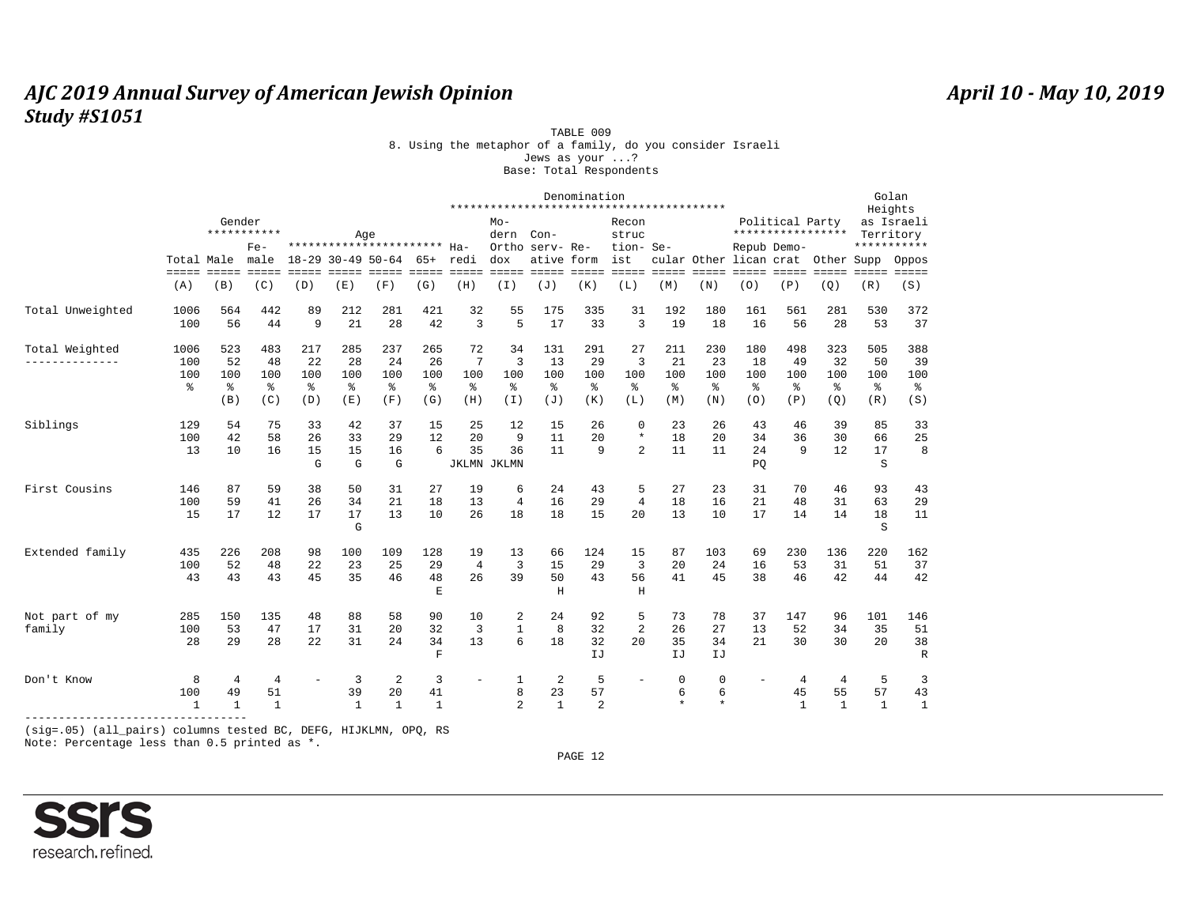TABLE 009

8. Using the metaphor of a family, do you consider Israeli Jews as your ...?

Base: Total Respondents

| | | Gender | | Age | | | | Denomination | | | | | | | | Political Party | | | Golan Heights as Israeli Territory | |
|---|---|---|---|---|---|---|---|---|---|---|---|---|---|---|---|---|---|---|---|---|
| | Total | Male | Female | 18-29 | 30-49 | 50-64 | 65+ | Haredi | Modern Orthodox | Conservative | Reform | Reconstructionist | Secular | Other | Republican | Democrat | Other | Supp | Oppos |
| | (A) | (B) | (C) | (D) | (E) | (F) | (G) | (H) | (I) | (J) | (K) | (L) | (M) | (N) | (O) | (P) | (Q) | (R) | (S) |
| Total Unweighted | 1006 | 564 | 442 | 89 | 212 | 281 | 421 | 32 | 55 | 175 | 335 | 31 | 192 | 180 | 161 | 561 | 281 | 530 | 372 |
| | 100 | 56 | 44 | 9 | 21 | 28 | 42 | 3 | 5 | 17 | 33 | 3 | 19 | 18 | 16 | 56 | 28 | 53 | 37 |
| Total Weighted | 1006 | 523 | 483 | 217 | 285 | 237 | 265 | 72 | 34 | 131 | 291 | 27 | 211 | 230 | 180 | 498 | 323 | 505 | 388 |
| | 100 | 52 | 48 | 22 | 28 | 24 | 26 | 7 | 3 | 13 | 29 | 3 | 21 | 23 | 18 | 49 | 32 | 50 | 39 |
| | 100 | 100 | 100 | 100 | 100 | 100 | 100 | 100 | 100 | 100 | 100 | 100 | 100 | 100 | 100 | 100 | 100 | 100 | 100 |
| | % | % | % | % | % | % | % | % | % | % | % | % | % | % | % | % | % | % | % |
| | | (B) | (C) | (D) | (E) | (F) | (G) | (H) | (I) | (J) | (K) | (L) | (M) | (N) | (O) | (P) | (Q) | (R) | (S) |
| Siblings | 129 | 54 | 75 | 33 | 42 | 37 | 15 | 25 | 12 | 15 | 26 | 0 | 23 | 26 | 43 | 46 | 39 | 85 | 33 |
| | 100 | 42 | 58 | 26 | 33 | 29 | 12 | 20 | 9 | 11 | 20 | * | 18 | 20 | 34 | 36 | 30 | 66 | 25 |
| | 13 | 10 | 16 | 15 | 15 | 16 | 6 | 35 | 36 | 11 | 9 | 2 | 11 | 11 | 24 | 9 | 12 | 17 | 8 |
| | | | | G | G | G | | JKLMN | JKLMN | | | | | | PQ | | | S | |
| First Cousins | 146 | 87 | 59 | 38 | 50 | 31 | 27 | 19 | 6 | 24 | 43 | 5 | 27 | 23 | 31 | 70 | 46 | 93 | 43 |
| | 100 | 59 | 41 | 26 | 34 | 21 | 18 | 13 | 4 | 16 | 29 | 4 | 18 | 16 | 21 | 48 | 31 | 63 | 29 |
| | 15 | 17 | 12 | 17 | 17 | 13 | 10 | 26 | 18 | 18 | 15 | 20 | 13 | 10 | 17 | 14 | 14 | 18 | 11 |
| | | | | | G | | | | | | | | | | | | | S | |
| Extended family | 435 | 226 | 208 | 98 | 100 | 109 | 128 | 19 | 13 | 66 | 124 | 15 | 87 | 103 | 69 | 230 | 136 | 220 | 162 |
| | 100 | 52 | 48 | 22 | 23 | 25 | 29 | 4 | 3 | 15 | 29 | 3 | 20 | 24 | 16 | 53 | 31 | 51 | 37 |
| | 43 | 43 | 43 | 45 | 35 | 46 | 48 | 26 | 39 | 50 | 43 | 56 | 41 | 45 | 38 | 46 | 42 | 44 | 42 |
| | | | | | | | E | | | H | | H | | | | | | | |
| Not part of my family | 285 | 150 | 135 | 48 | 88 | 58 | 90 | 10 | 2 | 24 | 92 | 5 | 73 | 78 | 37 | 147 | 96 | 101 | 146 |
| | 100 | 53 | 47 | 17 | 31 | 20 | 32 | 3 | 1 | 8 | 32 | 2 | 26 | 27 | 13 | 52 | 34 | 35 | 51 |
| | 28 | 29 | 28 | 22 | 31 | 24 | 34 | 13 | 6 | 18 | 32 | 20 | 35 | 34 | 21 | 30 | 30 | 20 | 38 |
| | | | | | | | F | | | | IJ | | IJ | IJ | | | | | R |
| Don't Know | 8 | 4 | 4 | - | 3 | 2 | 3 | - | 1 | 2 | 5 | - | 0 | 0 | - | 4 | 4 | 5 | 3 |
| | 100 | 49 | 51 | | 39 | 20 | 41 | | 8 | 23 | 57 | | 6 | 6 | | 45 | 55 | 57 | 43 |
| | 1 | 1 | 1 | | 1 | 1 | 1 | | 2 | 1 | 2 | | * | * | | 1 | 1 | 1 | 1 |

(sig=.05) (all_pairs) columns tested BC, DEFG, HIJKLMN, OPQ, RS

Note: Percentage less than 0.5 printed as *.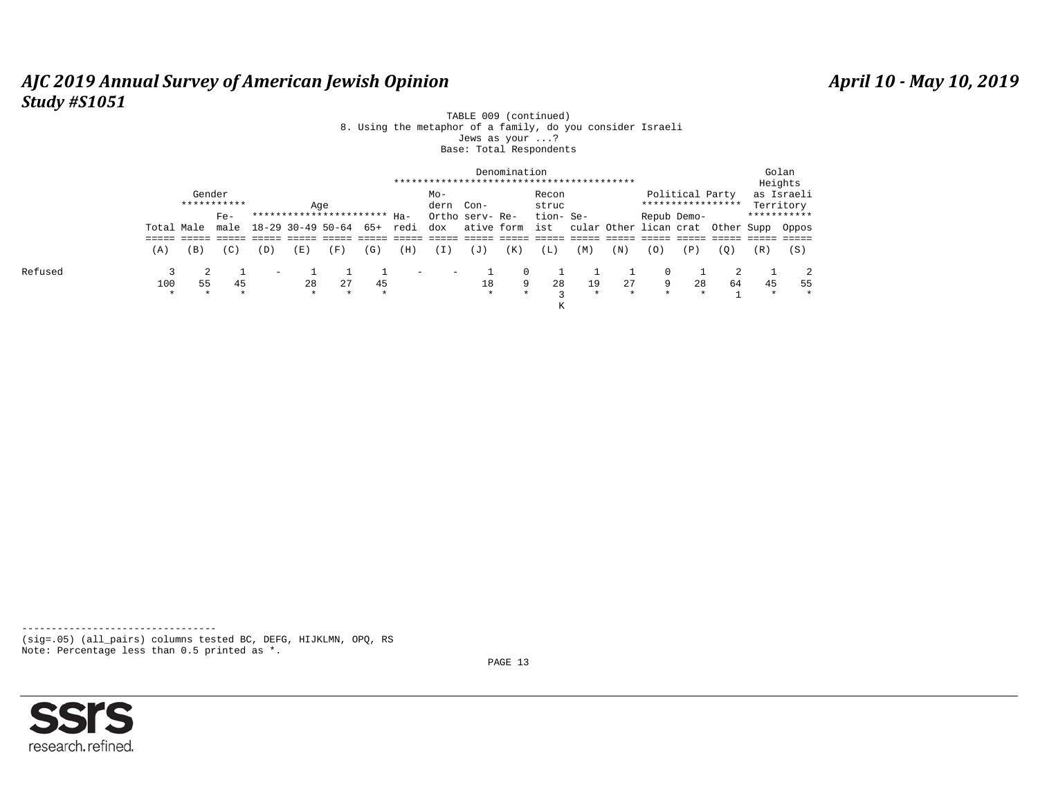TABLE 009 (continued)

8. Using the metaphor of a family, do you consider Israeli Jews as your ...?

Base: Total Respondents

| | | Gender | | Age | | | | Denomination | | | | | | | | Political Party | | | Golan Heights as Israeli Territory | |
|---|---|---|---|---|---|---|---|---|---|---|---|---|---|---|---|---|---|---|---|---|
| | Total | Male | Fe-male | 18-29 | 30-49 | 50-64 | 65+ | Ha-redi | Mo-dern Ortho dox | Con-serv-ative | Re-form | Recon struc tion-ist | Se-cular | Other | Repub lican | Demo-crat | Other | Supp | Oppos |
| | (A) | (B) | (C) | (D) | (E) | (F) | (G) | (H) | (I) | (J) | (K) | (L) | (M) | (N) | (O) | (P) | (Q) | (R) | (S) |
| Refused | 3 | 2 | 1 | - | 1 | 1 | 1 | - | - | 1 | 0 | 1 | 1 | 1 | 0 | 1 | 2 | 1 | 2 |
| | 100 | 55 | 45 | | 28 | 27 | 45 | | | 18 | 9 | 28 | 19 | 27 | 9 | 28 | 64 | 45 | 55 |
| | * | * | * | | * | * | * | | | * | * | 3 | * | * | * | * | 1 | * | * |
| | | | | | | | | | | | | K | | | | | | | |

---------------------------------
(sig=.05) (all_pairs) columns tested BC, DEFG, HIJKLMN, OPQ, RS
Note: Percentage less than 0.5 printed as *.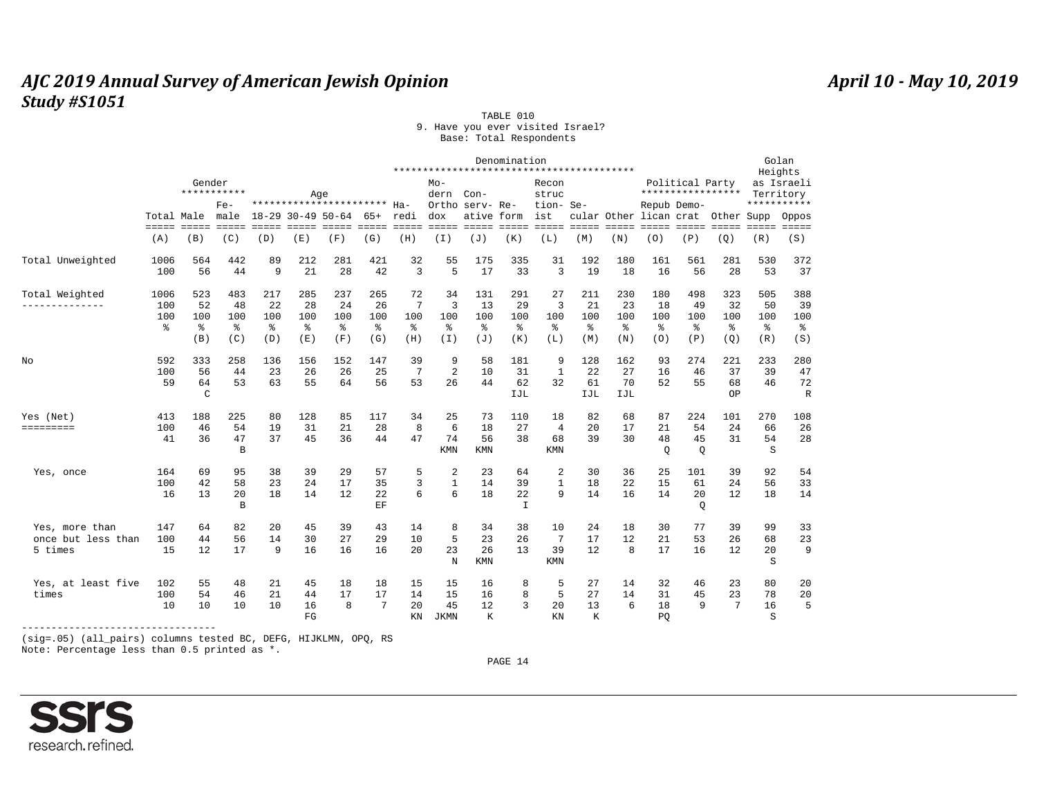# AJC 2019 Annual Survey of American Jewish Opinion

## Study #S1051

April 10 - May 10, 2019

TABLE 010
9. Have you ever visited Israel?
Base: Total Respondents

| | Total | Gender | | Age | | | | Denomination | | | | | | | | Political Party | | | Golan Heights as Israeli Territory | |
|---|---|---|---|---|---|---|---|---|---|---|---|---|---|---|---|---|---|---|---|---|
| | Total | Male | Female | 18-29 | 30-49 | 50-64 | 65+ | Haredi | Modern Orthodox | Conservative | Reform | Reconstructionist | Secular | Other | Republican | Democrat | Other | Supp | Oppos |
| | (A) | (B) | (C) | (D) | (E) | (F) | (G) | (H) | (I) | (J) | (K) | (L) | (M) | (N) | (O) | (P) | (Q) | (R) | (S) |
| Total Unweighted | 1006 | 564 | 442 | 89 | 212 | 281 | 421 | 32 | 55 | 175 | 335 | 31 | 192 | 180 | 161 | 561 | 281 | 530 | 372 |
| | 100 | 56 | 44 | 9 | 21 | 28 | 42 | 3 | 5 | 17 | 33 | 3 | 19 | 18 | 16 | 56 | 28 | 53 | 37 |
| Total Weighted | 1006 | 523 | 483 | 217 | 285 | 237 | 265 | 72 | 34 | 131 | 291 | 27 | 211 | 230 | 180 | 498 | 323 | 505 | 388 |
| | 100 | 52 | 48 | 22 | 28 | 24 | 26 | 7 | 3 | 13 | 29 | 3 | 21 | 23 | 18 | 49 | 32 | 50 | 39 |
| | 100 | 100 | 100 | 100 | 100 | 100 | 100 | 100 | 100 | 100 | 100 | 100 | 100 | 100 | 100 | 100 | 100 | 100 | 100 |
| | % | % | % | % | % | % | % | % | % | % | % | % | % | % | % | % | % | % | % |
| | | (B) | (C) | (D) | (E) | (F) | (G) | (H) | (I) | (J) | (K) | (L) | (M) | (N) | (O) | (P) | (Q) | (R) | (S) |
| No | 592 | 333 | 258 | 136 | 156 | 152 | 147 | 39 | 9 | 58 | 181 | 9 | 128 | 162 | 93 | 274 | 221 | 233 | 280 |
| | 100 | 56 | 44 | 23 | 26 | 26 | 25 | 7 | 2 | 10 | 31 | 1 | 22 | 27 | 16 | 46 | 37 | 39 | 47 |
| | 59 | 64 | 53 | 63 | 55 | 64 | 56 | 53 | 26 | 44 | 62 | 32 | 61 | 70 | 52 | 55 | 68 | 46 | 72 |
| | | C | | | | | | | | | IJL | | IJL | IJL | | | OP | | R |
| Yes (Net) | 413 | 188 | 225 | 80 | 128 | 85 | 117 | 34 | 25 | 73 | 110 | 18 | 82 | 68 | 87 | 224 | 101 | 270 | 108 |
| | 100 | 46 | 54 | 19 | 31 | 21 | 28 | 8 | 6 | 18 | 27 | 4 | 20 | 17 | 21 | 54 | 24 | 66 | 26 |
| | 41 | 36 | 47 | 37 | 45 | 36 | 44 | 47 | 74 | 56 | 38 | 68 | 39 | 30 | 48 | 45 | 31 | 54 | 28 |
| | | | B | | | | | | KMN | KMN | | KMN | | | Q | Q | | S | |
| Yes, once | 164 | 69 | 95 | 38 | 39 | 29 | 57 | 5 | 2 | 23 | 64 | 2 | 30 | 36 | 25 | 101 | 39 | 92 | 54 |
| | 100 | 42 | 58 | 23 | 24 | 17 | 35 | 3 | 1 | 14 | 39 | 1 | 18 | 22 | 15 | 61 | 24 | 56 | 33 |
| | 16 | 13 | 20 | 18 | 14 | 12 | 22 | 6 | 6 | 18 | 22 | 9 | 14 | 16 | 14 | 20 | 12 | 18 | 14 |
| | | | B | | | | EF | | | | I | | | | | Q | | | |
| Yes, more than once but less than 5 times | 147 | 64 | 82 | 20 | 45 | 39 | 43 | 14 | 8 | 34 | 38 | 10 | 24 | 18 | 30 | 77 | 39 | 99 | 33 |
| | 100 | 44 | 56 | 14 | 30 | 27 | 29 | 10 | 5 | 23 | 26 | 7 | 17 | 12 | 21 | 53 | 26 | 68 | 23 |
| | 15 | 12 | 17 | 9 | 16 | 16 | 16 | 20 | 23 | 26 | 13 | 39 | 12 | 8 | 17 | 16 | 12 | 20 | 9 |
| | | | | | | | | | N | KMN | | KMN | | | | | | S | |
| Yes, at least five times | 102 | 55 | 48 | 21 | 45 | 18 | 18 | 15 | 15 | 16 | 8 | 5 | 27 | 14 | 32 | 46 | 23 | 80 | 20 |
| | 100 | 54 | 46 | 21 | 44 | 17 | 17 | 14 | 15 | 16 | 8 | 5 | 27 | 14 | 31 | 45 | 23 | 78 | 20 |
| | 10 | 10 | 10 | 10 | 16 | 8 | 7 | 20 | 45 | 12 | 3 | 20 | 13 | 6 | 18 | 9 | 7 | 16 | 5 |
| | | | | | FG | | | KN | JKMN | K | | KN | K | | PQ | | | S | |

(sig=.05) (all_pairs) columns tested BC, DEFG, HIJKLMN, OPQ, RS
Note: Percentage less than 0.5 printed as *.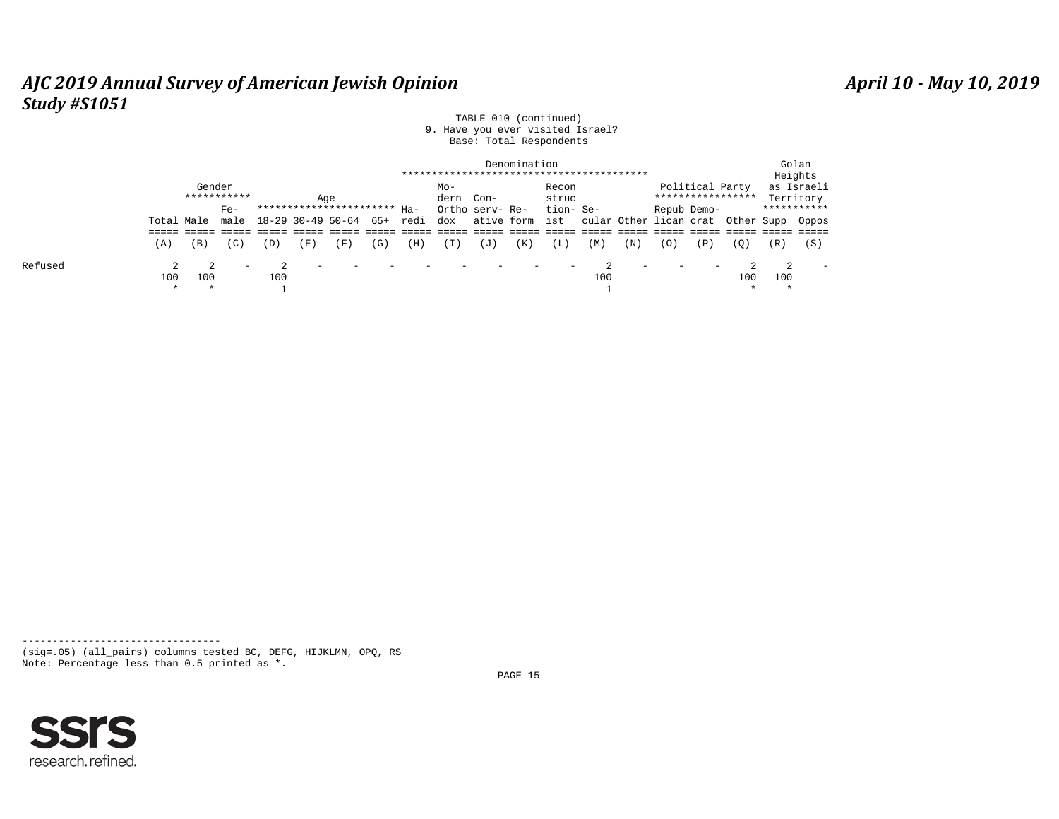TABLE 010 (continued)
9. Have you ever visited Israel?
Base: Total Respondents

| | Total | Gender | | Age | | | | Denomination | | | | | | | Political Party | | | Golan Heights as Israeli Territory | |
|---|---|---|---|---|---|---|---|---|---|---|---|---|---|---|---|---|---|---|---|
| | Total | Male | Fe-male | 18-29 | 30-49 | 50-64 | 65+ | Ha-redi | Mo-dern Ortho dox | Con-serv-ative | Re-form | Recon struc tion-ist | Se-cular | Other | Repub lican | Demo-crat | Other | Supp | Oppos |
| | (A) | (B) | (C) | (D) | (E) | (F) | (G) | (H) | (I) | (J) | (K) | (L) | (M) | (N) | (O) | (P) | (Q) | (R) | (S) |
| Refused | 2 | 2 | - | 2 | - | - | - | - | - | - | - | - | 2 | - | - | - | 2 | 2 | - |
| | 100 | 100 | | 100 | | | | | | | | | 100 | | | | 100 | 100 | |
| | * | * | | 1 | | | | | | | | | 1 | | | | * | * | |

---------------------------------
(sig=.05) (all_pairs) columns tested BC, DEFG, HIJKLMN, OPQ, RS
Note: Percentage less than 0.5 printed as *.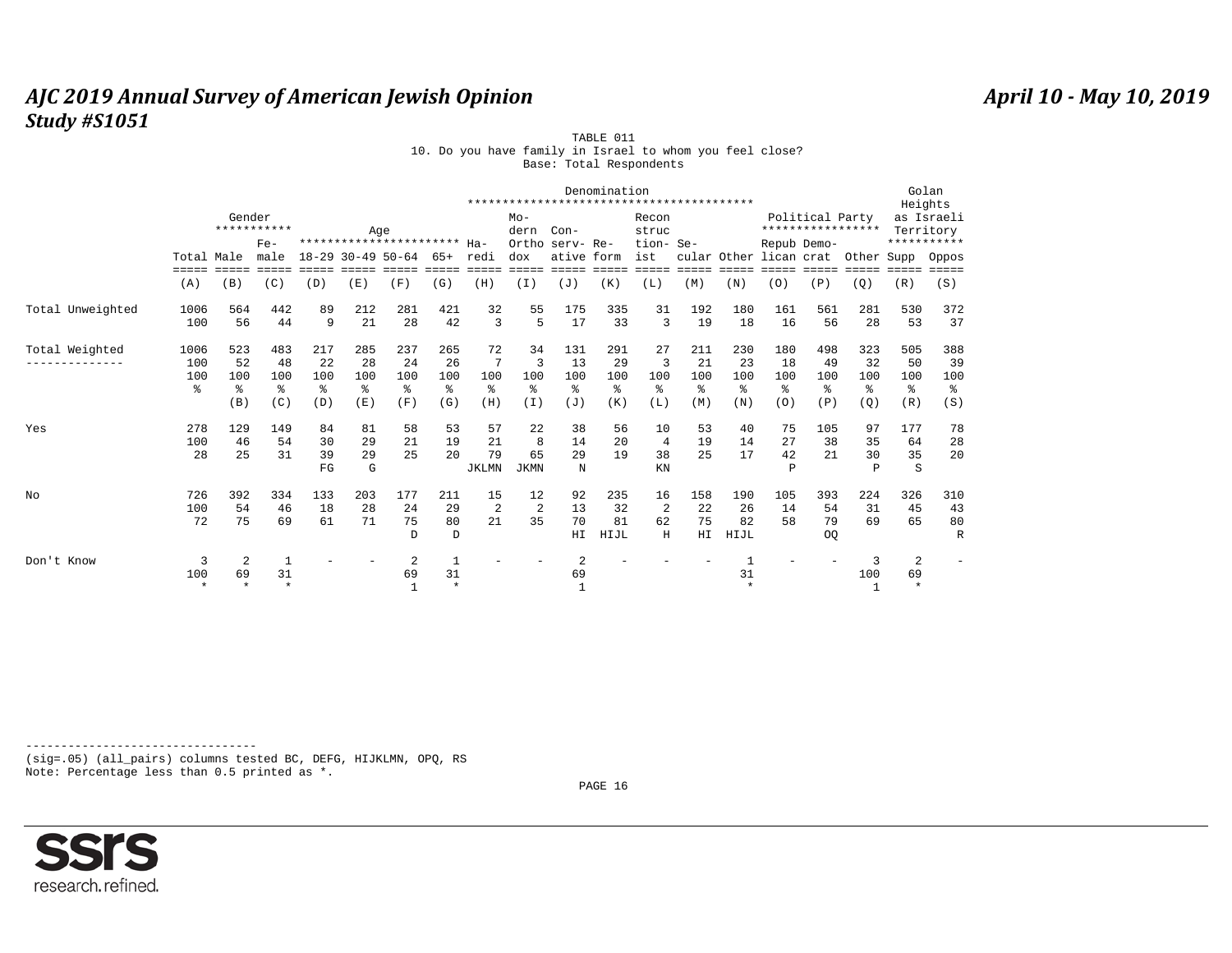TABLE 011

10. Do you have family in Israel to whom you feel close?

Base: Total Respondents

| | Total | Gender | | Age | | | | Denomination | | | | | | | Political Party | | | Golan Heights as Israeli Territory | |
|---|---|---|---|---|---|---|---|---|---|---|---|---|---|---|---|---|---|---|---|
| | Total | Male | Female | 18-29 | 30-49 | 50-64 | 65+ | Haredi | Modern Orthodox | Conservative | Reform | Reconstructionist | Secular | Other | Republican | Democrat | Other | Supp | Oppos |
| | (A) | (B) | (C) | (D) | (E) | (F) | (G) | (H) | (I) | (J) | (K) | (L) | (M) | (N) | (O) | (P) | (Q) | (R) | (S) |
| Total Unweighted | 1006 | 564 | 442 | 89 | 212 | 281 | 421 | 32 | 55 | 175 | 335 | 31 | 192 | 180 | 161 | 561 | 281 | 530 | 372 |
| | 100 | 56 | 44 | 9 | 21 | 28 | 42 | 3 | 5 | 17 | 33 | 3 | 19 | 18 | 16 | 56 | 28 | 53 | 37 |
| Total Weighted | 1006 | 523 | 483 | 217 | 285 | 237 | 265 | 72 | 34 | 131 | 291 | 27 | 211 | 230 | 180 | 498 | 323 | 505 | 388 |
| | 100 | 52 | 48 | 22 | 28 | 24 | 26 | 7 | 3 | 13 | 29 | 3 | 21 | 23 | 18 | 49 | 32 | 50 | 39 |
| | 100 | 100 | 100 | 100 | 100 | 100 | 100 | 100 | 100 | 100 | 100 | 100 | 100 | 100 | 100 | 100 | 100 | 100 | 100 |
| | % | % | % | % | % | % | % | % | % | % | % | % | % | % | % | % | % | % | % |
| | | (B) | (C) | (D) | (E) | (F) | (G) | (H) | (I) | (J) | (K) | (L) | (M) | (N) | (O) | (P) | (Q) | (R) | (S) |
| Yes | 278 | 129 | 149 | 84 | 81 | 58 | 53 | 57 | 22 | 38 | 56 | 10 | 53 | 40 | 75 | 105 | 97 | 177 | 78 |
| | 100 | 46 | 54 | 30 | 29 | 21 | 19 | 21 | 8 | 14 | 20 | 4 | 19 | 14 | 27 | 38 | 35 | 64 | 28 |
| | 28 | 25 | 31 | 39 | 29 | 25 | 20 | 79 | 65 | 29 | 19 | 38 | 25 | 17 | 42 | 21 | 30 | 35 | 20 |
| | | | | FG | G | | | JKLMN | JKMN | N | | KN | | | P | | P | S | |
| No | 726 | 392 | 334 | 133 | 203 | 177 | 211 | 15 | 12 | 92 | 235 | 16 | 158 | 190 | 105 | 393 | 224 | 326 | 310 |
| | 100 | 54 | 46 | 18 | 28 | 24 | 29 | 2 | 2 | 13 | 32 | 2 | 22 | 26 | 14 | 54 | 31 | 45 | 43 |
| | 72 | 75 | 69 | 61 | 71 | 75 | 80 | 21 | 35 | 70 | 81 | 62 | 75 | 82 | 58 | 79 | 69 | 65 | 80 |
| | | | | | | D | D | | | HI | HIJL | H | HI | HIJL | | OQ | | | R |
| Don't Know | 3 | 2 | 1 | - | - | 2 | 1 | - | - | 2 | - | - | - | 1 | - | - | 3 | 2 | - |
| | 100 | 69 | 31 | | | 69 | 31 | | | 69 | | | | 31 | | | 100 | 69 | |
| | * | * | * | | | 1 | * | | | 1 | | | | * | | | 1 | * | |

(sig=.05) (all_pairs) columns tested BC, DEFG, HIJKLMN, OPQ, RS
Note: Percentage less than 0.5 printed as *.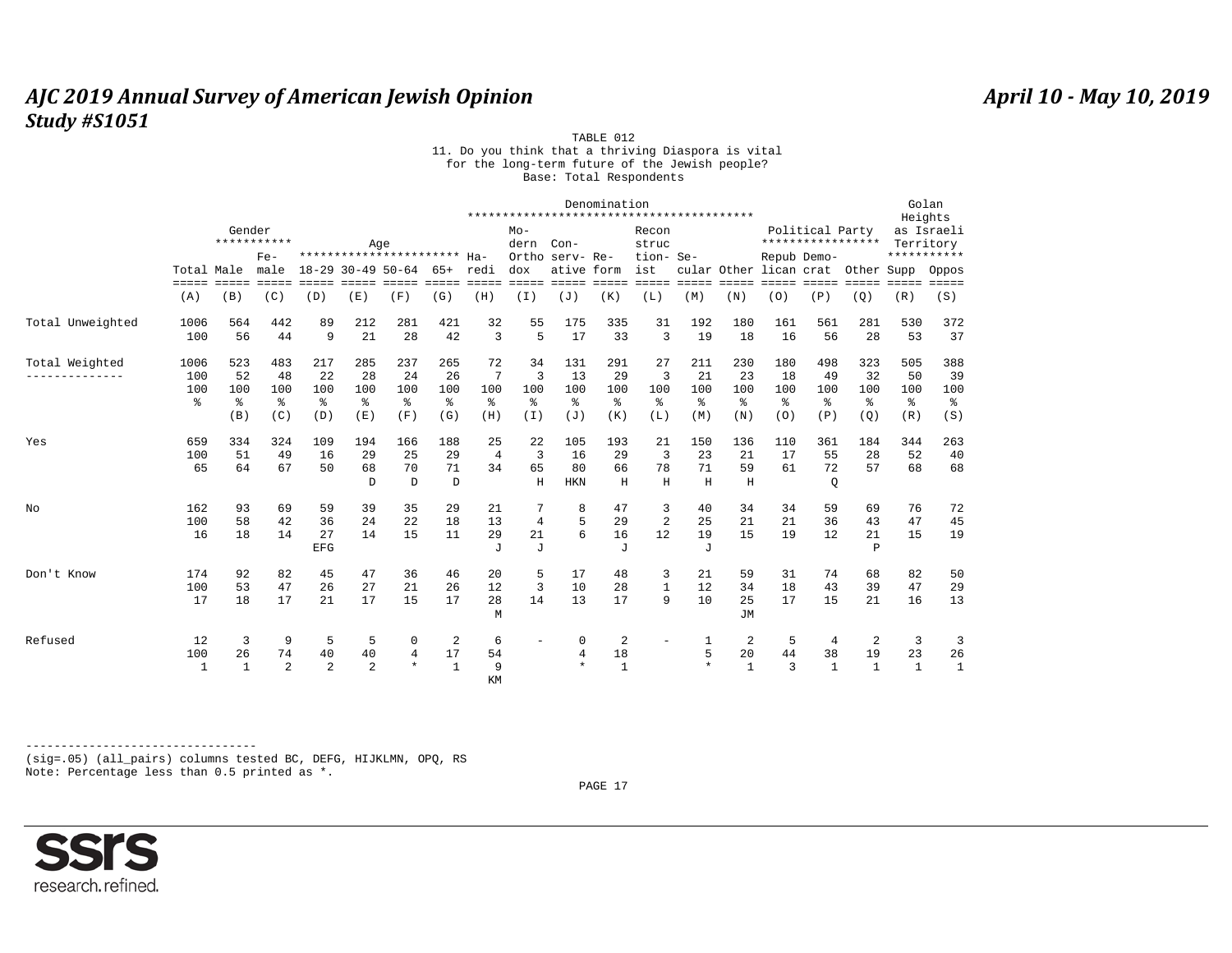TABLE 012

11. Do you think that a thriving Diaspora is vital for the long-term future of the Jewish people?

Base: Total Respondents

| | Total | Gender | | Age | | | | Denomination | | | | | | | | Political Party | | | Golan Heights as Israeli Territory | |
|---|---|---|---|---|---|---|---|---|---|---|---|---|---|---|---|---|---|---|---|---|
| | Total | Male | Female | 18-29 | 30-49 | 50-64 | 65+ | Haredi | Modern Orthodox | Conservative | Reform | Reconstructionist | Secular | Other | Republican | Democrat | Other | Supp | Oppos |
| | (A) | (B) | (C) | (D) | (E) | (F) | (G) | (H) | (I) | (J) | (K) | (L) | (M) | (N) | (O) | (P) | (Q) | (R) | (S) |
| Total Unweighted | 1006 | 564 | 442 | 89 | 212 | 281 | 421 | 32 | 55 | 175 | 335 | 31 | 192 | 180 | 161 | 561 | 281 | 530 | 372 |
| | 100 | 56 | 44 | 9 | 21 | 28 | 42 | 3 | 5 | 17 | 33 | 3 | 19 | 18 | 16 | 56 | 28 | 53 | 37 |
| Total Weighted | 1006 | 523 | 483 | 217 | 285 | 237 | 265 | 72 | 34 | 131 | 291 | 27 | 211 | 230 | 180 | 498 | 323 | 505 | 388 |
| | 100 | 52 | 48 | 22 | 28 | 24 | 26 | 7 | 3 | 13 | 29 | 3 | 21 | 23 | 18 | 49 | 32 | 50 | 39 |
| | 100 | 100 | 100 | 100 | 100 | 100 | 100 | 100 | 100 | 100 | 100 | 100 | 100 | 100 | 100 | 100 | 100 | 100 | 100 |
| | % | % | % | % | % | % | % | % | % | % | % | % | % | % | % | % | % | % | % |
| | | (B) | (C) | (D) | (E) | (F) | (G) | (H) | (I) | (J) | (K) | (L) | (M) | (N) | (O) | (P) | (Q) | (R) | (S) |
| Yes | 659 | 334 | 324 | 109 | 194 | 166 | 188 | 25 | 22 | 105 | 193 | 21 | 150 | 136 | 110 | 361 | 184 | 344 | 263 |
| | 100 | 51 | 49 | 16 | 29 | 25 | 29 | 4 | 3 | 16 | 29 | 3 | 23 | 21 | 17 | 55 | 28 | 52 | 40 |
| | 65 | 64 | 67 | 50 | 68 | 70 | 71 | 34 | 65 | 80 | 66 | 78 | 71 | 59 | 61 | 72 | 57 | 68 | 68 |
| | | | | | D | D | D | | H | HKN | H | H | H | H | | Q | | | |
| No | 162 | 93 | 69 | 59 | 39 | 35 | 29 | 21 | 7 | 8 | 47 | 3 | 40 | 34 | 34 | 59 | 69 | 76 | 72 |
| | 100 | 58 | 42 | 36 | 24 | 22 | 18 | 13 | 4 | 5 | 29 | 2 | 25 | 21 | 21 | 36 | 43 | 47 | 45 |
| | 16 | 18 | 14 | 27 | 14 | 15 | 11 | 29 | 21 | 6 | 16 | 12 | 19 | 15 | 19 | 12 | 21 | 15 | 19 |
| | | | | EFG | | | | J | J | | J | | J | | | | P | | |
| Don't Know | 174 | 92 | 82 | 45 | 47 | 36 | 46 | 20 | 5 | 17 | 48 | 3 | 21 | 59 | 31 | 74 | 68 | 82 | 50 |
| | 100 | 53 | 47 | 26 | 27 | 21 | 26 | 12 | 3 | 10 | 28 | 1 | 12 | 34 | 18 | 43 | 39 | 47 | 29 |
| | 17 | 18 | 17 | 21 | 17 | 15 | 17 | 28 | 14 | 13 | 17 | 9 | 10 | 25 | 17 | 15 | 21 | 16 | 13 |
| | | | | | | | | M | | | | | | JM | | | | | |
| Refused | 12 | 3 | 9 | 5 | 5 | 0 | 2 | 6 | - | 0 | 2 | - | 1 | 2 | 5 | 4 | 2 | 3 | 3 |
| | 100 | 26 | 74 | 40 | 40 | 4 | 17 | 54 | | 4 | 18 | | 5 | 20 | 44 | 38 | 19 | 23 | 26 |
| | 1 | 1 | 2 | 2 | 2 | * | 1 | 9 | | * | 1 | | * | 1 | 3 | 1 | 1 | 1 | 1 |
| | | | | | | | | KM | | | | | | | | | | | |

(sig=.05) (all_pairs) columns tested BC, DEFG, HIJKLMN, OPQ, RS
Note: Percentage less than 0.5 printed as *.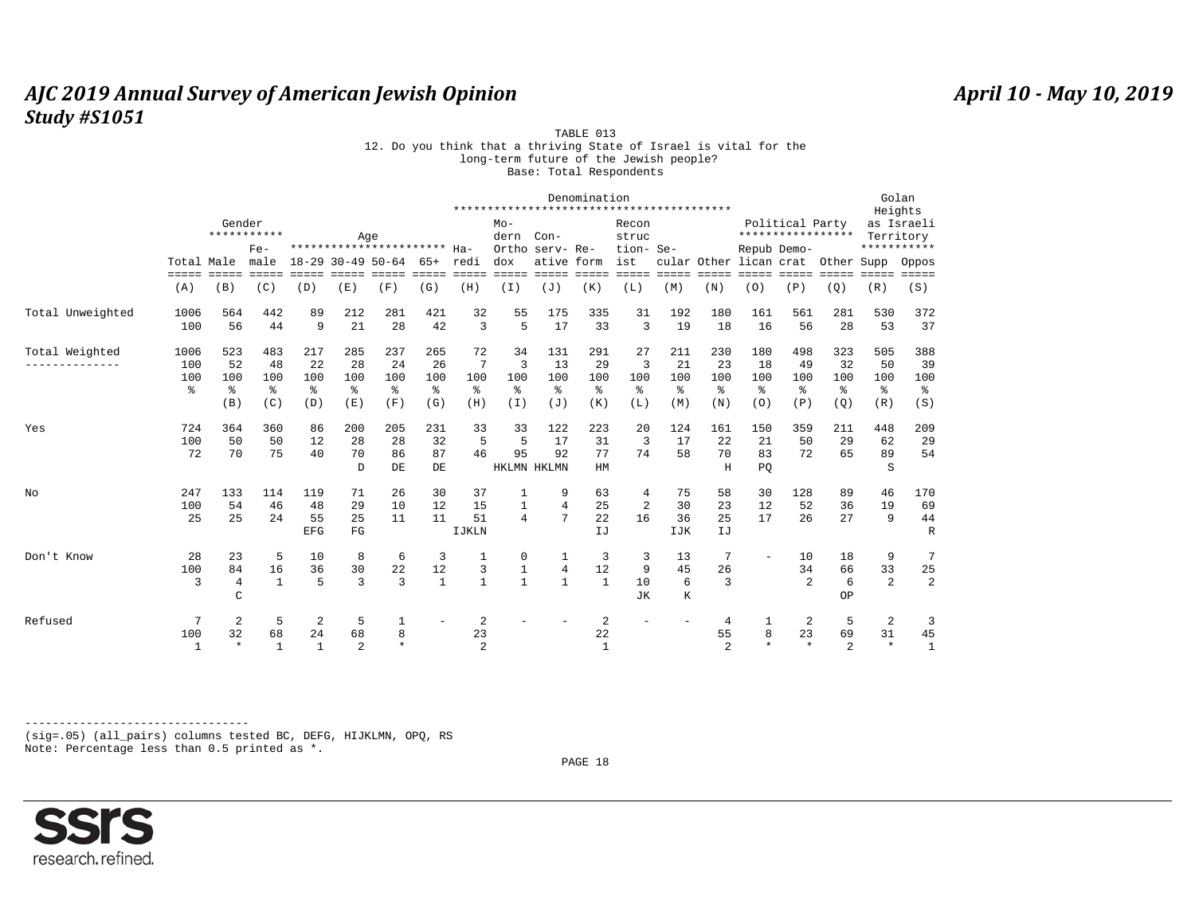# AJC 2019 Annual Survey of American Jewish Opinion

**Study #S1051**

April 10 - May 10, 2019

TABLE 013

12. Do you think that a thriving State of Israel is vital for the long-term future of the Jewish people?

Base: Total Respondents

| | Total | Gender | | Age | | | | Denomination | | | | | | | Political Party | | | Golan Heights as Israeli Territory | |
|---|---|---|---|---|---|---|---|---|---|---|---|---|---|---|---|---|---|---|---|
| | Total | Male | Female | 18-29 | 30-49 | 50-64 | 65+ | Haredi | Modern Orthodox | Conservative | Reform | Reconstructionist | Secular | Other | Republican | Democrat | Other | Supp | Oppos |
| | (A) | (B) | (C) | (D) | (E) | (F) | (G) | (H) | (I) | (J) | (K) | (L) | (M) | (N) | (O) | (P) | (Q) | (R) | (S) |
| Total Unweighted | 1006 | 564 | 442 | 89 | 212 | 281 | 421 | 32 | 55 | 175 | 335 | 31 | 192 | 180 | 161 | 561 | 281 | 530 | 372 |
| | 100 | 56 | 44 | 9 | 21 | 28 | 42 | 3 | 5 | 17 | 33 | 3 | 19 | 18 | 16 | 56 | 28 | 53 | 37 |
| Total Weighted | 1006 | 523 | 483 | 217 | 285 | 237 | 265 | 72 | 34 | 131 | 291 | 27 | 211 | 230 | 180 | 498 | 323 | 505 | 388 |
| | 100 | 52 | 48 | 22 | 28 | 24 | 26 | 7 | 3 | 13 | 29 | 3 | 21 | 23 | 18 | 49 | 32 | 50 | 39 |
| | 100 | 100 | 100 | 100 | 100 | 100 | 100 | 100 | 100 | 100 | 100 | 100 | 100 | 100 | 100 | 100 | 100 | 100 | 100 |
| | % | % | % | % | % | % | % | % | % | % | % | % | % | % | % | % | % | % | % |
| | | (B) | (C) | (D) | (E) | (F) | (G) | (H) | (I) | (J) | (K) | (L) | (M) | (N) | (O) | (P) | (Q) | (R) | (S) |
| Yes | 724 | 364 | 360 | 86 | 200 | 205 | 231 | 33 | 33 | 122 | 223 | 20 | 124 | 161 | 150 | 359 | 211 | 448 | 209 |
| | 100 | 50 | 50 | 12 | 28 | 28 | 32 | 5 | 5 | 17 | 31 | 3 | 17 | 22 | 21 | 50 | 29 | 62 | 29 |
| | 72 | 70 | 75 | 40 | 70 | 86 | 87 | 46 | 95 | 92 | 77 | 74 | 58 | 70 | 83 | 72 | 65 | 89 | 54 |
| | | | | | D | DE | DE | | HKLMN | HKLMN | HM | | | H | PQ | | | S | |
| No | 247 | 133 | 114 | 119 | 71 | 26 | 30 | 37 | 1 | 9 | 63 | 4 | 75 | 58 | 30 | 128 | 89 | 46 | 170 |
| | 100 | 54 | 46 | 48 | 29 | 10 | 12 | 15 | 1 | 4 | 25 | 2 | 30 | 23 | 12 | 52 | 36 | 19 | 69 |
| | 25 | 25 | 24 | 55 | 25 | 11 | 11 | 51 | 4 | 7 | 22 | 16 | 36 | 25 | 17 | 26 | 27 | 9 | 44 |
| | | | | EFG | FG | | | IJKLN | | | IJ | | IJK | IJ | | | | | R |
| Don't Know | 28 | 23 | 5 | 10 | 8 | 6 | 3 | 1 | 0 | 1 | 3 | 3 | 13 | 7 | - | 10 | 18 | 9 | 7 |
| | 100 | 84 | 16 | 36 | 30 | 22 | 12 | 3 | 1 | 4 | 12 | 9 | 45 | 26 | | 34 | 66 | 33 | 25 |
| | 3 | 4 | 1 | 5 | 3 | 3 | 1 | 1 | 1 | 1 | 1 | 10 | 6 | 3 | | 2 | 6 | 2 | 2 |
| | | C | | | | | | | | | | JK | K | | | | OP | | |
| Refused | 7 | 2 | 5 | 2 | 5 | 1 | - | 2 | - | - | 2 | - | - | 4 | 1 | 2 | 5 | 2 | 3 |
| | 100 | 32 | 68 | 24 | 68 | 8 | | 23 | | | 22 | | | 55 | 8 | 23 | 69 | 31 | 45 |
| | 1 | * | 1 | 1 | 2 | * | | 2 | | | 1 | | | 2 | * | * | 2 | * | 1 |

---

(sig=.05) (all_pairs) columns tested BC, DEFG, HIJKLMN, OPQ, RS

Note: Percentage less than 0.5 printed as *.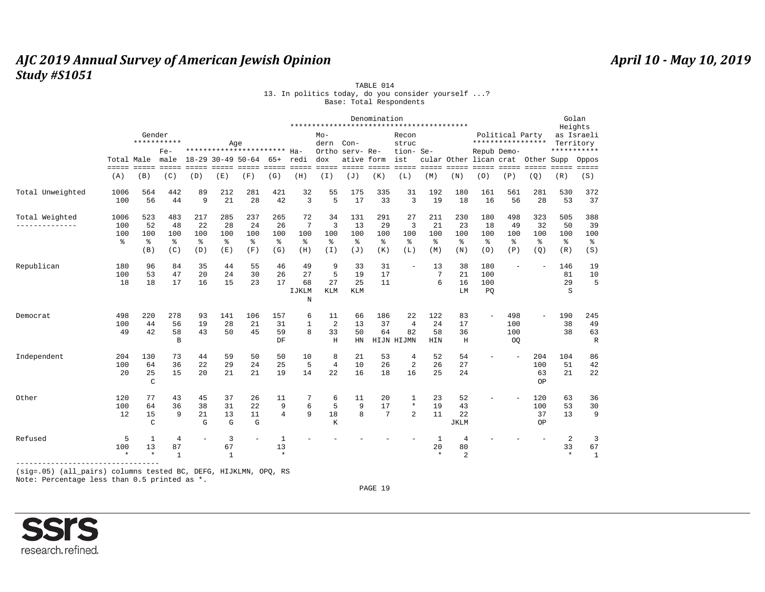# AJC 2019 Annual Survey of American Jewish Opinion
## Study #S1051

April 10 - May 10, 2019

TABLE 014
13. In politics today, do you consider yourself ...?
Base: Total Respondents

| | Total | Gender: Male | Gender: Female | Age: 18-29 | Age: 30-49 | Age: 50-64 | Age: 65+ | Denomination: Haredi | Denomination: Modern Orthodox | Denomination: Conservative | Denomination: Reform | Denomination: Reconstructionist | Denomination: Secular | Denomination: Other | Political Party: Republican | Political Party: Democrat | Political Party: Other | Golan Heights as Israeli Territory: Supp | Golan Heights as Israeli Territory: Oppos |
|---|---|---|---|---|---|---|---|---|---|---|---|---|---|---|---|---|---|---|---|
| | (A) | (B) | (C) | (D) | (E) | (F) | (G) | (H) | (I) | (J) | (K) | (L) | (M) | (N) | (O) | (P) | (Q) | (R) | (S) |
| Total Unweighted | 1006 | 564 | 442 | 89 | 212 | 281 | 421 | 32 | 55 | 175 | 335 | 31 | 192 | 180 | 161 | 561 | 281 | 530 | 372 |
| | 100 | 56 | 44 | 9 | 21 | 28 | 42 | 3 | 5 | 17 | 33 | 3 | 19 | 18 | 16 | 56 | 28 | 53 | 37 |
| Total Weighted | 1006 | 523 | 483 | 217 | 285 | 237 | 265 | 72 | 34 | 131 | 291 | 27 | 211 | 230 | 180 | 498 | 323 | 505 | 388 |
| | 100 | 52 | 48 | 22 | 28 | 24 | 26 | 7 | 3 | 13 | 29 | 3 | 21 | 23 | 18 | 49 | 32 | 50 | 39 |
| | 100 | 100 | 100 | 100 | 100 | 100 | 100 | 100 | 100 | 100 | 100 | 100 | 100 | 100 | 100 | 100 | 100 | 100 | 100 |
| | % | % | % | % | % | % | % | % | % | % | % | % | % | % | % | % | % | % | % |
| | | (B) | (C) | (D) | (E) | (F) | (G) | (H) | (I) | (J) | (K) | (L) | (M) | (N) | (O) | (P) | (Q) | (R) | (S) |
| Republican | 180 | 96 | 84 | 35 | 44 | 55 | 46 | 49 | 9 | 33 | 31 | - | 13 | 38 | 180 | - | - | 146 | 19 |
| | 100 | 53 | 47 | 20 | 24 | 30 | 26 | 27 | 5 | 19 | 17 | | 7 | 21 | 100 | | | 81 | 10 |
| | 18 | 18 | 17 | 16 | 15 | 23 | 17 | 68 | 27 | 25 | 11 | | 6 | 16 | 100 | | | 29 | 5 |
| | | | | | | | | IJKLMN | KLM | KLM | | | | LM | PQ | | | S | |
| Democrat | 498 | 220 | 278 | 93 | 141 | 106 | 157 | 6 | 11 | 66 | 186 | 22 | 122 | 83 | - | 498 | - | 190 | 245 |
| | 100 | 44 | 56 | 19 | 28 | 21 | 31 | 1 | 2 | 13 | 37 | 4 | 24 | 17 | | 100 | | 38 | 49 |
| | 49 | 42 | 58 | 43 | 50 | 45 | 59 | 8 | 33 | 50 | 64 | 82 | 58 | 36 | | 100 | | 38 | 63 |
| | | | B | | | | DF | | H | HN | HIJN | HIJMN | HIN | H | | OQ | | | R |
| Independent | 204 | 130 | 73 | 44 | 59 | 50 | 50 | 10 | 8 | 21 | 53 | 4 | 52 | 54 | - | - | 204 | 104 | 86 |
| | 100 | 64 | 36 | 22 | 29 | 24 | 25 | 5 | 4 | 10 | 26 | 2 | 26 | 27 | | | 100 | 51 | 42 |
| | 20 | 25 | 15 | 20 | 21 | 21 | 19 | 14 | 22 | 16 | 18 | 16 | 25 | 24 | | | 63 | 21 | 22 |
| | | C | | | | | | | | | | | | | | | OP | | |
| Other | 120 | 77 | 43 | 45 | 37 | 26 | 11 | 7 | 6 | 11 | 20 | 1 | 23 | 52 | - | - | 120 | 63 | 36 |
| | 100 | 64 | 36 | 38 | 31 | 22 | 9 | 6 | 5 | 9 | 17 | * | 19 | 43 | | | 100 | 53 | 30 |
| | 12 | 15 | 9 | 21 | 13 | 11 | 4 | 9 | 18 | 8 | 7 | 2 | 11 | 22 | | | 37 | 13 | 9 |
| | | C | | G | G | G | | | K | | | | | JKLM | | | OP | | |
| Refused | 5 | 1 | 4 | - | 3 | - | 1 | - | - | - | - | - | 1 | 4 | - | - | - | 2 | 3 |
| | 100 | 13 | 87 | | 67 | | 13 | | | | | | 20 | 80 | | | | 33 | 67 |
| | * | * | 1 | | 1 | | * | | | | | | * | 2 | | | | * | 1 |

(sig=.05) (all_pairs) columns tested BC, DEFG, HIJKLMN, OPQ, RS
Note: Percentage less than 0.5 printed as *.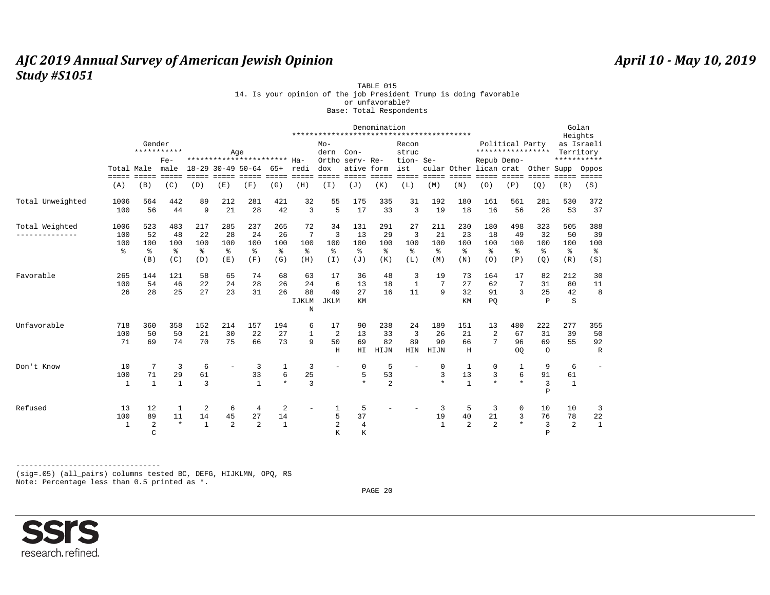TABLE 015

14. Is your opinion of the job President Trump is doing favorable or unfavorable?

Base: Total Respondents

| | | Gender | | Age | | | | Denomination | | | | | | | | Political Party | | | Golan Heights as Israeli Territory | |
|---|---|---|---|---|---|---|---|---|---|---|---|---|---|---|---|---|---|---|---|---|
| | Total | Male | Female | 18-29 | 30-49 | 50-64 | 65+ | Haredi | Modern Orthodox | Conservative | Reform | Reconstructionist | Secular | Other | Republican | Democrat | Other | Supp | Oppos |
| | (A) | (B) | (C) | (D) | (E) | (F) | (G) | (H) | (I) | (J) | (K) | (L) | (M) | (N) | (O) | (P) | (Q) | (R) | (S) |
| Total Unweighted | 1006 | 564 | 442 | 89 | 212 | 281 | 421 | 32 | 55 | 175 | 335 | 31 | 192 | 180 | 161 | 561 | 281 | 530 | 372 |
| | 100 | 56 | 44 | 9 | 21 | 28 | 42 | 3 | 5 | 17 | 33 | 3 | 19 | 18 | 16 | 56 | 28 | 53 | 37 |
| Total Weighted | 1006 | 523 | 483 | 217 | 285 | 237 | 265 | 72 | 34 | 131 | 291 | 27 | 211 | 230 | 180 | 498 | 323 | 505 | 388 |
| | 100 | 52 | 48 | 22 | 28 | 24 | 26 | 7 | 3 | 13 | 29 | 3 | 21 | 23 | 18 | 49 | 32 | 50 | 39 |
| | 100 | 100 | 100 | 100 | 100 | 100 | 100 | 100 | 100 | 100 | 100 | 100 | 100 | 100 | 100 | 100 | 100 | 100 | 100 |
| | % | % | % | % | % | % | % | % | % | % | % | % | % | % | % | % | % | % | % |
| | | (B) | (C) | (D) | (E) | (F) | (G) | (H) | (I) | (J) | (K) | (L) | (M) | (N) | (O) | (P) | (Q) | (R) | (S) |
| Favorable | 265 | 144 | 121 | 58 | 65 | 74 | 68 | 63 | 17 | 36 | 48 | 3 | 19 | 73 | 164 | 17 | 82 | 212 | 30 |
| | 100 | 54 | 46 | 22 | 24 | 28 | 26 | 24 | 6 | 13 | 18 | 1 | 7 | 27 | 62 | 7 | 31 | 80 | 11 |
| | 26 | 28 | 25 | 27 | 23 | 31 | 26 | 88 | 49 | 27 | 16 | 11 | 9 | 32 | 91 | 3 | 25 | 42 | 8 |
| | | | | | | | | IJKLMN | JKLM | KM | | | | KM | PQ | | P | S | |
| Unfavorable | 718 | 360 | 358 | 152 | 214 | 157 | 194 | 6 | 17 | 90 | 238 | 24 | 189 | 151 | 13 | 480 | 222 | 277 | 355 |
| | 100 | 50 | 50 | 21 | 30 | 22 | 27 | 1 | 2 | 13 | 33 | 3 | 26 | 21 | 2 | 67 | 31 | 39 | 50 |
| | 71 | 69 | 74 | 70 | 75 | 66 | 73 | 9 | 50 | 69 | 82 | 89 | 90 | 66 | 7 | 96 | 69 | 55 | 92 |
| | | | | | | | | | H | HI | HIJN | HIN | HIJN | H | | OQ | O | | R |
| Don't Know | 10 | 7 | 3 | 6 | - | 3 | 1 | 3 | - | 0 | 5 | - | 0 | 1 | 0 | 1 | 9 | 6 | - |
| | 100 | 71 | 29 | 61 | | 33 | 6 | 25 | | 5 | 53 | | 3 | 13 | 3 | 6 | 91 | 61 | |
| | 1 | 1 | 1 | 3 | | 1 | * | 3 | | * | 2 | | * | 1 | * | * | 3 | 1 | |
| | | | | | | | | | | | | | | | | | P | | |
| Refused | 13 | 12 | 1 | 2 | 6 | 4 | 2 | - | 1 | 5 | - | - | 3 | 5 | 3 | 0 | 10 | 10 | 3 |
| | 100 | 89 | 11 | 14 | 45 | 27 | 14 | | 5 | 37 | | | 19 | 40 | 21 | 3 | 76 | 78 | 22 |
| | 1 | 2 | * | 1 | 2 | 2 | 1 | | 2 | 4 | | | 1 | 2 | 2 | * | 3 | 2 | 1 |
| | | C | | | | | | | K | K | | | | | | | P | | |

---------------------------------

(sig=.05) (all_pairs) columns tested BC, DEFG, HIJKLMN, OPQ, RS

Note: Percentage less than 0.5 printed as *.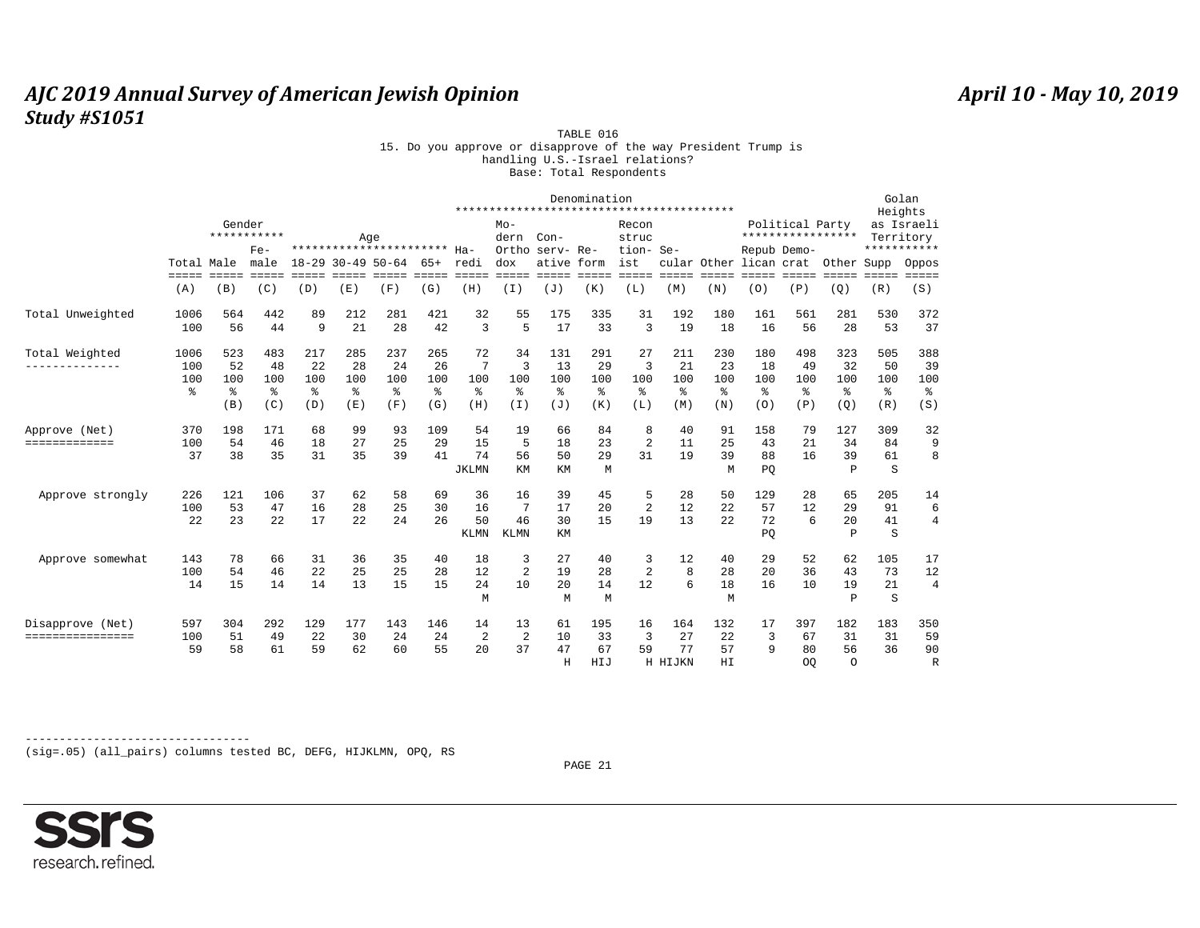TABLE 016

15. Do you approve or disapprove of the way President Trump is handling U.S.-Israel relations?

Base: Total Respondents

| | Total | Gender: Male | Gender: Female | Age: 18-29 | Age: 30-49 | Age: 50-64 | Age: 65+ | Denomination: Haredi | Denomination: Modern Orthodox | Denomination: Conservative | Denomination: Reform | Denomination: Reconstructionist | Denomination: Secular | Denomination: Other | Political Party: Republican | Political Party: Democrat | Political Party: Other | Golan Heights as Israeli Territory: Supp | Golan Heights as Israeli Territory: Oppos |
|---|---|---|---|---|---|---|---|---|---|---|---|---|---|---|---|---|---|---|---|
| | (A) | (B) | (C) | (D) | (E) | (F) | (G) | (H) | (I) | (J) | (K) | (L) | (M) | (N) | (O) | (P) | (Q) | (R) | (S) |
| Total Unweighted | 1006 | 564 | 442 | 89 | 212 | 281 | 421 | 32 | 55 | 175 | 335 | 31 | 192 | 180 | 161 | 561 | 281 | 530 | 372 |
| | 100 | 56 | 44 | 9 | 21 | 28 | 42 | 3 | 5 | 17 | 33 | 3 | 19 | 18 | 16 | 56 | 28 | 53 | 37 |
| Total Weighted | 1006 | 523 | 483 | 217 | 285 | 237 | 265 | 72 | 34 | 131 | 291 | 27 | 211 | 230 | 180 | 498 | 323 | 505 | 388 |
| | 100 | 52 | 48 | 22 | 28 | 24 | 26 | 7 | 3 | 13 | 29 | 3 | 21 | 23 | 18 | 49 | 32 | 50 | 39 |
| | 100 | 100 | 100 | 100 | 100 | 100 | 100 | 100 | 100 | 100 | 100 | 100 | 100 | 100 | 100 | 100 | 100 | 100 | 100 |
| | % | % | % | % | % | % | % | % | % | % | % | % | % | % | % | % | % | % | % |
| | | (B) | (C) | (D) | (E) | (F) | (G) | (H) | (I) | (J) | (K) | (L) | (M) | (N) | (O) | (P) | (Q) | (R) | (S) |
| Approve (Net) | 370 | 198 | 171 | 68 | 99 | 93 | 109 | 54 | 19 | 66 | 84 | 8 | 40 | 91 | 158 | 79 | 127 | 309 | 32 |
| | 100 | 54 | 46 | 18 | 27 | 25 | 29 | 15 | 5 | 18 | 23 | 2 | 11 | 25 | 43 | 21 | 34 | 84 | 9 |
| | 37 | 38 | 35 | 31 | 35 | 39 | 41 | 74 | 56 | 50 | 29 | 31 | 19 | 39 | 88 | 16 | 39 | 61 | 8 |
| | | | | | | | | JKLMN | KM | KM | M | | | M | PQ | | P | S | |
| Approve strongly | 226 | 121 | 106 | 37 | 62 | 58 | 69 | 36 | 16 | 39 | 45 | 5 | 28 | 50 | 129 | 28 | 65 | 205 | 14 |
| | 100 | 53 | 47 | 16 | 28 | 25 | 30 | 16 | 7 | 17 | 20 | 2 | 12 | 22 | 57 | 12 | 29 | 91 | 6 |
| | 22 | 23 | 22 | 17 | 22 | 24 | 26 | 50 | 46 | 30 | 15 | 19 | 13 | 22 | 72 | 6 | 20 | 41 | 4 |
| | | | | | | | | KLMN | KLMN | KM | | | | | PQ | | P | S | |
| Approve somewhat | 143 | 78 | 66 | 31 | 36 | 35 | 40 | 18 | 3 | 27 | 40 | 3 | 12 | 40 | 29 | 52 | 62 | 105 | 17 |
| | 100 | 54 | 46 | 22 | 25 | 25 | 28 | 12 | 2 | 19 | 28 | 2 | 8 | 28 | 20 | 36 | 43 | 73 | 12 |
| | 14 | 15 | 14 | 14 | 13 | 15 | 15 | 24 | 10 | 20 | 14 | 12 | 6 | 18 | 16 | 10 | 19 | 21 | 4 |
| | | | | | | | | M | | M | M | | | M | | | P | S | |
| Disapprove (Net) | 597 | 304 | 292 | 129 | 177 | 143 | 146 | 14 | 13 | 61 | 195 | 16 | 164 | 132 | 17 | 397 | 182 | 183 | 350 |
| | 100 | 51 | 49 | 22 | 30 | 24 | 24 | 2 | 2 | 10 | 33 | 3 | 27 | 22 | 3 | 67 | 31 | 31 | 59 |
| | 59 | 58 | 61 | 59 | 62 | 60 | 55 | 20 | 37 | 47 | 67 | 59 | 77 | 57 | 9 | 80 | 56 | 36 | 90 |
| | | | | | | | | | | H | HIJ | H | HIJKN | HI | | OQ | O | | R |

---

(sig=.05) (all_pairs) columns tested BC, DEFG, HIJKLMN, OPQ, RS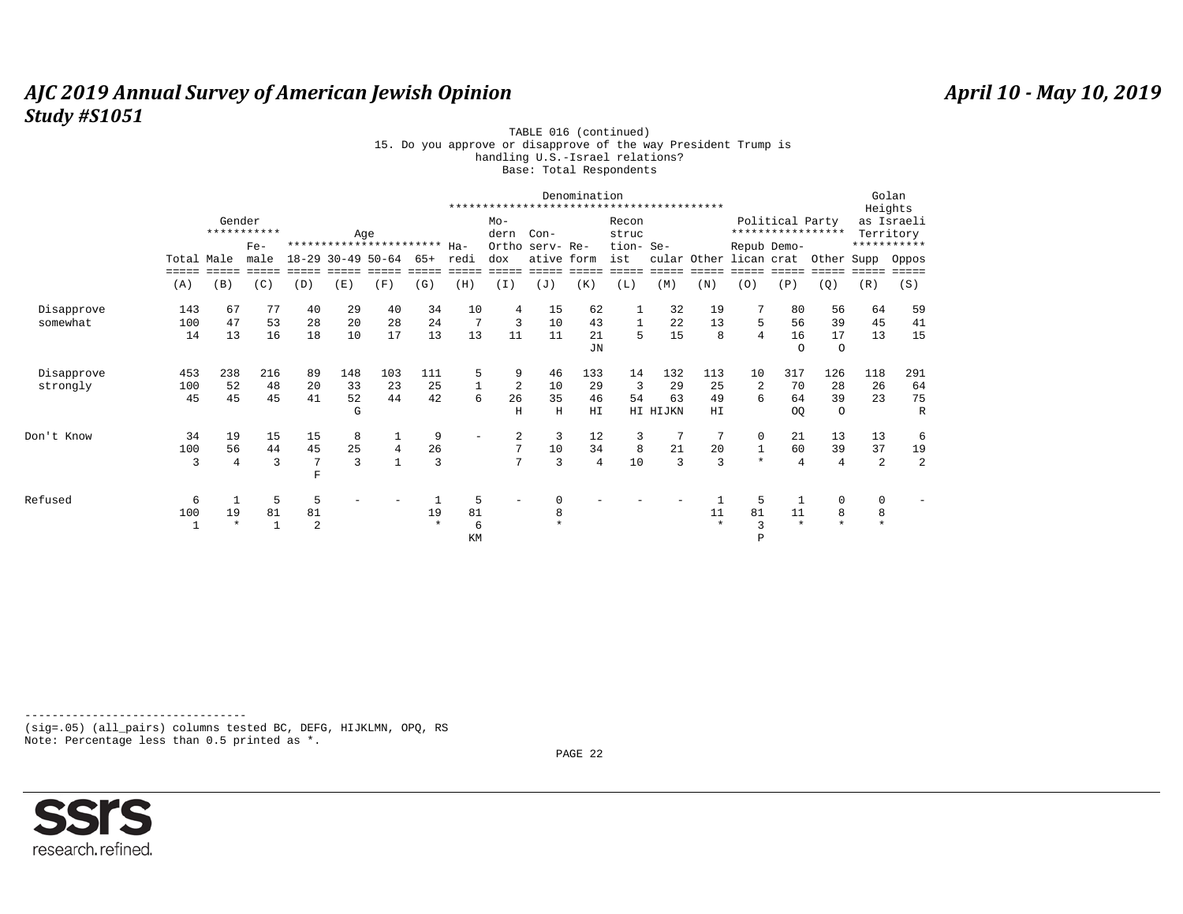TABLE 016 (continued)
15. Do you approve or disapprove of the way President Trump is handling U.S.-Israel relations?
Base: Total Respondents

| | Total | Gender | | Age | | | | Denomination | | | | | | | Political Party | | | Golan Heights as Israeli Territory | |
|---|---|---|---|---|---|---|---|---|---|---|---|---|---|---|---|---|---|---|---|
| | Total | Male | Female | 18-29 | 30-49 | 50-64 | 65+ | Haredi | Modern Orthodox | Conservative | Reform | Reconstructionist | Secular | Other | Republican | Democrat | Other | Supp | Oppos |
| | (A) | (B) | (C) | (D) | (E) | (F) | (G) | (H) | (I) | (J) | (K) | (L) | (M) | (N) | (O) | (P) | (Q) | (R) | (S) |
| Disapprove somewhat | 143 | 67 | 77 | 40 | 29 | 40 | 34 | 10 | 4 | 15 | 62 | 1 | 32 | 19 | 7 | 80 | 56 | 64 | 59 |
| | 100 | 47 | 53 | 28 | 20 | 28 | 24 | 7 | 3 | 10 | 43 | 1 | 22 | 13 | 5 | 56 | 39 | 45 | 41 |
| | 14 | 13 | 16 | 18 | 10 | 17 | 13 | 13 | 11 | 11 | 21 | 5 | 15 | 8 | 4 | 16 | 17 | 13 | 15 |
| | | | | | | | | | | | JN | | | | | O | O | | |
| Disapprove strongly | 453 | 238 | 216 | 89 | 148 | 103 | 111 | 5 | 9 | 46 | 133 | 14 | 132 | 113 | 10 | 317 | 126 | 118 | 291 |
| | 100 | 52 | 48 | 20 | 33 | 23 | 25 | 1 | 2 | 10 | 29 | 3 | 29 | 25 | 2 | 70 | 28 | 26 | 64 |
| | 45 | 45 | 45 | 41 | 52 | 44 | 42 | 6 | 26 | 35 | 46 | 54 | 63 | 49 | 6 | 64 | 39 | 23 | 75 |
| | | | | | G | | | | H | H | HI | HI | HIJKN | HI | | OQ | O | | R |
| Don't Know | 34 | 19 | 15 | 15 | 8 | 1 | 9 | - | 2 | 3 | 12 | 3 | 7 | 7 | 0 | 21 | 13 | 13 | 6 |
| | 100 | 56 | 44 | 45 | 25 | 4 | 26 | | 7 | 10 | 34 | 8 | 21 | 20 | 1 | 60 | 39 | 37 | 19 |
| | 3 | 4 | 3 | 7 | 3 | 1 | 3 | | 7 | 3 | 4 | 10 | 3 | 3 | * | 4 | 4 | 2 | 2 |
| | | | | F | | | | | | | | | | | | | | | |
| Refused | 6 | 1 | 5 | 5 | - | - | 1 | 5 | - | 0 | - | - | - | 1 | 5 | 1 | 0 | 0 | - |
| | 100 | 19 | 81 | 81 | | | 19 | 81 | | 8 | | | | 11 | 81 | 11 | 8 | 8 | |
| | 1 | * | 1 | 2 | | | * | 6 | | * | | | | * | 3 | * | * | * | |
| | | | | | | | | KM | | | | | | | P | | | | |

(sig=.05) (all_pairs) columns tested BC, DEFG, HIJKLMN, OPQ, RS
Note: Percentage less than 0.5 printed as *.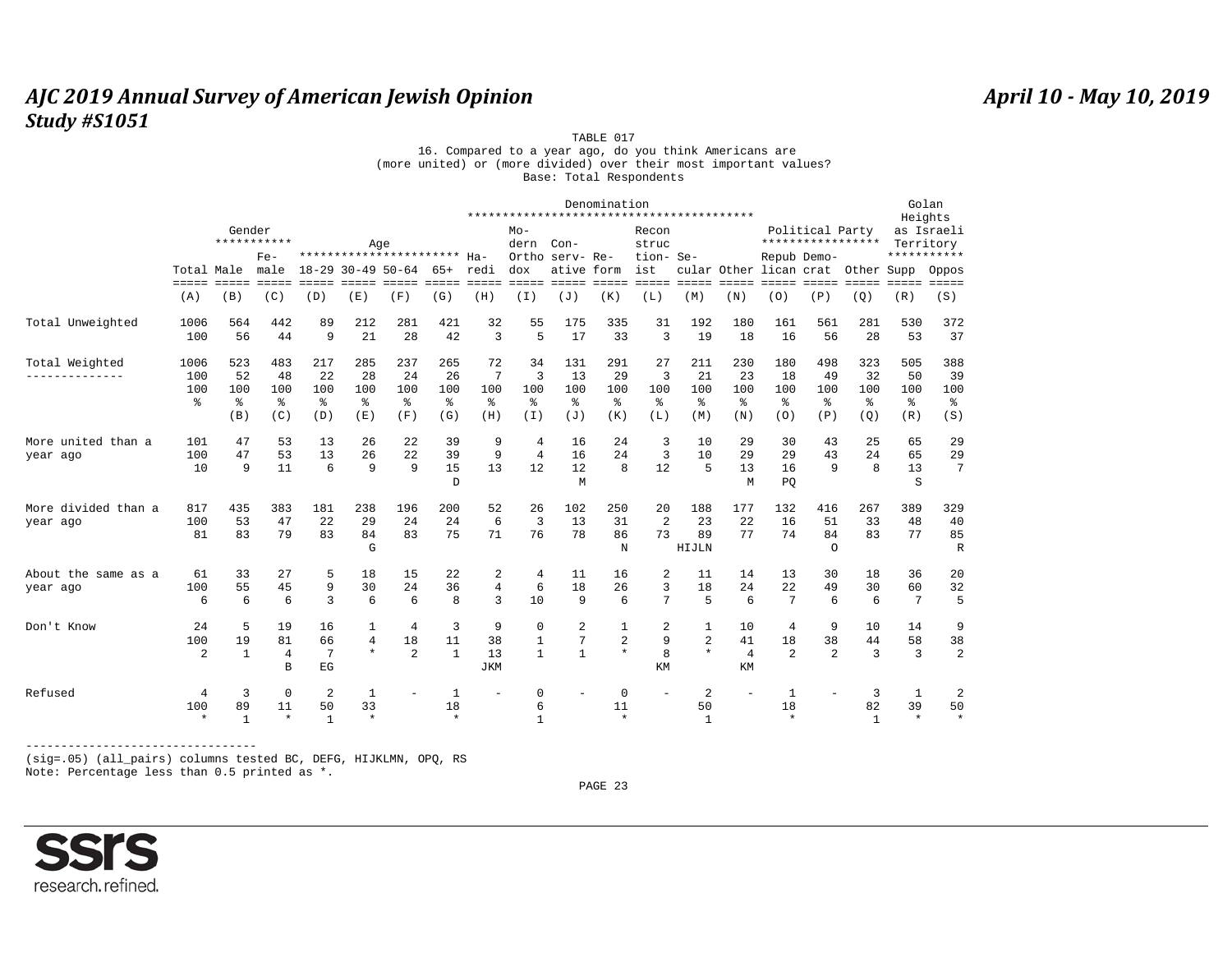# AJC 2019 Annual Survey of American Jewish Opinion
## Study #S1051

April 10 - May 10, 2019

TABLE 017
16. Compared to a year ago, do you think Americans are (more united) or (more divided) over their most important values?
Base: Total Respondents

| | Total | Gender: Male | Gender: Female | Age: 18-29 | Age: 30-49 | Age: 50-64 | Age: 65+ | Denomination: Haredi | Denomination: Modern Orthodox | Denomination: Conservative | Denomination: Reform | Denomination: Reconstructionist | Denomination: Secular | Denomination: Other | Political Party: Republican | Political Party: Democrat | Political Party: Other | Golan Heights as Israeli Territory: Supp | Golan Heights as Israeli Territory: Oppos |
|---|---|---|---|---|---|---|---|---|---|---|---|---|---|---|---|---|---|---|---|
| | (A) | (B) | (C) | (D) | (E) | (F) | (G) | (H) | (I) | (J) | (K) | (L) | (M) | (N) | (O) | (P) | (Q) | (R) | (S) |
| Total Unweighted | 1006 | 564 | 442 | 89 | 212 | 281 | 421 | 32 | 55 | 175 | 335 | 31 | 192 | 180 | 161 | 561 | 281 | 530 | 372 |
| | 100 | 56 | 44 | 9 | 21 | 28 | 42 | 3 | 5 | 17 | 33 | 3 | 19 | 18 | 16 | 56 | 28 | 53 | 37 |
| Total Weighted | 1006 | 523 | 483 | 217 | 285 | 237 | 265 | 72 | 34 | 131 | 291 | 27 | 211 | 230 | 180 | 498 | 323 | 505 | 388 |
| | 100 | 52 | 48 | 22 | 28 | 24 | 26 | 7 | 3 | 13 | 29 | 3 | 21 | 23 | 18 | 49 | 32 | 50 | 39 |
| | 100 | 100 | 100 | 100 | 100 | 100 | 100 | 100 | 100 | 100 | 100 | 100 | 100 | 100 | 100 | 100 | 100 | 100 | 100 |
| | % | % | % | % | % | % | % | % | % | % | % | % | % | % | % | % | % | % | % |
| | | (B) | (C) | (D) | (E) | (F) | (G) | (H) | (I) | (J) | (K) | (L) | (M) | (N) | (O) | (P) | (Q) | (R) | (S) |
| More united than a year ago | 101 | 47 | 53 | 13 | 26 | 22 | 39 | 9 | 4 | 16 | 24 | 3 | 10 | 29 | 30 | 43 | 25 | 65 | 29 |
| | 100 | 47 | 53 | 13 | 26 | 22 | 39 | 9 | 4 | 16 | 24 | 3 | 10 | 29 | 29 | 43 | 24 | 65 | 29 |
| | 10 | 9 | 11 | 6 | 9 | 9 | 15 | 13 | 12 | 12 | 8 | 12 | 5 | 13 | 16 | 9 | 8 | 13 | 7 |
| | | | | | | | D | | | M | | | | M | PQ | | | S | |
| More divided than a year ago | 817 | 435 | 383 | 181 | 238 | 196 | 200 | 52 | 26 | 102 | 250 | 20 | 188 | 177 | 132 | 416 | 267 | 389 | 329 |
| | 100 | 53 | 47 | 22 | 29 | 24 | 24 | 6 | 3 | 13 | 31 | 2 | 23 | 22 | 16 | 51 | 33 | 48 | 40 |
| | 81 | 83 | 79 | 83 | 84 | 83 | 75 | 71 | 76 | 78 | 86 | 73 | 89 | 77 | 74 | 84 | 83 | 77 | 85 |
| | | | | | G | | | | | | N | | HIJLN | | | O | | | R |
| About the same as a year ago | 61 | 33 | 27 | 5 | 18 | 15 | 22 | 2 | 4 | 11 | 16 | 2 | 11 | 14 | 13 | 30 | 18 | 36 | 20 |
| | 100 | 55 | 45 | 9 | 30 | 24 | 36 | 4 | 6 | 18 | 26 | 3 | 18 | 24 | 22 | 49 | 30 | 60 | 32 |
| | 6 | 6 | 6 | 3 | 6 | 6 | 8 | 3 | 10 | 9 | 6 | 7 | 5 | 6 | 7 | 6 | 6 | 7 | 5 |
| Don't Know | 24 | 5 | 19 | 16 | 1 | 4 | 3 | 9 | 0 | 2 | 1 | 2 | 1 | 10 | 4 | 9 | 10 | 14 | 9 |
| | 100 | 19 | 81 | 66 | 4 | 18 | 11 | 38 | 1 | 7 | 2 | 9 | 2 | 41 | 18 | 38 | 44 | 58 | 38 |
| | 2 | 1 | 4 | 7 | * | 2 | 1 | 13 | 1 | 1 | * | 8 | * | 4 | 2 | 2 | 3 | 3 | 2 |
| | | | B | EG | | | | JKM | | | | KM | | KM | | | | | |
| Refused | 4 | 3 | 0 | 2 | 1 | - | 1 | - | 0 | - | 0 | - | 2 | - | 1 | - | 3 | 1 | 2 |
| | 100 | 89 | 11 | 50 | 33 | | 18 | | 6 | | 11 | | 50 | | 18 | | 82 | 39 | 50 |
| | * | 1 | * | 1 | * | | * | | 1 | | * | | 1 | | * | | 1 | * | * |

---
(sig=.05) (all_pairs) columns tested BC, DEFG, HIJKLMN, OPQ, RS
Note: Percentage less than 0.5 printed as *.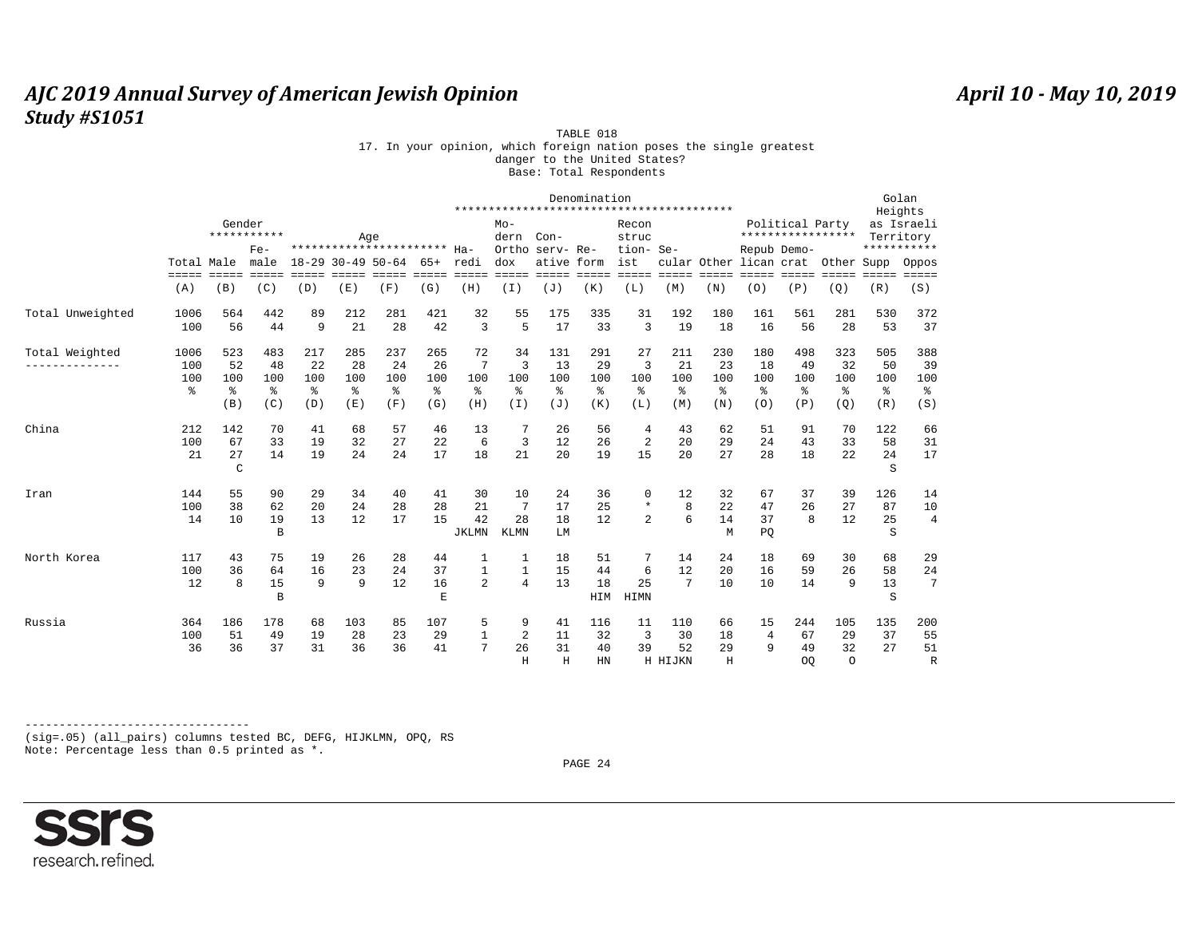TABLE 018

17. In your opinion, which foreign nation poses the single greatest danger to the United States?

Base: Total Respondents

| | | Gender | | Age | | | | Denomination | | | | | | | | Political Party | | | Golan Heights as Israeli Territory | |
|---|---|---|---|---|---|---|---|---|---|---|---|---|---|---|---|---|---|---|---|---|
| | Total | Male | Female | 18-29 | 30-49 | 50-64 | 65+ | Haredi | Modern Orthodox | Conservative | Reform | Reconstructionist | Secular | Other | Republican | Democrat | Other | Supp | Oppos |
| | (A) | (B) | (C) | (D) | (E) | (F) | (G) | (H) | (I) | (J) | (K) | (L) | (M) | (N) | (O) | (P) | (Q) | (R) | (S) |
| Total Unweighted | 1006 | 564 | 442 | 89 | 212 | 281 | 421 | 32 | 55 | 175 | 335 | 31 | 192 | 180 | 161 | 561 | 281 | 530 | 372 |
| | 100 | 56 | 44 | 9 | 21 | 28 | 42 | 3 | 5 | 17 | 33 | 3 | 19 | 18 | 16 | 56 | 28 | 53 | 37 |
| Total Weighted | 1006 | 523 | 483 | 217 | 285 | 237 | 265 | 72 | 34 | 131 | 291 | 27 | 211 | 230 | 180 | 498 | 323 | 505 | 388 |
| | 100 | 52 | 48 | 22 | 28 | 24 | 26 | 7 | 3 | 13 | 29 | 3 | 21 | 23 | 18 | 49 | 32 | 50 | 39 |
| | 100 | 100 | 100 | 100 | 100 | 100 | 100 | 100 | 100 | 100 | 100 | 100 | 100 | 100 | 100 | 100 | 100 | 100 | 100 |
| | % | % | % | % | % | % | % | % | % | % | % | % | % | % | % | % | % | % | % |
| | | (B) | (C) | (D) | (E) | (F) | (G) | (H) | (I) | (J) | (K) | (L) | (M) | (N) | (O) | (P) | (Q) | (R) | (S) |
| China | 212 | 142 | 70 | 41 | 68 | 57 | 46 | 13 | 7 | 26 | 56 | 4 | 43 | 62 | 51 | 91 | 70 | 122 | 66 |
| | 100 | 67 | 33 | 19 | 32 | 27 | 22 | 6 | 3 | 12 | 26 | 2 | 20 | 29 | 24 | 43 | 33 | 58 | 31 |
| | 21 | 27 | 14 | 19 | 24 | 24 | 17 | 18 | 21 | 20 | 19 | 15 | 20 | 27 | 28 | 18 | 22 | 24 | 17 |
| | | C | | | | | | | | | | | | | | | | S | |
| Iran | 144 | 55 | 90 | 29 | 34 | 40 | 41 | 30 | 10 | 24 | 36 | 0 | 12 | 32 | 67 | 37 | 39 | 126 | 14 |
| | 100 | 38 | 62 | 20 | 24 | 28 | 28 | 21 | 7 | 17 | 25 | * | 8 | 22 | 47 | 26 | 27 | 87 | 10 |
| | 14 | 10 | 19 | 13 | 12 | 17 | 15 | 42 | 28 | 18 | 12 | 2 | 6 | 14 | 37 | 8 | 12 | 25 | 4 |
| | | | B | | | | | JKLMN | KLMN | LM | | | | M | PQ | | | S | |
| North Korea | 117 | 43 | 75 | 19 | 26 | 28 | 44 | 1 | 1 | 18 | 51 | 7 | 14 | 24 | 18 | 69 | 30 | 68 | 29 |
| | 100 | 36 | 64 | 16 | 23 | 24 | 37 | 1 | 1 | 15 | 44 | 6 | 12 | 20 | 16 | 59 | 26 | 58 | 24 |
| | 12 | 8 | 15 | 9 | 9 | 12 | 16 | 2 | 4 | 13 | 18 | 25 | 7 | 10 | 10 | 14 | 9 | 13 | 7 |
| | | | B | | | | E | | | | HIM | HIMN | | | | | | S | |
| Russia | 364 | 186 | 178 | 68 | 103 | 85 | 107 | 5 | 9 | 41 | 116 | 11 | 110 | 66 | 15 | 244 | 105 | 135 | 200 |
| | 100 | 51 | 49 | 19 | 28 | 23 | 29 | 1 | 2 | 11 | 32 | 3 | 30 | 18 | 4 | 67 | 29 | 37 | 55 |
| | 36 | 36 | 37 | 31 | 36 | 36 | 41 | 7 | 26 | 31 | 40 | 39 | 52 | 29 | 9 | 49 | 32 | 27 | 51 |
| | | | | | | | | | H | H | HN | H | HIJKN | H | | OQ | O | | R |

---

(sig=.05) (all_pairs) columns tested BC, DEFG, HIJKLMN, OPQ, RS

Note: Percentage less than 0.5 printed as *.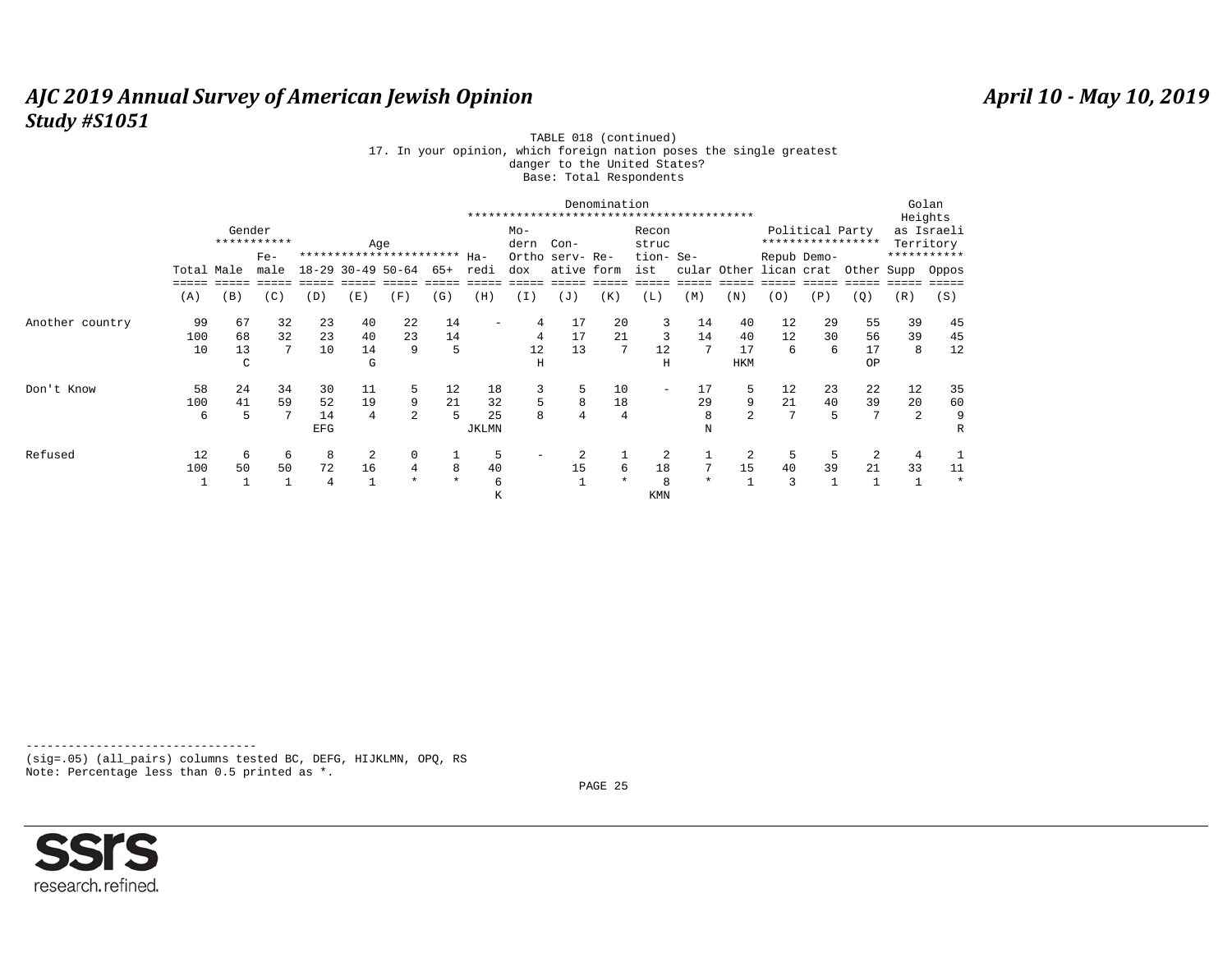TABLE 018 (continued)

17. In your opinion, which foreign nation poses the single greatest danger to the United States?

Base: Total Respondents

| | | Gender | | Age | | | | Denomination | | | | | | | Political Party | | | Golan Heights as Israeli Territory | |
|---|---|---|---|---|---|---|---|---|---|---|---|---|---|---|---|---|---|---|---|
| | Total | Male | Female | 18-29 | 30-49 | 50-64 | 65+ | Haredi | Modern Orthodox | Conservative | Reform | Reconstructionist | Secular | Other | Republican | Democrat | Other | Supp | Oppos |
| | (A) | (B) | (C) | (D) | (E) | (F) | (G) | (H) | (I) | (J) | (K) | (L) | (M) | (N) | (O) | (P) | (Q) | (R) | (S) |
| Another country | 99 | 67 | 32 | 23 | 40 | 22 | 14 | - | 4 | 17 | 20 | 3 | 14 | 40 | 12 | 29 | 55 | 39 | 45 |
| | 100 | 68 | 32 | 23 | 40 | 23 | 14 | | 4 | 17 | 21 | 3 | 14 | 40 | 12 | 30 | 56 | 39 | 45 |
| | 10 | 13 | 7 | 10 | 14 | 9 | 5 | | 12 | 13 | 7 | 12 | 7 | 17 | 6 | 6 | 17 | 8 | 12 |
| | | C | | | G | | | | H | | | H | | HKM | | | OP | | |
| Don't Know | 58 | 24 | 34 | 30 | 11 | 5 | 12 | 18 | 3 | 5 | 10 | - | 17 | 5 | 12 | 23 | 22 | 12 | 35 |
| | 100 | 41 | 59 | 52 | 19 | 9 | 21 | 32 | 5 | 8 | 18 | | 29 | 9 | 21 | 40 | 39 | 20 | 60 |
| | 6 | 5 | 7 | 14 | 4 | 2 | 5 | 25 | 8 | 4 | 4 | | 8 | 2 | 7 | 5 | 7 | 2 | 9 |
| | | | | EFG | | | | JKLMN | | | | | N | | | | | | R |
| Refused | 12 | 6 | 6 | 8 | 2 | 0 | 1 | 5 | - | 2 | 1 | 2 | 1 | 2 | 5 | 5 | 2 | 4 | 1 |
| | 100 | 50 | 50 | 72 | 16 | 4 | 8 | 40 | | 15 | 6 | 18 | 7 | 15 | 40 | 39 | 21 | 33 | 11 |
| | 1 | 1 | 1 | 4 | 1 | * | * | 6 | | 1 | * | 8 | * | 1 | 3 | 1 | 1 | 1 | * |
| | | | | | | | | K | | | | KMN | | | | | | | |

---------------------------------

(sig=.05) (all_pairs) columns tested BC, DEFG, HIJKLMN, OPQ, RS

Note: Percentage less than 0.5 printed as *.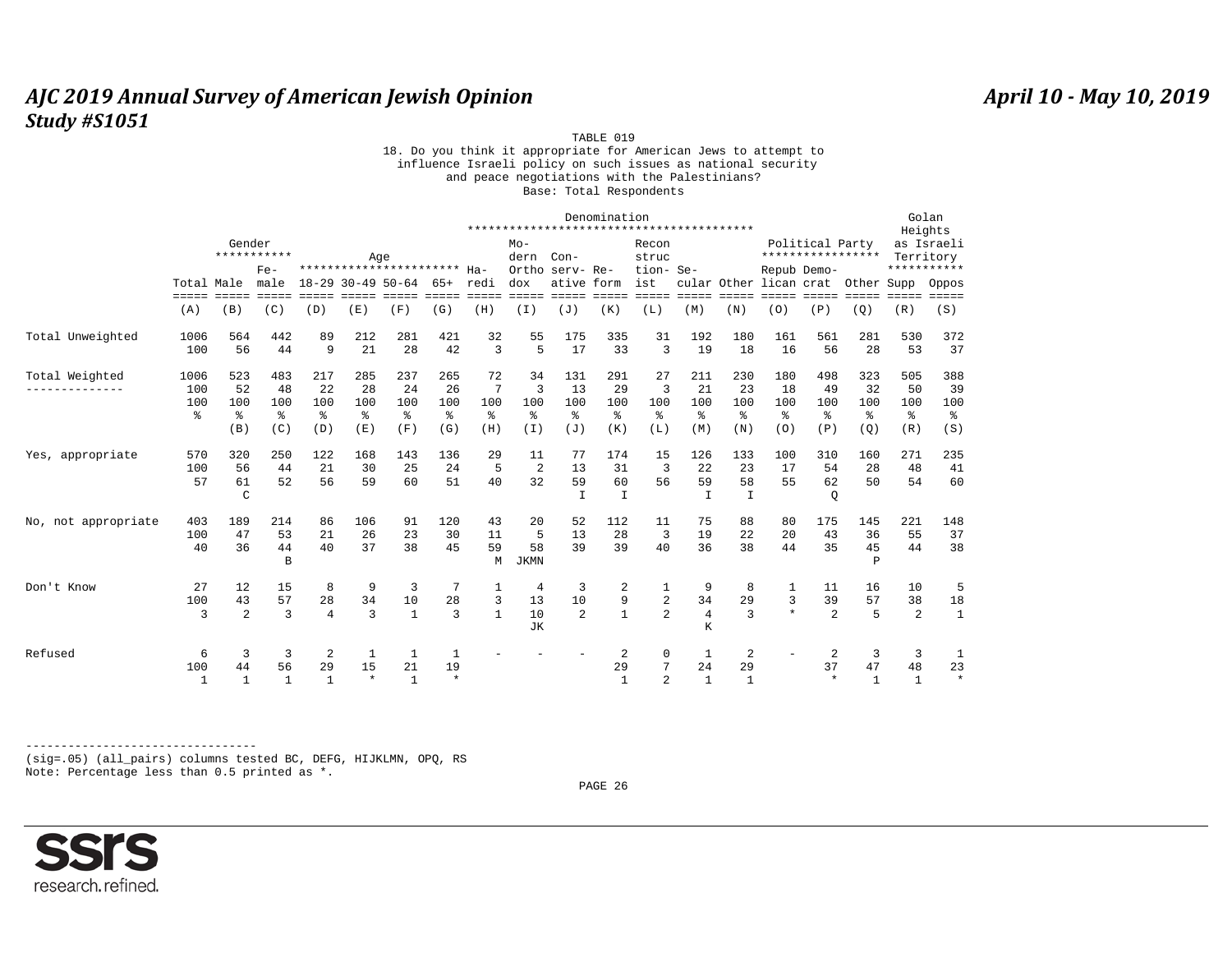TABLE 019

18. Do you think it appropriate for American Jews to attempt to influence Israeli policy on such issues as national security and peace negotiations with the Palestinians?

Base: Total Respondents

| | | Gender | | Age | | | | Denomination | | | | | | | | Political Party | | | Golan Heights as Israeli Territory | |
|---|---|---|---|---|---|---|---|---|---|---|---|---|---|---|---|---|---|---|---|---|
| | Total | Male | Female | 18-29 | 30-49 | 50-64 | 65+ | Haredi | Modern Orthodox | Conservative | Reform | Reconstructionist | Secular | Other | Republican | Democrat | Other | Supp | Oppos |
| | (A) | (B) | (C) | (D) | (E) | (F) | (G) | (H) | (I) | (J) | (K) | (L) | (M) | (N) | (O) | (P) | (Q) | (R) | (S) |
| Total Unweighted | 1006 | 564 | 442 | 89 | 212 | 281 | 421 | 32 | 55 | 175 | 335 | 31 | 192 | 180 | 161 | 561 | 281 | 530 | 372 |
| | 100 | 56 | 44 | 9 | 21 | 28 | 42 | 3 | 5 | 17 | 33 | 3 | 19 | 18 | 16 | 56 | 28 | 53 | 37 |
| Total Weighted | 1006 | 523 | 483 | 217 | 285 | 237 | 265 | 72 | 34 | 131 | 291 | 27 | 211 | 230 | 180 | 498 | 323 | 505 | 388 |
| | 100 | 52 | 48 | 22 | 28 | 24 | 26 | 7 | 3 | 13 | 29 | 3 | 21 | 23 | 18 | 49 | 32 | 50 | 39 |
| | 100 | 100 | 100 | 100 | 100 | 100 | 100 | 100 | 100 | 100 | 100 | 100 | 100 | 100 | 100 | 100 | 100 | 100 | 100 |
| | % | % | % | % | % | % | % | % | % | % | % | % | % | % | % | % | % | % | % |
| | | (B) | (C) | (D) | (E) | (F) | (G) | (H) | (I) | (J) | (K) | (L) | (M) | (N) | (O) | (P) | (Q) | (R) | (S) |
| Yes, appropriate | 570 | 320 | 250 | 122 | 168 | 143 | 136 | 29 | 11 | 77 | 174 | 15 | 126 | 133 | 100 | 310 | 160 | 271 | 235 |
| | 100 | 56 | 44 | 21 | 30 | 25 | 24 | 5 | 2 | 13 | 31 | 3 | 22 | 23 | 17 | 54 | 28 | 48 | 41 |
| | 57 | 61 | 52 | 56 | 59 | 60 | 51 | 40 | 32 | 59 | 60 | 56 | 59 | 58 | 55 | 62 | 50 | 54 | 60 |
| | | C | | | | | | | | I | I | | I | I | | Q | | | |
| No, not appropriate | 403 | 189 | 214 | 86 | 106 | 91 | 120 | 43 | 20 | 52 | 112 | 11 | 75 | 88 | 80 | 175 | 145 | 221 | 148 |
| | 100 | 47 | 53 | 21 | 26 | 23 | 30 | 11 | 5 | 13 | 28 | 3 | 19 | 22 | 20 | 43 | 36 | 55 | 37 |
| | 40 | 36 | 44 | 40 | 37 | 38 | 45 | 59 | 58 | 39 | 39 | 40 | 36 | 38 | 44 | 35 | 45 | 44 | 38 |
| | | | B | | | | | M | JKMN | | | | | | | | P | | |
| Don't Know | 27 | 12 | 15 | 8 | 9 | 3 | 7 | 1 | 4 | 3 | 2 | 1 | 9 | 8 | 1 | 11 | 16 | 10 | 5 |
| | 100 | 43 | 57 | 28 | 34 | 10 | 28 | 3 | 13 | 10 | 9 | 2 | 34 | 29 | 3 | 39 | 57 | 38 | 18 |
| | 3 | 2 | 3 | 4 | 3 | 1 | 3 | 1 | 10 | 2 | 1 | 2 | 4 | 3 | * | 2 | 5 | 2 | 1 |
| | | | | | | | | | JK | | | | K | | | | | | |
| Refused | 6 | 3 | 3 | 2 | 1 | 1 | 1 | - | - | - | 2 | 0 | 1 | 2 | - | 2 | 3 | 3 | 1 |
| | 100 | 44 | 56 | 29 | 15 | 21 | 19 | | | | 29 | 7 | 24 | 29 | | 37 | 47 | 48 | 23 |
| | 1 | 1 | 1 | 1 | * | 1 | * | | | | 1 | 2 | 1 | 1 | | * | 1 | 1 | * |

---------------------------------

(sig=.05) (all_pairs) columns tested BC, DEFG, HIJKLMN, OPQ, RS

Note: Percentage less than 0.5 printed as *.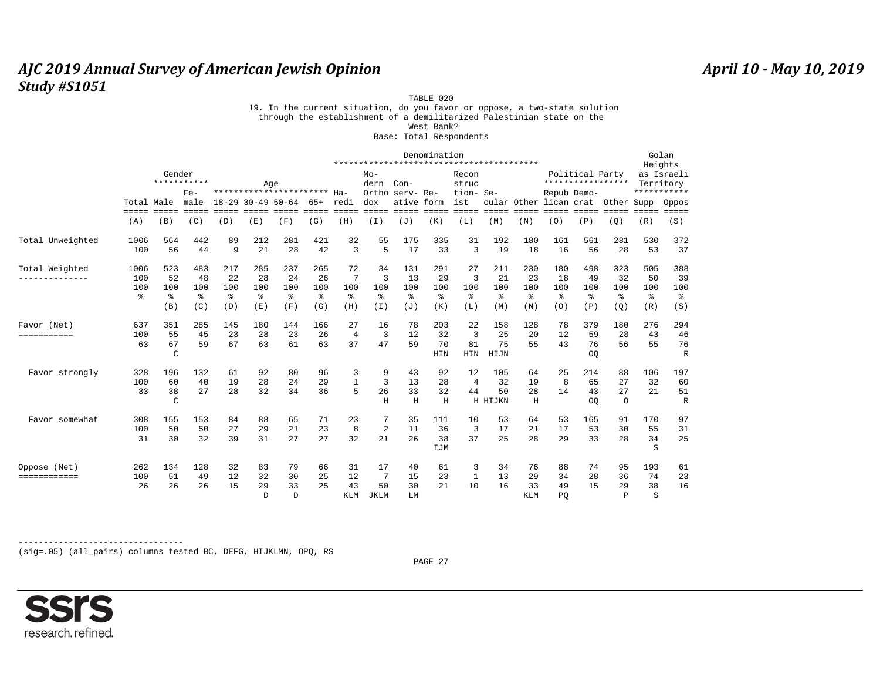TABLE 020

19. In the current situation, do you favor or oppose, a two-state solution through the establishment of a demilitarized Palestinian state on the West Bank?

Base: Total Respondents

| | Total | Gender | | Age | | | | Denomination | | | | | | | Political Party | | | Golan Heights as Israeli Territory | |
|---|---|---|---|---|---|---|---|---|---|---|---|---|---|---|---|---|---|---|---|
| | Total | Male | Female | 18-29 | 30-49 | 50-64 | 65+ | Haredi | Modern Orthodox | Conservative | Reform | Reconstructionist | Secular | Other | Republican | Democrat | Other | Supp | Oppos |
| | (A) | (B) | (C) | (D) | (E) | (F) | (G) | (H) | (I) | (J) | (K) | (L) | (M) | (N) | (O) | (P) | (Q) | (R) | (S) |
| Total Unweighted | 1006 | 564 | 442 | 89 | 212 | 281 | 421 | 32 | 55 | 175 | 335 | 31 | 192 | 180 | 161 | 561 | 281 | 530 | 372 |
| | 100 | 56 | 44 | 9 | 21 | 28 | 42 | 3 | 5 | 17 | 33 | 3 | 19 | 18 | 16 | 56 | 28 | 53 | 37 |
| Total Weighted | 1006 | 523 | 483 | 217 | 285 | 237 | 265 | 72 | 34 | 131 | 291 | 27 | 211 | 230 | 180 | 498 | 323 | 505 | 388 |
| | 100 | 52 | 48 | 22 | 28 | 24 | 26 | 7 | 3 | 13 | 29 | 3 | 21 | 23 | 18 | 49 | 32 | 50 | 39 |
| | 100 % | 100 % | 100 % | 100 % | 100 % | 100 % | 100 % | 100 % | 100 % | 100 % | 100 % | 100 % | 100 % | 100 % | 100 % | 100 % | 100 % | 100 % | 100 % |
| | | (B) | (C) | (D) | (E) | (F) | (G) | (H) | (I) | (J) | (K) | (L) | (M) | (N) | (O) | (P) | (Q) | (R) | (S) |
| Favor (Net) | 637 | 351 | 285 | 145 | 180 | 144 | 166 | 27 | 16 | 78 | 203 | 22 | 158 | 128 | 78 | 379 | 180 | 276 | 294 |
| | 100 | 55 | 45 | 23 | 28 | 23 | 26 | 4 | 3 | 12 | 32 | 3 | 25 | 20 | 12 | 59 | 28 | 43 | 46 |
| | 63 | 67 | 59 | 67 | 63 | 61 | 63 | 37 | 47 | 59 | 70 | 81 | 75 | 55 | 43 | 76 | 56 | 55 | 76 |
| | | C | | | | | | | | | HIN | HIN | HIJN | | | OQ | | | R |
| Favor strongly | 328 | 196 | 132 | 61 | 92 | 80 | 96 | 3 | 9 | 43 | 92 | 12 | 105 | 64 | 25 | 214 | 88 | 106 | 197 |
| | 100 | 60 | 40 | 19 | 28 | 24 | 29 | 1 | 3 | 13 | 28 | 4 | 32 | 19 | 8 | 65 | 27 | 32 | 60 |
| | 33 | 38 | 27 | 28 | 32 | 34 | 36 | 5 | 26 | 33 | 32 | 44 | 50 | 28 | 14 | 43 | 27 | 21 | 51 |
| | | C | | | | | | | H | H | H | H | HIJKN | H | | OQ | O | | R |
| Favor somewhat | 308 | 155 | 153 | 84 | 88 | 65 | 71 | 23 | 7 | 35 | 111 | 10 | 53 | 64 | 53 | 165 | 91 | 170 | 97 |
| | 100 | 50 | 50 | 27 | 29 | 21 | 23 | 8 | 2 | 11 | 36 | 3 | 17 | 21 | 17 | 53 | 30 | 55 | 31 |
| | 31 | 30 | 32 | 39 | 31 | 27 | 27 | 32 | 21 | 26 | 38 | 37 | 25 | 28 | 29 | 33 | 28 | 34 | 25 |
| | | | | | | | | | | | IJM | | | | | | | S | |
| Oppose (Net) | 262 | 134 | 128 | 32 | 83 | 79 | 66 | 31 | 17 | 40 | 61 | 3 | 34 | 76 | 88 | 74 | 95 | 193 | 61 |
| | 100 | 51 | 49 | 12 | 32 | 30 | 25 | 12 | 7 | 15 | 23 | 1 | 13 | 29 | 34 | 28 | 36 | 74 | 23 |
| | 26 | 26 | 26 | 15 | 29 | 33 | 25 | 43 | 50 | 30 | 21 | 10 | 16 | 33 | 49 | 15 | 29 | 38 | 16 |
| | | | | | D | D | | KLM | JKLM | LM | | | | KLM | PQ | | P | S | |

(sig=.05) (all_pairs) columns tested BC, DEFG, HIJKLMN, OPQ, RS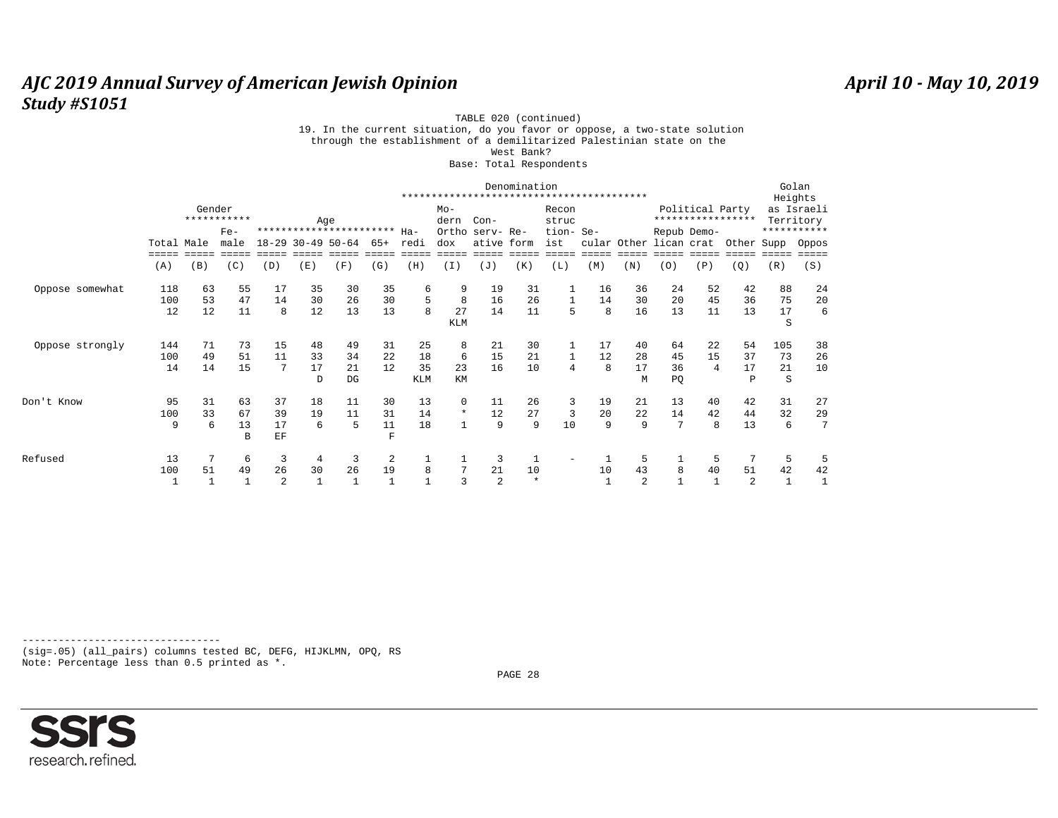TABLE 020 (continued)

19. In the current situation, do you favor or oppose, a two-state solution through the establishment of a demilitarized Palestinian state on the West Bank?

Base: Total Respondents

| | Total | Gender | | Age | | | | Denomination | | | | | | | Political Party | | | Golan Heights as Israeli Territory | |
|---|---|---|---|---|---|---|---|---|---|---|---|---|---|---|---|---|---|---|---|
| | Total | Male | Female | 18-29 | 30-49 | 50-64 | 65+ | Haredi | Modern Orthodox | Conservative | Reform | Reconstructionist | Secular | Other | Republican | Democrat | Other | Supp | Oppos |
| | (A) | (B) | (C) | (D) | (E) | (F) | (G) | (H) | (I) | (J) | (K) | (L) | (M) | (N) | (O) | (P) | (Q) | (R) | (S) |
| Oppose somewhat | 118 | 63 | 55 | 17 | 35 | 30 | 35 | 6 | 9 | 19 | 31 | 1 | 16 | 36 | 24 | 52 | 42 | 88 | 24 |
| | 100 | 53 | 47 | 14 | 30 | 26 | 30 | 5 | 8 | 16 | 26 | 1 | 14 | 30 | 20 | 45 | 36 | 75 | 20 |
| | 12 | 12 | 11 | 8 | 12 | 13 | 13 | 8 | 27 | 14 | 11 | 5 | 8 | 16 | 13 | 11 | 13 | 17 | 6 |
| | | | | | | | | | KLM | | | | | | | | | S | |
| Oppose strongly | 144 | 71 | 73 | 15 | 48 | 49 | 31 | 25 | 8 | 21 | 30 | 1 | 17 | 40 | 64 | 22 | 54 | 105 | 38 |
| | 100 | 49 | 51 | 11 | 33 | 34 | 22 | 18 | 6 | 15 | 21 | 1 | 12 | 28 | 45 | 15 | 37 | 73 | 26 |
| | 14 | 14 | 15 | 7 | 17 | 21 | 12 | 35 | 23 | 16 | 10 | 4 | 8 | 17 | 36 | 4 | 17 | 21 | 10 |
| | | | | | D | DG | | KLM | KM | | | | | M | PQ | | P | S | |
| Don't Know | 95 | 31 | 63 | 37 | 18 | 11 | 30 | 13 | 0 | 11 | 26 | 3 | 19 | 21 | 13 | 40 | 42 | 31 | 27 |
| | 100 | 33 | 67 | 39 | 19 | 11 | 31 | 14 | * | 12 | 27 | 3 | 20 | 22 | 14 | 42 | 44 | 32 | 29 |
| | 9 | 6 | 13 | 17 | 6 | 5 | 11 | 18 | 1 | 9 | 9 | 10 | 9 | 9 | 7 | 8 | 13 | 6 | 7 |
| | | | B | EF | | | F | | | | | | | | | | | | |
| Refused | 13 | 7 | 6 | 3 | 4 | 3 | 2 | 1 | 1 | 3 | 1 | - | 1 | 5 | 1 | 5 | 7 | 5 | 5 |
| | 100 | 51 | 49 | 26 | 30 | 26 | 19 | 8 | 7 | 21 | 10 | | 10 | 43 | 8 | 40 | 51 | 42 | 42 |
| | 1 | 1 | 1 | 2 | 1 | 1 | 1 | 1 | 3 | 2 | * | | 1 | 2 | 1 | 1 | 2 | 1 | 1 |

---

(sig=.05) (all_pairs) columns tested BC, DEFG, HIJKLMN, OPQ, RS
Note: Percentage less than 0.5 printed as *.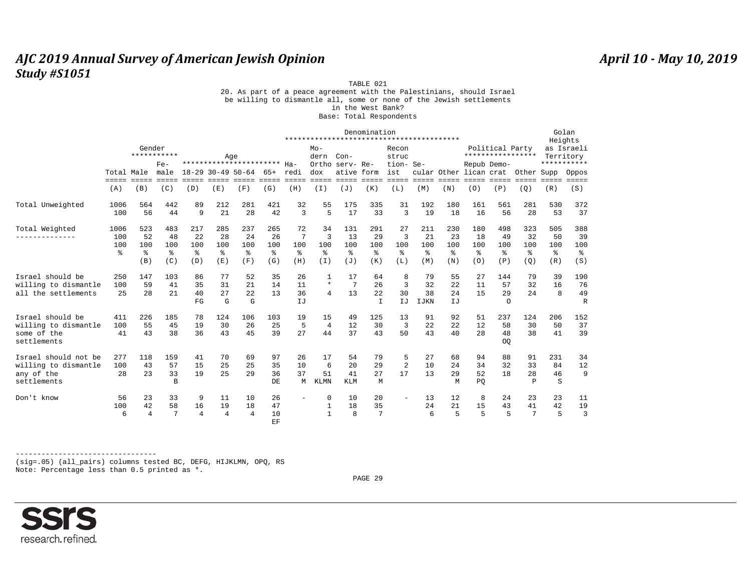TABLE 021

20. As part of a peace agreement with the Palestinians, should Israel be willing to dismantle all, some or none of the Jewish settlements in the West Bank?

Base: Total Respondents

| | Total | Gender: Male | Gender: Female | Age: 18-29 | Age: 30-49 | Age: 50-64 | Age: 65+ | Denomination: Haredi | Denomination: Modern Orthodox | Denomination: Conservative | Denomination: Reform | Denomination: Reconstructionist | Denomination: Secular | Denomination: Other | Political Party: Republican | Political Party: Democrat | Political Party: Other | Golan Heights as Israeli Territory: Supp | Golan Heights as Israeli Territory: Oppos |
|---|---|---|---|---|---|---|---|---|---|---|---|---|---|---|---|---|---|---|---|
| | (A) | (B) | (C) | (D) | (E) | (F) | (G) | (H) | (I) | (J) | (K) | (L) | (M) | (N) | (O) | (P) | (Q) | (R) | (S) |
| Total Unweighted | 1006 | 564 | 442 | 89 | 212 | 281 | 421 | 32 | 55 | 175 | 335 | 31 | 192 | 180 | 161 | 561 | 281 | 530 | 372 |
| | 100 | 56 | 44 | 9 | 21 | 28 | 42 | 3 | 5 | 17 | 33 | 3 | 19 | 18 | 16 | 56 | 28 | 53 | 37 |
| Total Weighted | 1006 | 523 | 483 | 217 | 285 | 237 | 265 | 72 | 34 | 131 | 291 | 27 | 211 | 230 | 180 | 498 | 323 | 505 | 388 |
| | 100 | 52 | 48 | 22 | 28 | 24 | 26 | 7 | 3 | 13 | 29 | 3 | 21 | 23 | 18 | 49 | 32 | 50 | 39 |
| | 100 | 100 | 100 | 100 | 100 | 100 | 100 | 100 | 100 | 100 | 100 | 100 | 100 | 100 | 100 | 100 | 100 | 100 | 100 |
| | % | % | % | % | % | % | % | % | % | % | % | % | % | % | % | % | % | % | % |
| | | (B) | (C) | (D) | (E) | (F) | (G) | (H) | (I) | (J) | (K) | (L) | (M) | (N) | (O) | (P) | (Q) | (R) | (S) |
| Israel should be willing to dismantle all the settlements | 250 | 147 | 103 | 86 | 77 | 52 | 35 | 26 | 1 | 17 | 64 | 8 | 79 | 55 | 27 | 144 | 79 | 39 | 190 |
| | 100 | 59 | 41 | 35 | 31 | 21 | 14 | 11 | * | 7 | 26 | 3 | 32 | 22 | 11 | 57 | 32 | 16 | 76 |
| | 25 | 28 | 21 | 40 | 27 | 22 | 13 | 36 | 4 | 13 | 22 | 30 | 38 | 24 | 15 | 29 | 24 | 8 | 49 |
| | | | | FG | G | G | | IJ | | | I | IJ | IJKN | IJ | | O | | | R |
| Israel should be willing to dismantle some of the settlements | 411 | 226 | 185 | 78 | 124 | 106 | 103 | 19 | 15 | 49 | 125 | 13 | 91 | 92 | 51 | 237 | 124 | 206 | 152 |
| | 100 | 55 | 45 | 19 | 30 | 26 | 25 | 5 | 4 | 12 | 30 | 3 | 22 | 22 | 12 | 58 | 30 | 50 | 37 |
| | 41 | 43 | 38 | 36 | 43 | 45 | 39 | 27 | 44 | 37 | 43 | 50 | 43 | 40 | 28 | 48 | 38 | 41 | 39 |
| | | | | | | | | | | | | | | | | OQ | | | |
| Israel should not be willing to dismantle any of the settlements | 277 | 118 | 159 | 41 | 70 | 69 | 97 | 26 | 17 | 54 | 79 | 5 | 27 | 68 | 94 | 88 | 91 | 231 | 34 |
| | 100 | 43 | 57 | 15 | 25 | 25 | 35 | 10 | 6 | 20 | 29 | 2 | 10 | 24 | 34 | 32 | 33 | 84 | 12 |
| | 28 | 23 | 33 | 19 | 25 | 29 | 36 | 37 | 51 | 41 | 27 | 17 | 13 | 29 | 52 | 18 | 28 | 46 | 9 |
| | | | B | | | | DE | M | KLMN | KLM | M | | | M | PQ | | P | S | |
| Don't know | 56 | 23 | 33 | 9 | 11 | 10 | 26 | - | 0 | 10 | 20 | - | 13 | 12 | 8 | 24 | 23 | 23 | 11 |
| | 100 | 42 | 58 | 16 | 19 | 18 | 47 | | 1 | 18 | 35 | | 24 | 21 | 15 | 43 | 41 | 42 | 19 |
| | 6 | 4 | 7 | 4 | 4 | 4 | 10 | | 1 | 8 | 7 | | 6 | 5 | 5 | 5 | 7 | 5 | 3 |
| | | | | | | | EF | | | | | | | | | | | | |

---------------------------------

(sig=.05) (all_pairs) columns tested BC, DEFG, HIJKLMN, OPQ, RS

Note: Percentage less than 0.5 printed as *.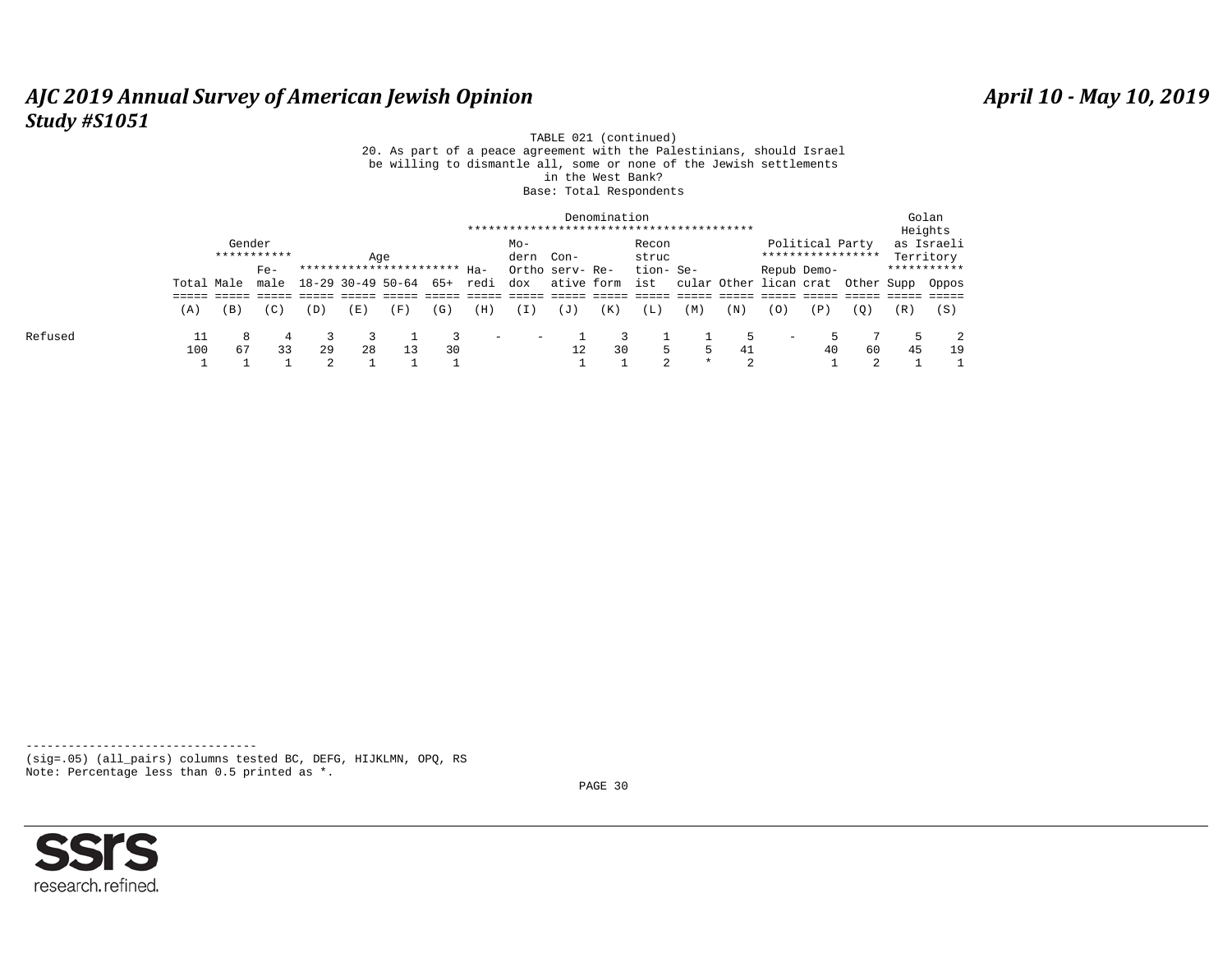TABLE 021 (continued)

20. As part of a peace agreement with the Palestinians, should Israel be willing to dismantle all, some or none of the Jewish settlements in the West Bank?

Base: Total Respondents

| | | Gender | | Age | | | | Denomination | | | | | | | | Political Party | | | Golan Heights as Israeli Territory | |
|---|---|---|---|---|---|---|---|---|---|---|---|---|---|---|---|---|---|---|---|---|
| | Total | Male | Female | 18-29 | 30-49 | 50-64 | 65+ | Haredi | Modern Orthodox | Conservative | Reform | Reconstructionist | Secular | Other | Republican | Democrat | Other | Supp | Oppos |
| | (A) | (B) | (C) | (D) | (E) | (F) | (G) | (H) | (I) | (J) | (K) | (L) | (M) | (N) | (O) | (P) | (Q) | (R) | (S) |
| Refused | 11 | 8 | 4 | 3 | 3 | 1 | 3 | - | - | 1 | 3 | 1 | 1 | 5 | - | 5 | 7 | 5 | 2 |
| | 100 | 67 | 33 | 29 | 28 | 13 | 30 | | | 12 | 30 | 5 | 5 | 41 | | 40 | 60 | 45 | 19 |
| | 1 | 1 | 1 | 2 | 1 | 1 | 1 | | | 1 | 1 | 2 | * | 2 | | 1 | 2 | 1 | 1 |

---------------------------------

(sig=.05) (all_pairs) columns tested BC, DEFG, HIJKLMN, OPQ, RS

Note: Percentage less than 0.5 printed as *.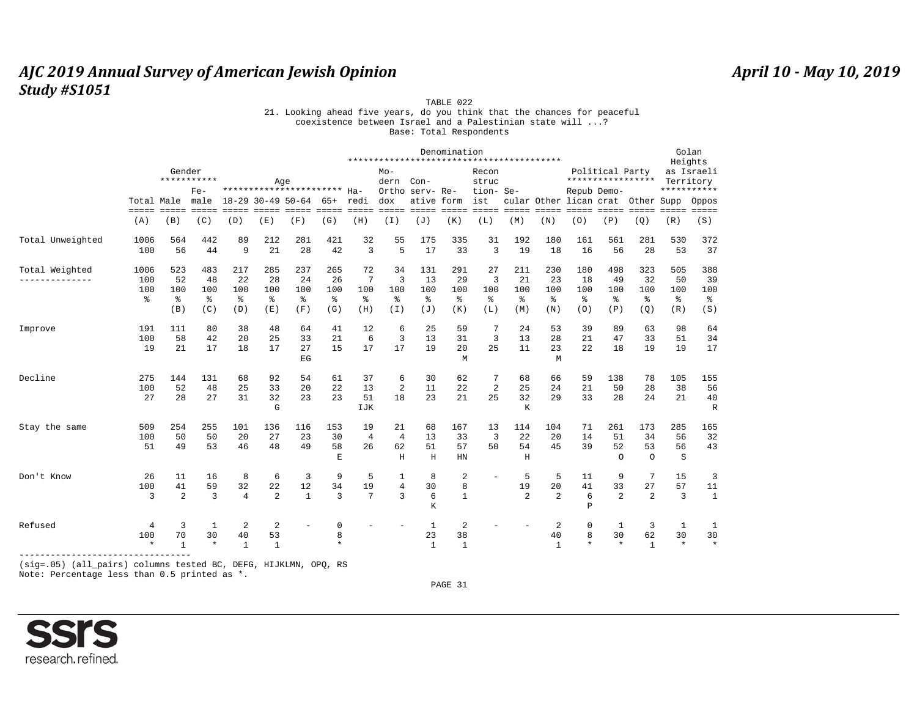TABLE 022

21. Looking ahead five years, do you think that the chances for peaceful coexistence between Israel and a Palestinian state will ...?

Base: Total Respondents

| | | Gender | | Age | | | | Denomination | | | | | | | Political Party | | | Golan Heights as Israeli Territory | |
|---|---|---|---|---|---|---|---|---|---|---|---|---|---|---|---|---|---|---|---|
| | Total | Male | Female | 18-29 | 30-49 | 50-64 | 65+ | Haredi | Modern Orthodox | Conservative | Reform | Reconstructionist | Secular | Other | Republican | Democrat | Other | Supp | Oppos |
| | (A) | (B) | (C) | (D) | (E) | (F) | (G) | (H) | (I) | (J) | (K) | (L) | (M) | (N) | (O) | (P) | (Q) | (R) | (S) |
| Total Unweighted | 1006 | 564 | 442 | 89 | 212 | 281 | 421 | 32 | 55 | 175 | 335 | 31 | 192 | 180 | 161 | 561 | 281 | 530 | 372 |
| | 100 | 56 | 44 | 9 | 21 | 28 | 42 | 3 | 5 | 17 | 33 | 3 | 19 | 18 | 16 | 56 | 28 | 53 | 37 |
| Total Weighted | 1006 | 523 | 483 | 217 | 285 | 237 | 265 | 72 | 34 | 131 | 291 | 27 | 211 | 230 | 180 | 498 | 323 | 505 | 388 |
| | 100 | 52 | 48 | 22 | 28 | 24 | 26 | 7 | 3 | 13 | 29 | 3 | 21 | 23 | 18 | 49 | 32 | 50 | 39 |
| | 100 | 100 | 100 | 100 | 100 | 100 | 100 | 100 | 100 | 100 | 100 | 100 | 100 | 100 | 100 | 100 | 100 | 100 | 100 |
| | % | % | % | % | % | % | % | % | % | % | % | % | % | % | % | % | % | % | % |
| | | (B) | (C) | (D) | (E) | (F) | (G) | (H) | (I) | (J) | (K) | (L) | (M) | (N) | (O) | (P) | (Q) | (R) | (S) |
| Improve | 191 | 111 | 80 | 38 | 48 | 64 | 41 | 12 | 6 | 25 | 59 | 7 | 24 | 53 | 39 | 89 | 63 | 98 | 64 |
| | 100 | 58 | 42 | 20 | 25 | 33 | 21 | 6 | 3 | 13 | 31 | 3 | 13 | 28 | 21 | 47 | 33 | 51 | 34 |
| | 19 | 21 | 17 | 18 | 17 | 27 | 15 | 17 | 17 | 19 | 20 | 25 | 11 | 23 | 22 | 18 | 19 | 19 | 17 |
| | | | | | | EG | | | | | M | | | M | | | | | |
| Decline | 275 | 144 | 131 | 68 | 92 | 54 | 61 | 37 | 6 | 30 | 62 | 7 | 68 | 66 | 59 | 138 | 78 | 105 | 155 |
| | 100 | 52 | 48 | 25 | 33 | 20 | 22 | 13 | 2 | 11 | 22 | 2 | 25 | 24 | 21 | 50 | 28 | 38 | 56 |
| | 27 | 28 | 27 | 31 | 32 | 23 | 23 | 51 | 18 | 23 | 21 | 25 | 32 | 29 | 33 | 28 | 24 | 21 | 40 |
| | | | | | G | | | IJK | | | | | K | | | | | | R |
| Stay the same | 509 | 254 | 255 | 101 | 136 | 116 | 153 | 19 | 21 | 68 | 167 | 13 | 114 | 104 | 71 | 261 | 173 | 285 | 165 |
| | 100 | 50 | 50 | 20 | 27 | 23 | 30 | 4 | 4 | 13 | 33 | 3 | 22 | 20 | 14 | 51 | 34 | 56 | 32 |
| | 51 | 49 | 53 | 46 | 48 | 49 | 58 | 26 | 62 | 51 | 57 | 50 | 54 | 45 | 39 | 52 | 53 | 56 | 43 |
| | | | | | | | E | | H | H | HN | | H | | | O | O | S | |
| Don't Know | 26 | 11 | 16 | 8 | 6 | 3 | 9 | 5 | 1 | 8 | 2 | - | 5 | 5 | 11 | 9 | 7 | 15 | 3 |
| | 100 | 41 | 59 | 32 | 22 | 12 | 34 | 19 | 4 | 30 | 8 | | 19 | 20 | 41 | 33 | 27 | 57 | 11 |
| | 3 | 2 | 3 | 4 | 2 | 1 | 3 | 7 | 3 | 6 | 1 | | 2 | 2 | 6 | 2 | 2 | 3 | 1 |
| | | | | | | | | | | K | | | | | P | | | | |
| Refused | 4 | 3 | 1 | 2 | 2 | - | 0 | - | - | 1 | 2 | - | - | 2 | 0 | 1 | 3 | 1 | 1 |
| | 100 | 70 | 30 | 40 | 53 | | 8 | | | 23 | 38 | | | 40 | 8 | 30 | 62 | 30 | 30 |
| | * | 1 | * | 1 | 1 | | * | | | 1 | 1 | | | 1 | * | * | 1 | * | * |

(sig=.05) (all_pairs) columns tested BC, DEFG, HIJKLMN, OPQ, RS

Note: Percentage less than 0.5 printed as *.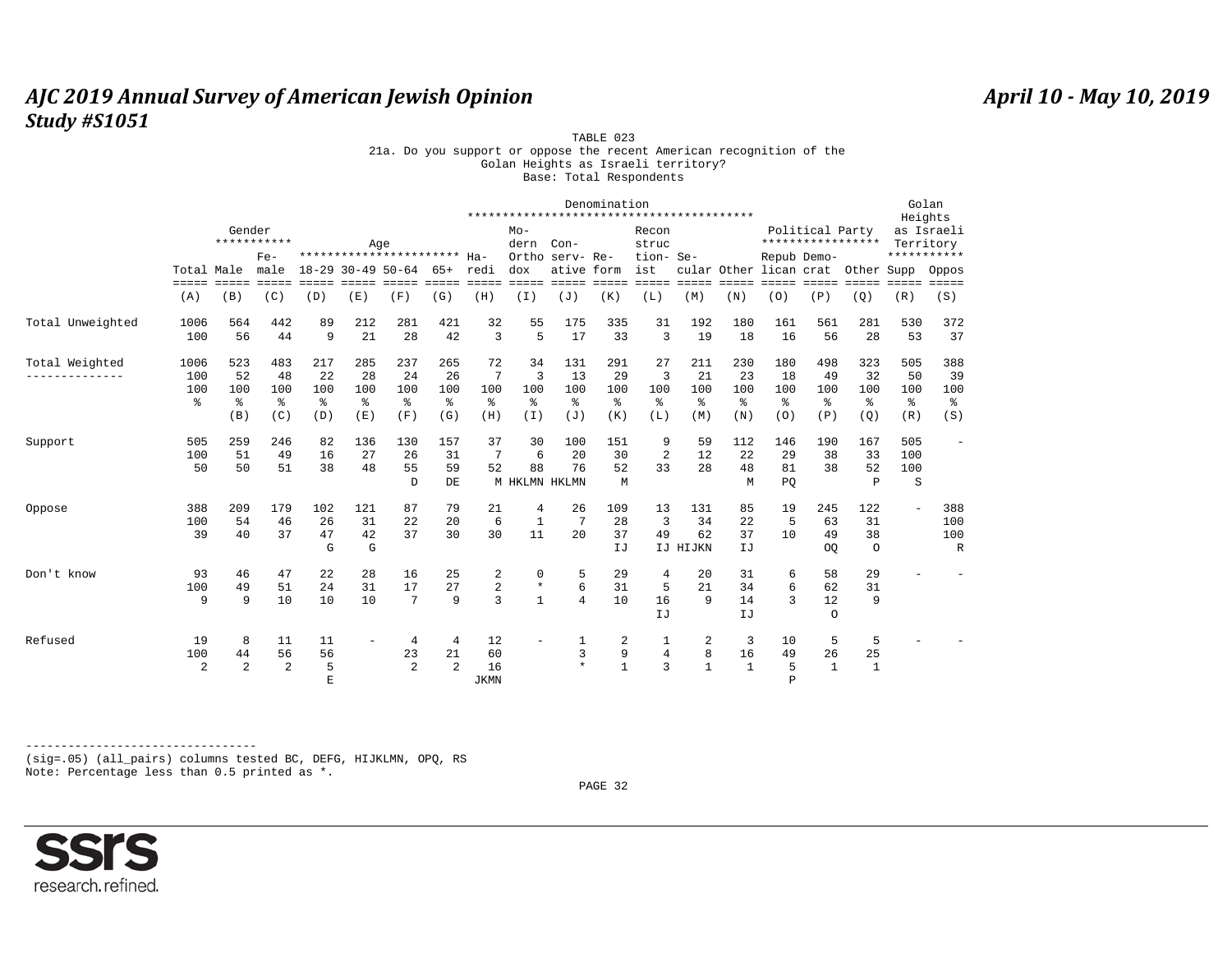TABLE 023

21a. Do you support or oppose the recent American recognition of the Golan Heights as Israeli territory?

Base: Total Respondents

| | | Gender | | Age | | | | Denomination | | | | | | | Political Party | | | Golan Heights as Israeli Territory | |
|---|---|---|---|---|---|---|---|---|---|---|---|---|---|---|---|---|---|---|---|
| | Total | Male | Female | 18-29 | 30-49 | 50-64 | 65+ | Haredi | Modern Orthodox | Conservative | Reform | Reconstructionist | Secular | Other | Republican | Democrat | Other | Supp | Oppos |
| | (A) | (B) | (C) | (D) | (E) | (F) | (G) | (H) | (I) | (J) | (K) | (L) | (M) | (N) | (O) | (P) | (Q) | (R) | (S) |
| Total Unweighted | 1006 | 564 | 442 | 89 | 212 | 281 | 421 | 32 | 55 | 175 | 335 | 31 | 192 | 180 | 161 | 561 | 281 | 530 | 372 |
| | 100 | 56 | 44 | 9 | 21 | 28 | 42 | 3 | 5 | 17 | 33 | 3 | 19 | 18 | 16 | 56 | 28 | 53 | 37 |
| Total Weighted | 1006 | 523 | 483 | 217 | 285 | 237 | 265 | 72 | 34 | 131 | 291 | 27 | 211 | 230 | 180 | 498 | 323 | 505 | 388 |
| | 100 | 52 | 48 | 22 | 28 | 24 | 26 | 7 | 3 | 13 | 29 | 3 | 21 | 23 | 18 | 49 | 32 | 50 | 39 |
| | 100 | 100 | 100 | 100 | 100 | 100 | 100 | 100 | 100 | 100 | 100 | 100 | 100 | 100 | 100 | 100 | 100 | 100 | 100 |
| | % | % | % | % | % | % | % | % | % | % | % | % | % | % | % | % | % | % | % |
| | | (B) | (C) | (D) | (E) | (F) | (G) | (H) | (I) | (J) | (K) | (L) | (M) | (N) | (O) | (P) | (Q) | (R) | (S) |
| Support | 505 | 259 | 246 | 82 | 136 | 130 | 157 | 37 | 30 | 100 | 151 | 9 | 59 | 112 | 146 | 190 | 167 | 505 | - |
| | 100 | 51 | 49 | 16 | 27 | 26 | 31 | 7 | 6 | 20 | 30 | 2 | 12 | 22 | 29 | 38 | 33 | 100 | |
| | 50 | 50 | 51 | 38 | 48 | 55 | 59 | 52 | 88 | 76 | 52 | 33 | 28 | 48 | 81 | 38 | 52 | 100 | |
| | | | | | | D | DE | M | HKLMN | HKLMN | M | | | M | PQ | | P | S | |
| Oppose | 388 | 209 | 179 | 102 | 121 | 87 | 79 | 21 | 4 | 26 | 109 | 13 | 131 | 85 | 19 | 245 | 122 | - | 388 |
| | 100 | 54 | 46 | 26 | 31 | 22 | 20 | 6 | 1 | 7 | 28 | 3 | 34 | 22 | 5 | 63 | 31 | | 100 |
| | 39 | 40 | 37 | 47 | 42 | 37 | 30 | 30 | 11 | 20 | 37 | 49 | 62 | 37 | 10 | 49 | 38 | | 100 |
| | | | | G | G | | | | | | IJ | IJ | HIJKN | IJ | | OQ | O | | R |
| Don't know | 93 | 46 | 47 | 22 | 28 | 16 | 25 | 2 | 0 | 5 | 29 | 4 | 20 | 31 | 6 | 58 | 29 | - | - |
| | 100 | 49 | 51 | 24 | 31 | 17 | 27 | 2 | * | 6 | 31 | 5 | 21 | 34 | 6 | 62 | 31 | | |
| | 9 | 9 | 10 | 10 | 10 | 7 | 9 | 3 | 1 | 4 | 10 | 16 | 9 | 14 | 3 | 12 | 9 | | |
| | | | | | | | | | | | | IJ | | IJ | | O | | | |
| Refused | 19 | 8 | 11 | 11 | - | 4 | 4 | 12 | - | 1 | 2 | 1 | 2 | 3 | 10 | 5 | 5 | - | - |
| | 100 | 44 | 56 | 56 | | 23 | 21 | 60 | | 3 | 9 | 4 | 8 | 16 | 49 | 26 | 25 | | |
| | 2 | 2 | 2 | 5 | | 2 | 2 | 16 | | * | 1 | 3 | 1 | 1 | 5 | 1 | 1 | | |
| | | | | E | | | | JKMN | | | | | | | P | | | | |

---------------------------------
(sig=.05) (all_pairs) columns tested BC, DEFG, HIJKLMN, OPQ, RS
Note: Percentage less than 0.5 printed as *.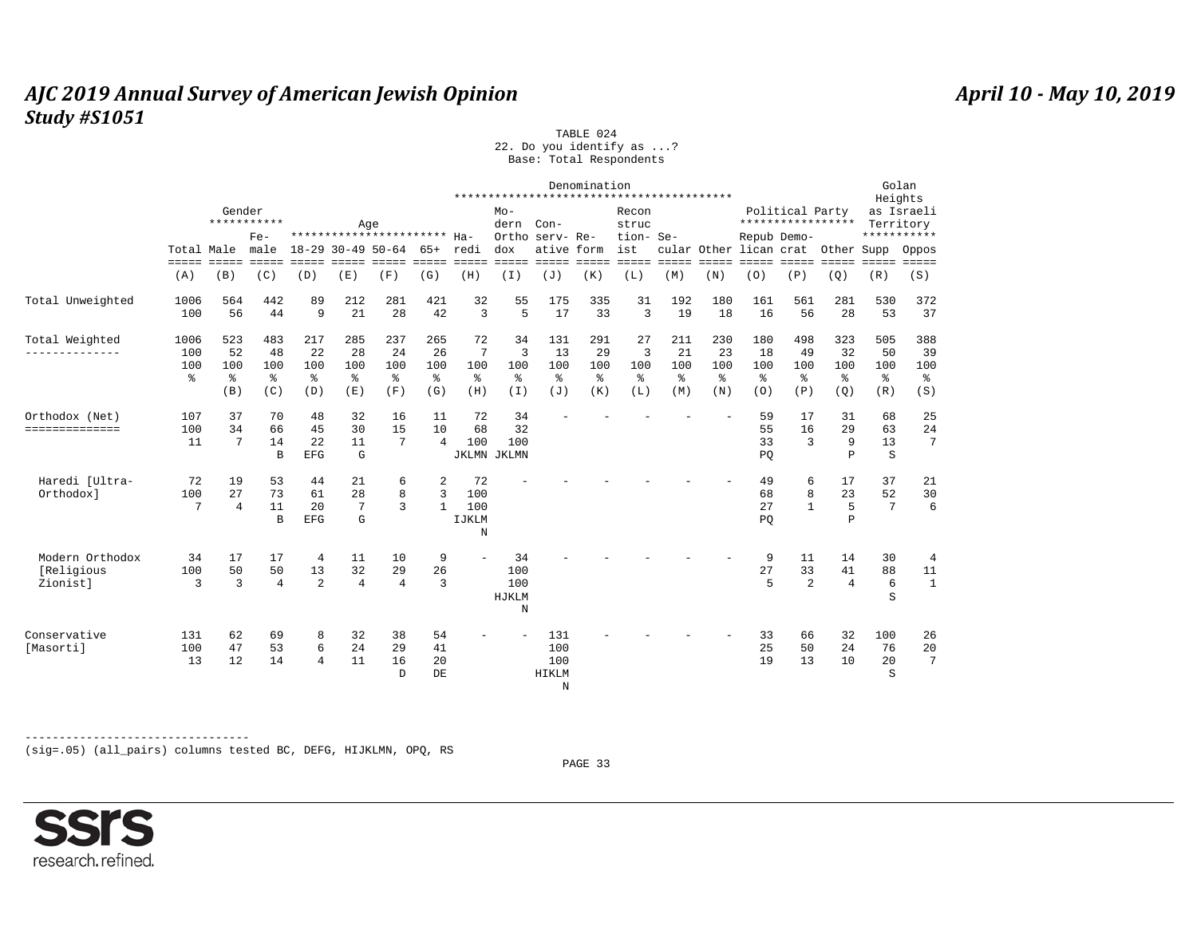# AJC 2019 Annual Survey of American Jewish Opinion
## Study #S1051

April 10 - May 10, 2019

TABLE 024
22. Do you identify as ...?
Base: Total Respondents

| | Total | Gender: Male | Gender: Female | Age: 18-29 | Age: 30-49 | Age: 50-64 | Age: 65+ | Denomination: Haredi | Denomination: Modern Orthodox | Denomination: Conservative | Denomination: Reform | Denomination: Reconstructionist | Denomination: Secular | Denomination: Other | Political Party: Republican | Political Party: Democrat | Political Party: Other | Golan Heights as Israeli Territory: Supp | Golan Heights as Israeli Territory: Oppos |
|---|---|---|---|---|---|---|---|---|---|---|---|---|---|---|---|---|---|---|---|
| | (A) | (B) | (C) | (D) | (E) | (F) | (G) | (H) | (I) | (J) | (K) | (L) | (M) | (N) | (O) | (P) | (Q) | (R) | (S) |
| Total Unweighted | 1006 | 564 | 442 | 89 | 212 | 281 | 421 | 32 | 55 | 175 | 335 | 31 | 192 | 180 | 161 | 561 | 281 | 530 | 372 |
| | 100 | 56 | 44 | 9 | 21 | 28 | 42 | 3 | 5 | 17 | 33 | 3 | 19 | 18 | 16 | 56 | 28 | 53 | 37 |
| Total Weighted | 1006 | 523 | 483 | 217 | 285 | 237 | 265 | 72 | 34 | 131 | 291 | 27 | 211 | 230 | 180 | 498 | 323 | 505 | 388 |
| | 100 | 52 | 48 | 22 | 28 | 24 | 26 | 7 | 3 | 13 | 29 | 3 | 21 | 23 | 18 | 49 | 32 | 50 | 39 |
| | 100 | 100 | 100 | 100 | 100 | 100 | 100 | 100 | 100 | 100 | 100 | 100 | 100 | 100 | 100 | 100 | 100 | 100 | 100 |
| | % | % | % | % | % | % | % | % | % | % | % | % | % | % | % | % | % | % | % |
| | | (B) | (C) | (D) | (E) | (F) | (G) | (H) | (I) | (J) | (K) | (L) | (M) | (N) | (O) | (P) | (Q) | (R) | (S) |
| Orthodox (Net) | 107 | 37 | 70 | 48 | 32 | 16 | 11 | 72 | 34 | - | - | - | - | - | 59 | 17 | 31 | 68 | 25 |
| | 100 | 34 | 66 | 45 | 30 | 15 | 10 | 68 | 32 | | | | | | 55 | 16 | 29 | 63 | 24 |
| | 11 | 7 | 14 | 22 | 11 | 7 | 4 | 100 | 100 | | | | | | 33 | 3 | 9 | 13 | 7 |
| | | | B | EFG | G | | | JKLMN | JKLMN | | | | | | PQ | | P | S | |
| Haredi [Ultra-Orthodox] | 72 | 19 | 53 | 44 | 21 | 6 | 2 | 72 | - | - | - | - | - | - | 49 | 6 | 17 | 37 | 21 |
| | 100 | 27 | 73 | 61 | 28 | 8 | 3 | 100 | | | | | | | 68 | 8 | 23 | 52 | 30 |
| | 7 | 4 | 11 | 20 | 7 | 3 | 1 | 100 | | | | | | | 27 | 1 | 5 | 7 | 6 |
| | | | B | EFG | G | | | IJKLMN | | | | | | | PQ | | P | | |
| Modern Orthodox [Religious Zionist] | 34 | 17 | 17 | 4 | 11 | 10 | 9 | - | 34 | - | - | - | - | - | 9 | 11 | 14 | 30 | 4 |
| | 100 | 50 | 50 | 13 | 32 | 29 | 26 | | 100 | | | | | | 27 | 33 | 41 | 88 | 11 |
| | 3 | 3 | 4 | 2 | 4 | 4 | 3 | | 100 | | | | | | 5 | 2 | 4 | 6 | 1 |
| | | | | | | | | | HJKLMN | | | | | | | | | S | |
| Conservative [Masorti] | 131 | 62 | 69 | 8 | 32 | 38 | 54 | - | - | 131 | - | - | - | - | 33 | 66 | 32 | 100 | 26 |
| | 100 | 47 | 53 | 6 | 24 | 29 | 41 | | | 100 | | | | | 25 | 50 | 24 | 76 | 20 |
| | 13 | 12 | 14 | 4 | 11 | 16 | 20 | | | 100 | | | | | 19 | 13 | 10 | 20 | 7 |
| | | | | | | D | DE | | | HIKLMN | | | | | | | | S | |

(sig=.05) (all_pairs) columns tested BC, DEFG, HIJKLMN, OPQ, RS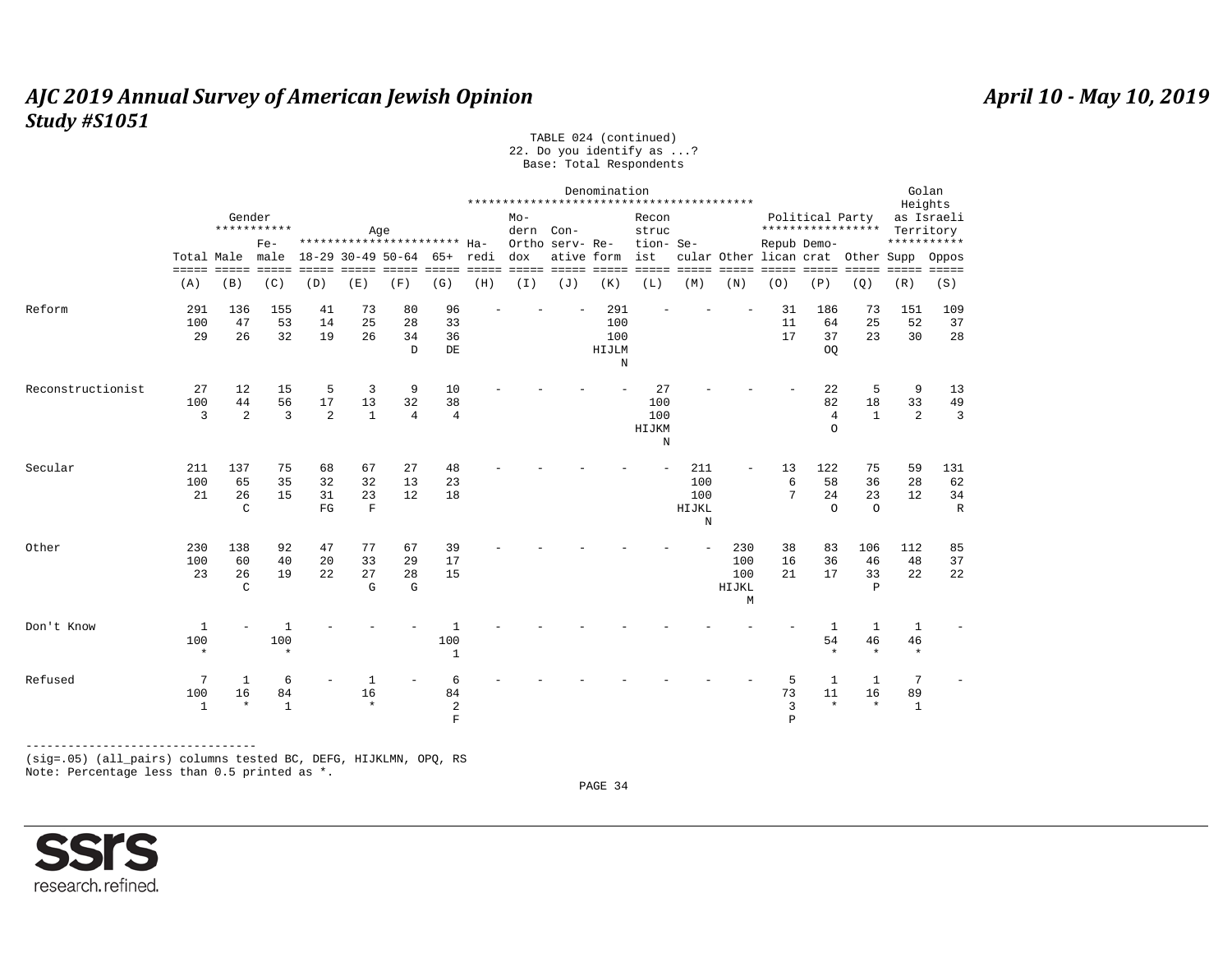TABLE 024 (continued)
22. Do you identify as ...?
Base: Total Respondents

| | Total | Gender: Male | Gender: Female | Age: 18-29 | Age: 30-49 | Age: 50-64 | Age: 65+ | Denomination: Haredi | Denomination: Modern Orthodox | Denomination: Conservative | Denomination: Reform | Denomination: Reconstructionist | Denomination: Secular | Denomination: Other | Political Party: Republican | Political Party: Democrat | Political Party: Other | Golan Heights as Israeli Territory: Supp | Golan Heights as Israeli Territory: Oppos |
|---|---|---|---|---|---|---|---|---|---|---|---|---|---|---|---|---|---|---|---|
| | (A) | (B) | (C) | (D) | (E) | (F) | (G) | (H) | (I) | (J) | (K) | (L) | (M) | (N) | (O) | (P) | (Q) | (R) | (S) |
| Reform | 291 | 136 | 155 | 41 | 73 | 80 | 96 | - | - | - | 291 | - | - | - | 31 | 186 | 73 | 151 | 109 |
| | 100 | 47 | 53 | 14 | 25 | 28 | 33 | | | | 100 | | | | 11 | 64 | 25 | 52 | 37 |
| | 29 | 26 | 32 | 19 | 26 | 34 | 36 | | | | 100 | | | | 17 | 37 | 23 | 30 | 28 |
| | | | | | | D | DE | | | | HIJLMN | | | | | OQ | | | |
| Reconstructionist | 27 | 12 | 15 | 5 | 3 | 9 | 10 | - | - | - | - | 27 | - | - | - | 22 | 5 | 9 | 13 |
| | 100 | 44 | 56 | 17 | 13 | 32 | 38 | | | | | 100 | | | | 82 | 18 | 33 | 49 |
| | 3 | 2 | 3 | 2 | 1 | 4 | 4 | | | | | 100 | | | | 4 | 1 | 2 | 3 |
| | | | | | | | | | | | | HIJKMN | | | | O | | | |
| Secular | 211 | 137 | 75 | 68 | 67 | 27 | 48 | - | - | - | - | - | 211 | - | 13 | 122 | 75 | 59 | 131 |
| | 100 | 65 | 35 | 32 | 32 | 13 | 23 | | | | | | 100 | | 6 | 58 | 36 | 28 | 62 |
| | 21 | 26 | 15 | 31 | 23 | 12 | 18 | | | | | | 100 | | 7 | 24 | 23 | 12 | 34 |
| | | C | | FG | F | | | | | | | | HIJKLN | | | O | O | | R |
| Other | 230 | 138 | 92 | 47 | 77 | 67 | 39 | - | - | - | - | - | - | 230 | 38 | 83 | 106 | 112 | 85 |
| | 100 | 60 | 40 | 20 | 33 | 29 | 17 | | | | | | | 100 | 16 | 36 | 46 | 48 | 37 |
| | 23 | 26 | 19 | 22 | 27 | 28 | 15 | | | | | | | 100 | 21 | 17 | 33 | 22 | 22 |
| | | C | | | G | G | | | | | | | | HIJKLM | | | P | | |
| Don't Know | 1 | - | 1 | - | - | - | 1 | - | - | - | - | - | - | - | - | 1 | 1 | 1 | - |
| | 100 | | 100 | | | | 100 | | | | | | | | | 54 | 46 | 46 | |
| | * | | * | | | | 1 | | | | | | | | | * | * | * | |
| Refused | 7 | 1 | 6 | - | 1 | - | 6 | - | - | - | - | - | - | - | 5 | 1 | 1 | 7 | - |
| | 100 | 16 | 84 | | 16 | | 84 | | | | | | | | 73 | 11 | 16 | 89 | |
| | 1 | * | 1 | | * | | 2 | | | | | | | | 3 | * | * | 1 | |
| | | | | | | | F | | | | | | | | P | | | | |

---------------------------------
(sig=.05) (all_pairs) columns tested BC, DEFG, HIJKLMN, OPQ, RS
Note: Percentage less than 0.5 printed as *.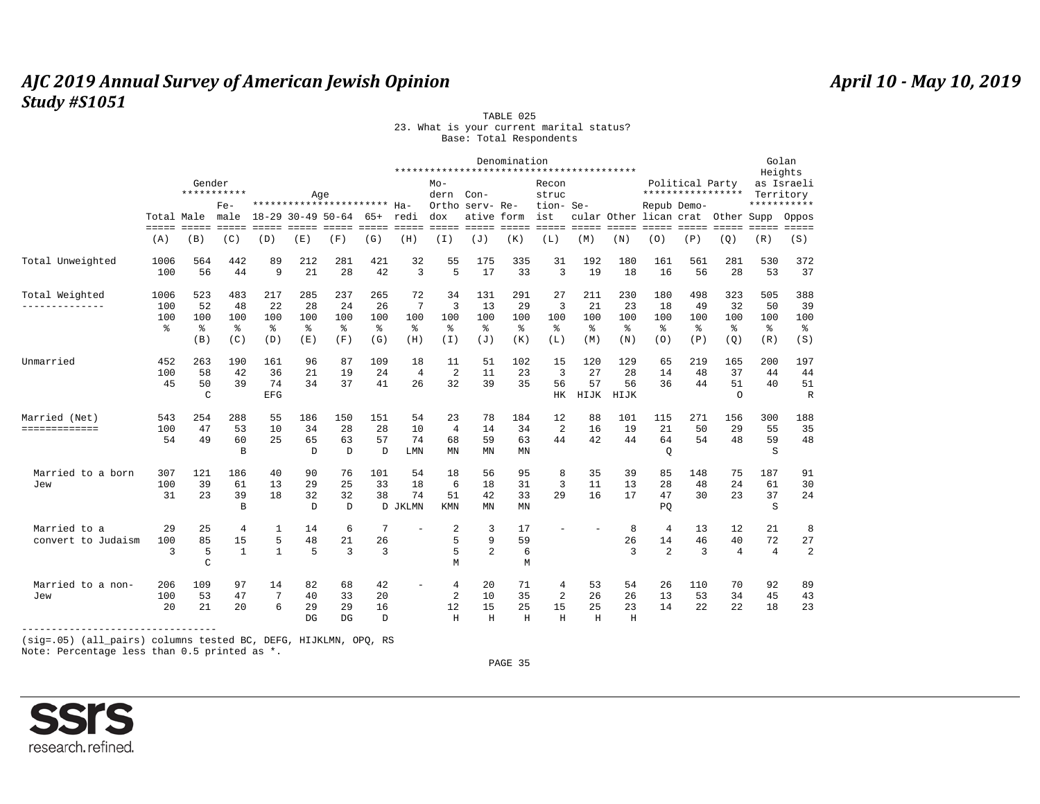# AJC 2019 Annual Survey of American Jewish Opinion

**Study #S1051**

**April 10 - May 10, 2019**

TABLE 025

23. What is your current marital status?

Base: Total Respondents

| | | Gender | | Age | | | | Denomination | | | | | | | | Political Party | | | Golan Heights as Israeli Territory | |
|---|---|---|---|---|---|---|---|---|---|---|---|---|---|---|---|---|---|---|---|---|
| | Total | Male | Female | 18-29 | 30-49 | 50-64 | 65+ | Haredi | Modern Orthodox | Conservative | Reform | Reconstructionist | Secular | Other | Republican | Democrat | Other | Supp | Oppos |
| | (A) | (B) | (C) | (D) | (E) | (F) | (G) | (H) | (I) | (J) | (K) | (L) | (M) | (N) | (O) | (P) | (Q) | (R) | (S) |
| Total Unweighted | 1006 | 564 | 442 | 89 | 212 | 281 | 421 | 32 | 55 | 175 | 335 | 31 | 192 | 180 | 161 | 561 | 281 | 530 | 372 |
| | 100 | 56 | 44 | 9 | 21 | 28 | 42 | 3 | 5 | 17 | 33 | 3 | 19 | 18 | 16 | 56 | 28 | 53 | 37 |
| Total Weighted | 1006 | 523 | 483 | 217 | 285 | 237 | 265 | 72 | 34 | 131 | 291 | 27 | 211 | 230 | 180 | 498 | 323 | 505 | 388 |
| | 100 | 52 | 48 | 22 | 28 | 24 | 26 | 7 | 3 | 13 | 29 | 3 | 21 | 23 | 18 | 49 | 32 | 50 | 39 |
| | 100 | 100 | 100 | 100 | 100 | 100 | 100 | 100 | 100 | 100 | 100 | 100 | 100 | 100 | 100 | 100 | 100 | 100 | 100 |
| | % | % | % | % | % | % | % | % | % | % | % | % | % | % | % | % | % | % | % |
| | | (B) | (C) | (D) | (E) | (F) | (G) | (H) | (I) | (J) | (K) | (L) | (M) | (N) | (O) | (P) | (Q) | (R) | (S) |
| Unmarried | 452 | 263 | 190 | 161 | 96 | 87 | 109 | 18 | 11 | 51 | 102 | 15 | 120 | 129 | 65 | 219 | 165 | 200 | 197 |
| | 100 | 58 | 42 | 36 | 21 | 19 | 24 | 4 | 2 | 11 | 23 | 3 | 27 | 28 | 14 | 48 | 37 | 44 | 44 |
| | 45 | 50 | 39 | 74 | 34 | 37 | 41 | 26 | 32 | 39 | 35 | 56 | 57 | 56 | 36 | 44 | 51 | 40 | 51 |
| | | C | | EFG | | | | | | | | HK | HIJK | HIJK | | | O | | R |
| Married (Net) | 543 | 254 | 288 | 55 | 186 | 150 | 151 | 54 | 23 | 78 | 184 | 12 | 88 | 101 | 115 | 271 | 156 | 300 | 188 |
| | 100 | 47 | 53 | 10 | 34 | 28 | 28 | 10 | 4 | 14 | 34 | 2 | 16 | 19 | 21 | 50 | 29 | 55 | 35 |
| | 54 | 49 | 60 | 25 | 65 | 63 | 57 | 74 | 68 | 59 | 63 | 44 | 42 | 44 | 64 | 54 | 48 | 59 | 48 |
| | | | B | | D | D | D | LMN | MN | MN | MN | | | | Q | | | S | |
| Married to a born Jew | 307 | 121 | 186 | 40 | 90 | 76 | 101 | 54 | 18 | 56 | 95 | 8 | 35 | 39 | 85 | 148 | 75 | 187 | 91 |
| | 100 | 39 | 61 | 13 | 29 | 25 | 33 | 18 | 6 | 18 | 31 | 3 | 11 | 13 | 28 | 48 | 24 | 61 | 30 |
| | 31 | 23 | 39 | 18 | 32 | 32 | 38 | 74 | 51 | 42 | 33 | 29 | 16 | 17 | 47 | 30 | 23 | 37 | 24 |
| | | | B | | D | D | D | JKLMN | KMN | MN | MN | | | | PQ | | | S | |
| Married to a convert to Judaism | 29 | 25 | 4 | 1 | 14 | 6 | 7 | - | 2 | 3 | 17 | - | - | 8 | 4 | 13 | 12 | 21 | 8 |
| | 100 | 85 | 15 | 5 | 48 | 21 | 26 | | 5 | 9 | 59 | | | 26 | 14 | 46 | 40 | 72 | 27 |
| | 3 | 5 | 1 | 1 | 5 | 3 | 3 | | 5 | 2 | 6 | | | 3 | 2 | 3 | 4 | 4 | 2 |
| | | C | | | | | | | M | | M | | | | | | | | |
| Married to a non-Jew | 206 | 109 | 97 | 14 | 82 | 68 | 42 | - | 4 | 20 | 71 | 4 | 53 | 54 | 26 | 110 | 70 | 92 | 89 |
| | 100 | 53 | 47 | 7 | 40 | 33 | 20 | | 2 | 10 | 35 | 2 | 26 | 26 | 13 | 53 | 34 | 45 | 43 |
| | 20 | 21 | 20 | 6 | 29 | 29 | 16 | | 12 | 15 | 25 | 15 | 25 | 23 | 14 | 22 | 22 | 18 | 23 |
| | | | | | DG | DG | D | | H | H | H | H | H | H | | | | | |

(sig=.05) (all_pairs) columns tested BC, DEFG, HIJKLMN, OPQ, RS

Note: Percentage less than 0.5 printed as *.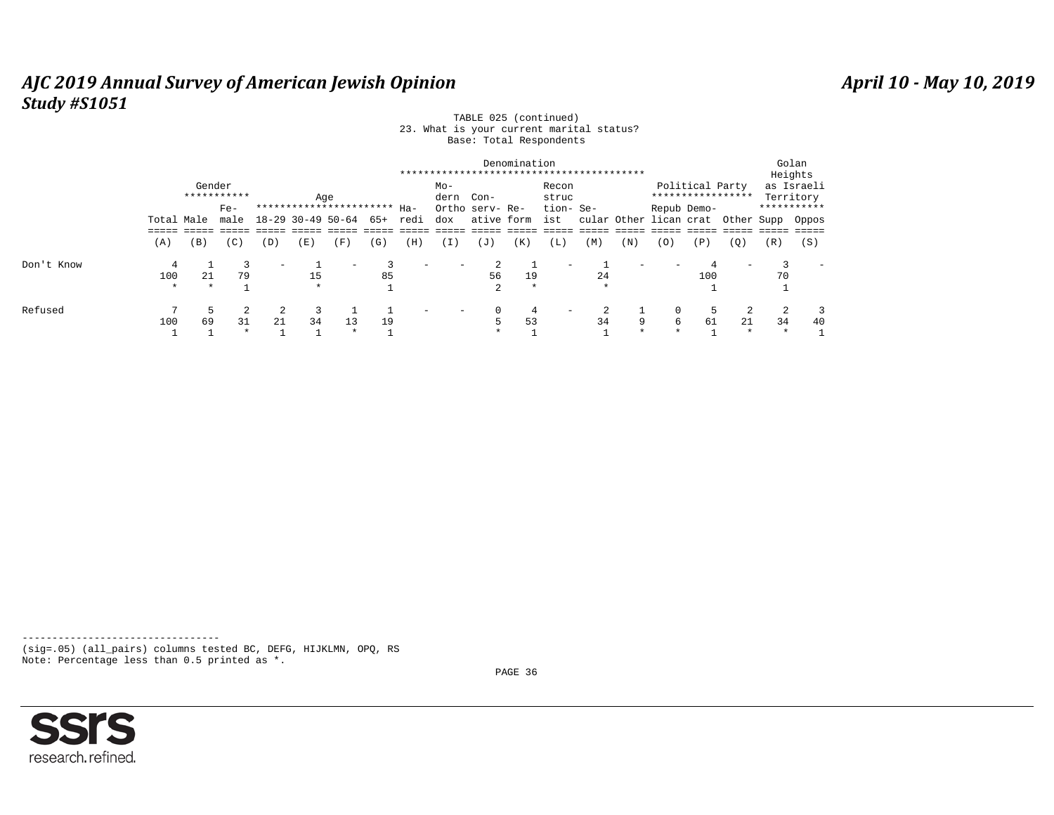TABLE 025 (continued)
23. What is your current marital status?
Base: Total Respondents

| | Total | Gender: Male | Gender: Female | Age: 18-29 | Age: 30-49 | Age: 50-64 | Age: 65+ | Denomination: Haredi | Denomination: Modern Orthodox | Denomination: Conservative | Denomination: Reform | Denomination: Reconstructionist | Denomination: Secular | Denomination: Other | Political Party: Republican | Political Party: Democrat | Political Party: Other | Golan Heights as Israeli Territory: Supp | Golan Heights as Israeli Territory: Oppos |
|---|---|---|---|---|---|---|---|---|---|---|---|---|---|---|---|---|---|---|---|
| | (A) | (B) | (C) | (D) | (E) | (F) | (G) | (H) | (I) | (J) | (K) | (L) | (M) | (N) | (O) | (P) | (Q) | (R) | (S) |
| Don't Know | 4 | 1 | 3 | - | 1 | - | 3 | - | - | 2 | 1 | - | 1 | - | - | 4 | - | 3 | - |
| | 100 | 21 | 79 | | 15 | | 85 | | | 56 | 19 | | 24 | | | 100 | | 70 | |
| | * | * | 1 | | * | | 1 | | | 2 | * | | * | | | 1 | | 1 | |
| Refused | 7 | 5 | 2 | 2 | 3 | 1 | 1 | - | - | 0 | 4 | - | 2 | 1 | 0 | 5 | 2 | 2 | 3 |
| | 100 | 69 | 31 | 21 | 34 | 13 | 19 | | | 5 | 53 | | 34 | 9 | 6 | 61 | 21 | 34 | 40 |
| | 1 | 1 | * | 1 | 1 | * | 1 | | | * | 1 | | 1 | * | * | 1 | * | * | 1 |

---------------------------------
(sig=.05) (all_pairs) columns tested BC, DEFG, HIJKLMN, OPQ, RS
Note: Percentage less than 0.5 printed as *.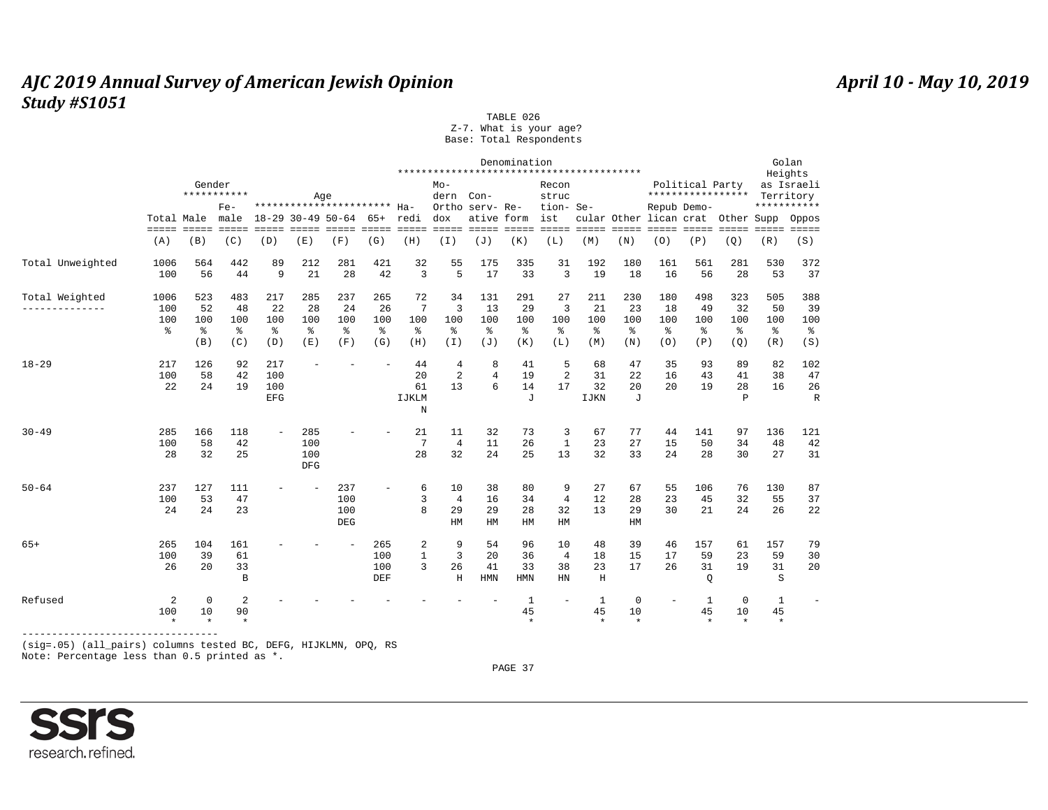# AJC 2019 Annual Survey of American Jewish Opinion
## Study #S1051

April 10 - May 10, 2019

TABLE 026
Z-7. What is your age?
Base: Total Respondents

| | Total | Gender | | Age | | | | Denomination | | | | | | | Political Party | | | Golan Heights as Israeli Territory | |
|---|---|---|---|---|---|---|---|---|---|---|---|---|---|---|---|---|---|---|---|
| | Total | Male | Female | 18-29 | 30-49 | 50-64 | 65+ | Haredi | Modern Orthodox | Conservative | Reform | Reconstructionist | Secular | Other | Republican | Democrat | Other | Supp | Oppos |
| | (A) | (B) | (C) | (D) | (E) | (F) | (G) | (H) | (I) | (J) | (K) | (L) | (M) | (N) | (O) | (P) | (Q) | (R) | (S) |
| Total Unweighted | 1006 | 564 | 442 | 89 | 212 | 281 | 421 | 32 | 55 | 175 | 335 | 31 | 192 | 180 | 161 | 561 | 281 | 530 | 372 |
| | 100 | 56 | 44 | 9 | 21 | 28 | 42 | 3 | 5 | 17 | 33 | 3 | 19 | 18 | 16 | 56 | 28 | 53 | 37 |
| Total Weighted | 1006 | 523 | 483 | 217 | 285 | 237 | 265 | 72 | 34 | 131 | 291 | 27 | 211 | 230 | 180 | 498 | 323 | 505 | 388 |
| | 100 | 52 | 48 | 22 | 28 | 24 | 26 | 7 | 3 | 13 | 29 | 3 | 21 | 23 | 18 | 49 | 32 | 50 | 39 |
| | 100 | 100 | 100 | 100 | 100 | 100 | 100 | 100 | 100 | 100 | 100 | 100 | 100 | 100 | 100 | 100 | 100 | 100 | 100 |
| | % | % | % | % | % | % | % | % | % | % | % | % | % | % | % | % | % | % | % |
| | | (B) | (C) | (D) | (E) | (F) | (G) | (H) | (I) | (J) | (K) | (L) | (M) | (N) | (O) | (P) | (Q) | (R) | (S) |
| 18-29 | 217 | 126 | 92 | 217 | - | - | - | 44 | 4 | 8 | 41 | 5 | 68 | 47 | 35 | 93 | 89 | 82 | 102 |
| | 100 | 58 | 42 | 100 | | | | 20 | 2 | 4 | 19 | 2 | 31 | 22 | 16 | 43 | 41 | 38 | 47 |
| | 22 | 24 | 19 | 100 | | | | 61 | 13 | 6 | 14 | 17 | 32 | 20 | 20 | 19 | 28 | 16 | 26 |
| | | | | EFG | | | | IJKLMN | | | J | | IJKN | J | | | P | | R |
| 30-49 | 285 | 166 | 118 | - | 285 | - | - | 21 | 11 | 32 | 73 | 3 | 67 | 77 | 44 | 141 | 97 | 136 | 121 |
| | 100 | 58 | 42 | | 100 | | | 7 | 4 | 11 | 26 | 1 | 23 | 27 | 15 | 50 | 34 | 48 | 42 |
| | 28 | 32 | 25 | | 100 | | | 28 | 32 | 24 | 25 | 13 | 32 | 33 | 24 | 28 | 30 | 27 | 31 |
| | | | | | DFG | | | | | | | | | | | | | | |
| 50-64 | 237 | 127 | 111 | - | - | 237 | - | 6 | 10 | 38 | 80 | 9 | 27 | 67 | 55 | 106 | 76 | 130 | 87 |
| | 100 | 53 | 47 | | | 100 | | 3 | 4 | 16 | 34 | 4 | 12 | 28 | 23 | 45 | 32 | 55 | 37 |
| | 24 | 24 | 23 | | | 100 | | 8 | 29 | 29 | 28 | 32 | 13 | 29 | 30 | 21 | 24 | 26 | 22 |
| | | | | | | DEG | | | HM | HM | HM | HM | | HM | | | | | |
| 65+ | 265 | 104 | 161 | - | - | - | 265 | 2 | 9 | 54 | 96 | 10 | 48 | 39 | 46 | 157 | 61 | 157 | 79 |
| | 100 | 39 | 61 | | | | 100 | 1 | 3 | 20 | 36 | 4 | 18 | 15 | 17 | 59 | 23 | 59 | 30 |
| | 26 | 20 | 33 | | | | 100 | 3 | 26 | 41 | 33 | 38 | 23 | 17 | 26 | 31 | 19 | 31 | 20 |
| | | | B | | | | DEF | | H | HMN | HMN | HN | H | | | Q | | S | |
| Refused | 2 | 0 | 2 | - | - | - | - | - | - | - | 1 | - | 1 | 0 | - | 1 | 0 | 1 | - |
| | 100 | 10 | 90 | | | | | | | | 45 | | 45 | 10 | | 45 | 10 | 45 | |
| | * | * | * | | | | | | | | * | | * | * | | * | * | * | |

(sig=.05) (all_pairs) columns tested BC, DEFG, HIJKLMN, OPQ, RS
Note: Percentage less than 0.5 printed as *.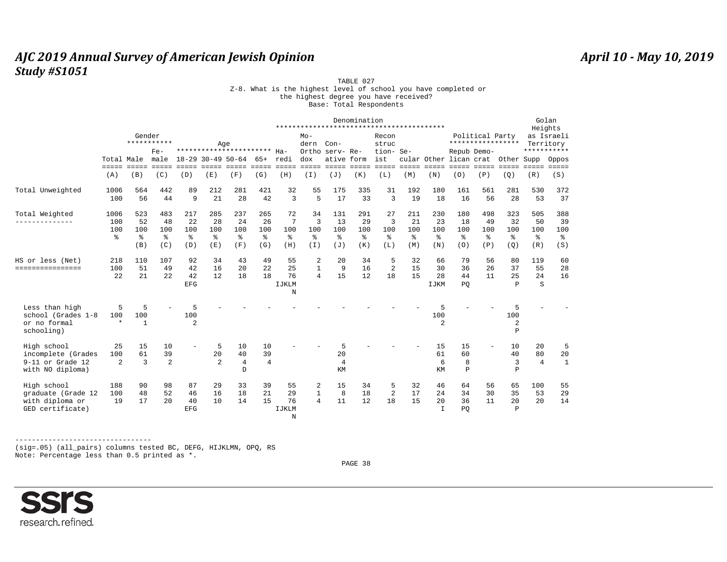# AJC 2019 Annual Survey of American Jewish Opinion

**Study #S1051**

April 10 - May 10, 2019

TABLE 027

Z-8. What is the highest level of school you have completed or the highest degree you have received?

Base: Total Respondents

| | Total | Gender | | Age | | | | Denomination | | | | | | | | Political Party | | | Golan Heights as Israeli Territory | |
|---|---|---|---|---|---|---|---|---|---|---|---|---|---|---|---|---|---|---|---|---|
| | Total | Male | Female | 18-29 | 30-49 | 50-64 | 65+ | Haredi | Modern Orthodox | Conservative | Reform | Reconstructionist | Secular | Other | Republican | Democrat | Other | Supp | Oppos |
| | (A) | (B) | (C) | (D) | (E) | (F) | (G) | (H) | (I) | (J) | (K) | (L) | (M) | (N) | (O) | (P) | (Q) | (R) | (S) |
| Total Unweighted | 1006 | 564 | 442 | 89 | 212 | 281 | 421 | 32 | 55 | 175 | 335 | 31 | 192 | 180 | 161 | 561 | 281 | 530 | 372 |
| | 100 | 56 | 44 | 9 | 21 | 28 | 42 | 3 | 5 | 17 | 33 | 3 | 19 | 18 | 16 | 56 | 28 | 53 | 37 |
| Total Weighted | 1006 | 523 | 483 | 217 | 285 | 237 | 265 | 72 | 34 | 131 | 291 | 27 | 211 | 230 | 180 | 498 | 323 | 505 | 388 |
| | 100 | 52 | 48 | 22 | 28 | 24 | 26 | 7 | 3 | 13 | 29 | 3 | 21 | 23 | 18 | 49 | 32 | 50 | 39 |
| | 100 | 100 | 100 | 100 | 100 | 100 | 100 | 100 | 100 | 100 | 100 | 100 | 100 | 100 | 100 | 100 | 100 | 100 | 100 |
| | % | % | % | % | % | % | % | % | % | % | % | % | % | % | % | % | % | % | % |
| | | (B) | (C) | (D) | (E) | (F) | (G) | (H) | (I) | (J) | (K) | (L) | (M) | (N) | (O) | (P) | (Q) | (R) | (S) |
| **HS or less (Net)** | 218 | 110 | 107 | 92 | 34 | 43 | 49 | 55 | 2 | 20 | 34 | 5 | 32 | 66 | 79 | 56 | 80 | 119 | 60 |
| | 100 | 51 | 49 | 42 | 16 | 20 | 22 | 25 | 1 | 9 | 16 | 2 | 15 | 30 | 36 | 26 | 37 | 55 | 28 |
| | 22 | 21 | 22 | 42 | 12 | 18 | 18 | 76 | 4 | 15 | 12 | 18 | 15 | 28 | 44 | 11 | 25 | 24 | 16 |
| | | | | EFG | | | | IJKLMN | | | | | | IJKM | PQ | | P | S | |
| Less than high school (Grades 1-8 or no formal schooling) | 5 | 5 | - | 5 | - | - | - | - | - | - | - | - | - | 5 | - | - | 5 | - | - |
| | 100 | 100 | | 100 | | | | | | | | | | 100 | | | 100 | | |
| | * | 1 | | 2 | | | | | | | | | | 2 | | | 2 | | |
| | | | | | | | | | | | | | | | | | P | | |
| High school incomplete (Grades 9-11 or Grade 12 with NO diploma) | 25 | 15 | 10 | - | 5 | 10 | 10 | - | - | 5 | - | - | - | 15 | 15 | - | 10 | 20 | 5 |
| | 100 | 61 | 39 | | 20 | 40 | 39 | | | 20 | | | | 61 | 60 | | 40 | 80 | 20 |
| | 2 | 3 | 2 | | 2 | 4 | 4 | | | 4 | | | | 6 | 8 | | 3 | 4 | 1 |
| | | | | | | D | | | | KM | | | | KM | P | | P | | |
| High school graduate (Grade 12 with diploma or GED certificate) | 188 | 90 | 98 | 87 | 29 | 33 | 39 | 55 | 2 | 15 | 34 | 5 | 32 | 46 | 64 | 56 | 65 | 100 | 55 |
| | 100 | 48 | 52 | 46 | 16 | 18 | 21 | 29 | 1 | 8 | 18 | 2 | 17 | 24 | 34 | 30 | 35 | 53 | 29 |
| | 19 | 17 | 20 | 40 | 10 | 14 | 15 | 76 | 4 | 11 | 12 | 18 | 15 | 20 | 36 | 11 | 20 | 20 | 14 |
| | | | | EFG | | | | IJKLMN | | | | | | I | PQ | | P | | |

(sig=.05) (all_pairs) columns tested BC, DEFG, HIJKLMN, OPQ, RS

Note: Percentage less than 0.5 printed as *.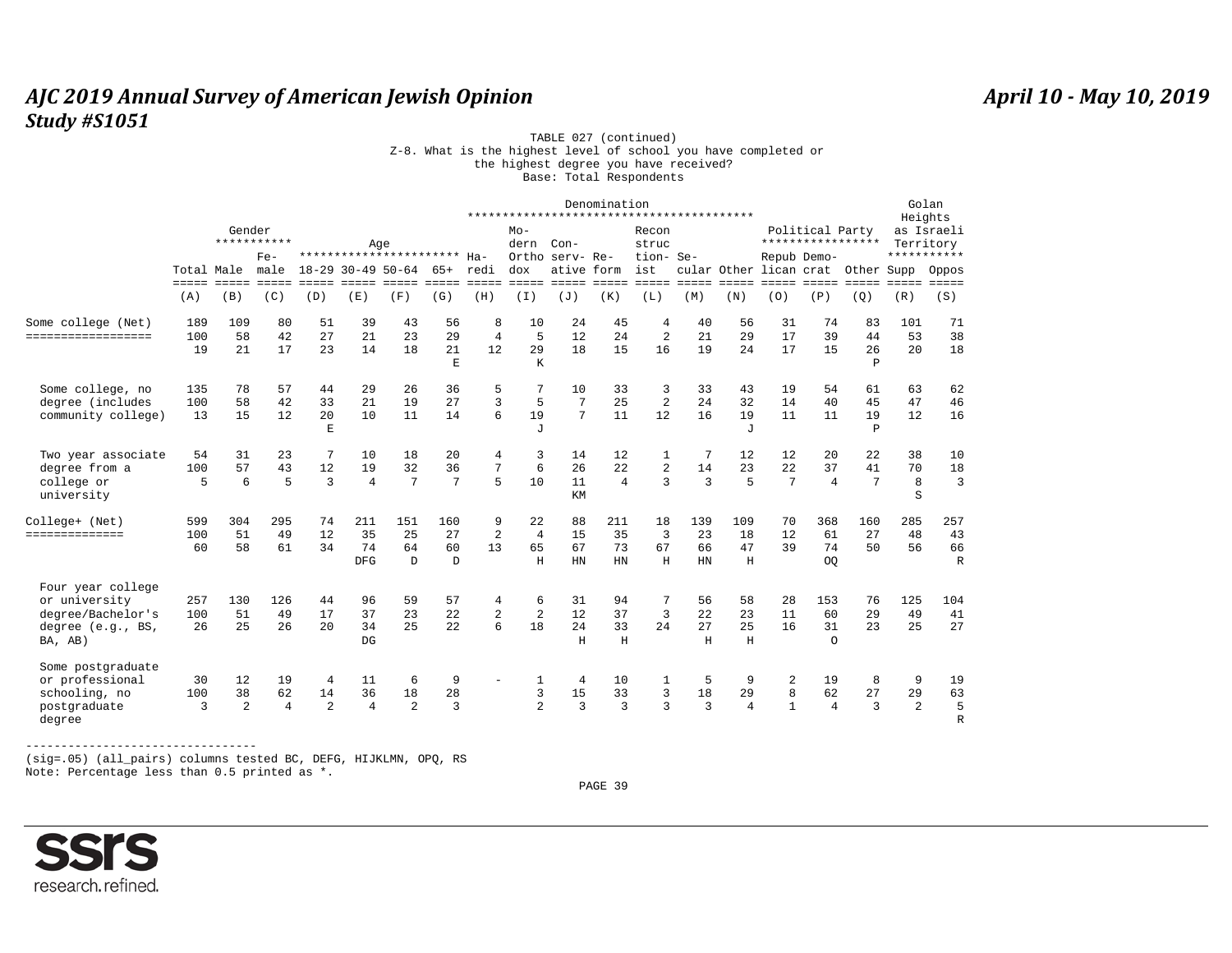TABLE 027 (continued)

Z-8. What is the highest level of school you have completed or the highest degree you have received?

Base: Total Respondents

| | Total | Gender | | Age | | | | Denomination | | | | | | | | Political Party | | | Golan Heights as Israeli Territory | |
|---|---|---|---|---|---|---|---|---|---|---|---|---|---|---|---|---|---|---|---|---|
| | Total | Male | Female | 18-29 | 30-49 | 50-64 | 65+ | Haredi | Modern Orthodox | Conservative | Reform | Reconstructionist | Secular | Other | Republican | Democrat | Other | Supp | Oppos |
| | (A) | (B) | (C) | (D) | (E) | (F) | (G) | (H) | (I) | (J) | (K) | (L) | (M) | (N) | (O) | (P) | (Q) | (R) | (S) |
| **Some college (Net)** | 189 | 109 | 80 | 51 | 39 | 43 | 56 | 8 | 10 | 24 | 45 | 4 | 40 | 56 | 31 | 74 | 83 | 101 | 71 |
| | 100 | 58 | 42 | 27 | 21 | 23 | 29 | 4 | 5 | 12 | 24 | 2 | 21 | 29 | 17 | 39 | 44 | 53 | 38 |
| | 19 | 21 | 17 | 23 | 14 | 18 | 21 | 12 | 29 | 18 | 15 | 16 | 19 | 24 | 17 | 15 | 26 | 20 | 18 |
| | | | | | | | E | | K | | | | | | | | P | | |
| Some college, no degree (includes community college) | 135 | 78 | 57 | 44 | 29 | 26 | 36 | 5 | 7 | 10 | 33 | 3 | 33 | 43 | 19 | 54 | 61 | 63 | 62 |
| | 100 | 58 | 42 | 33 | 21 | 19 | 27 | 3 | 5 | 7 | 25 | 2 | 24 | 32 | 14 | 40 | 45 | 47 | 46 |
| | 13 | 15 | 12 | 20 | 10 | 11 | 14 | 6 | 19 | 7 | 11 | 12 | 16 | 19 | 11 | 11 | 19 | 12 | 16 |
| | | | | E | | | | | J | | | | | J | | | P | | |
| Two year associate degree from a college or university | 54 | 31 | 23 | 7 | 10 | 18 | 20 | 4 | 3 | 14 | 12 | 1 | 7 | 12 | 12 | 20 | 22 | 38 | 10 |
| | 100 | 57 | 43 | 12 | 19 | 32 | 36 | 7 | 6 | 26 | 22 | 2 | 14 | 23 | 22 | 37 | 41 | 70 | 18 |
| | 5 | 6 | 5 | 3 | 4 | 7 | 7 | 5 | 10 | 11 | 4 | 3 | 3 | 5 | 7 | 4 | 7 | 8 | 3 |
| | | | | | | | | | | KM | | | | | | | | S | |
| **College+ (Net)** | 599 | 304 | 295 | 74 | 211 | 151 | 160 | 9 | 22 | 88 | 211 | 18 | 139 | 109 | 70 | 368 | 160 | 285 | 257 |
| | 100 | 51 | 49 | 12 | 35 | 25 | 27 | 2 | 4 | 15 | 35 | 3 | 23 | 18 | 12 | 61 | 27 | 48 | 43 |
| | 60 | 58 | 61 | 34 | 74 | 64 | 60 | 13 | 65 | 67 | 73 | 67 | 66 | 47 | 39 | 74 | 50 | 56 | 66 |
| | | | | | DFG | D | D | | H | HN | HN | H | HN | H | | OQ | | | R |
| Four year college or university degree/Bachelor's degree (e.g., BS, BA, AB) | 257 | 130 | 126 | 44 | 96 | 59 | 57 | 4 | 6 | 31 | 94 | 7 | 56 | 58 | 28 | 153 | 76 | 125 | 104 |
| | 100 | 51 | 49 | 17 | 37 | 23 | 22 | 2 | 2 | 12 | 37 | 3 | 22 | 23 | 11 | 60 | 29 | 49 | 41 |
| | 26 | 25 | 26 | 20 | 34 | 25 | 22 | 6 | 18 | 24 | 33 | 24 | 27 | 25 | 16 | 31 | 23 | 25 | 27 |
| | | | | | DG | | | | | H | H | | H | H | | O | | | |
| Some postgraduate or professional schooling, no postgraduate degree | 30 | 12 | 19 | 4 | 11 | 6 | 9 | - | 1 | 4 | 10 | 1 | 5 | 9 | 2 | 19 | 8 | 9 | 19 |
| | 100 | 38 | 62 | 14 | 36 | 18 | 28 | | 3 | 15 | 33 | 3 | 18 | 29 | 8 | 62 | 27 | 29 | 63 |
| | 3 | 2 | 4 | 2 | 4 | 2 | 3 | | 2 | 3 | 3 | 3 | 3 | 4 | 1 | 4 | 3 | 2 | 5 |
| | | | | | | | | | | | | | | | | | | | R |

(sig=.05) (all_pairs) columns tested BC, DEFG, HIJKLMN, OPQ, RS
Note: Percentage less than 0.5 printed as *.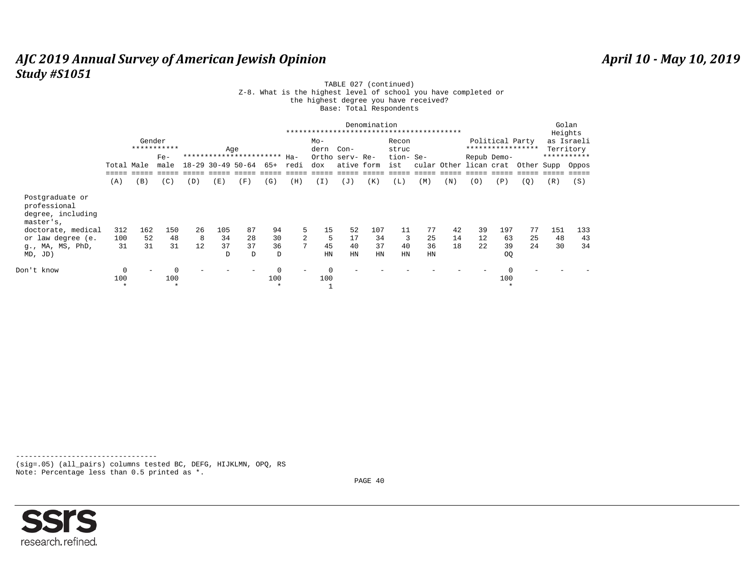# AJC 2019 Annual Survey of American Jewish Opinion
## Study #S1051

April 10 - May 10, 2019

TABLE 027 (continued)
Z-8. What is the highest level of school you have completed or the highest degree you have received?
Base: Total Respondents

| | Total | Gender | | Age | | | | Denomination | | | | | | | Political Party | | | Golan Heights as Israeli Territory | |
|---|---|---|---|---|---|---|---|---|---|---|---|---|---|---|---|---|---|---|---|
| | Total | Male | Female | 18-29 | 30-49 | 50-64 | 65+ | Haredi | Modern Orthodox | Conservative | Reform | Reconstructionist | Secular | Other | Republican | Democrat | Other | Supp | Oppos |
| | (A) | (B) | (C) | (D) | (E) | (F) | (G) | (H) | (I) | (J) | (K) | (L) | (M) | (N) | (O) | (P) | (Q) | (R) | (S) |
| Postgraduate or professional degree, including master's, doctorate, medical or law degree (e.g., MA, MS, PhD, MD, JD) | 312 | 162 | 150 | 26 | 105 | 87 | 94 | 5 | 15 | 52 | 107 | 11 | 77 | 42 | 39 | 197 | 77 | 151 | 133 |
| | 100 | 52 | 48 | 8 | 34 | 28 | 30 | 2 | 5 | 17 | 34 | 3 | 25 | 14 | 12 | 63 | 25 | 48 | 43 |
| | 31 | 31 | 31 | 12 | 37 | 37 | 36 | 7 | 45 | 40 | 37 | 40 | 36 | 18 | 22 | 39 | 24 | 30 | 34 |
| | | | | | D | D | D | | HN | HN | HN | HN | HN | | | OQ | | | |
| Don't know | 0 | - | 0 | - | - | - | 0 | - | 0 | - | - | - | - | - | - | 0 | - | - | - |
| | 100 | | 100 | | | | 100 | | 100 | | | | | | | 100 | | | |
| | * | | * | | | | * | | 1 | | | | | | | * | | | |

---------------------------------
(sig=.05) (all_pairs) columns tested BC, DEFG, HIJKLMN, OPQ, RS
Note: Percentage less than 0.5 printed as *.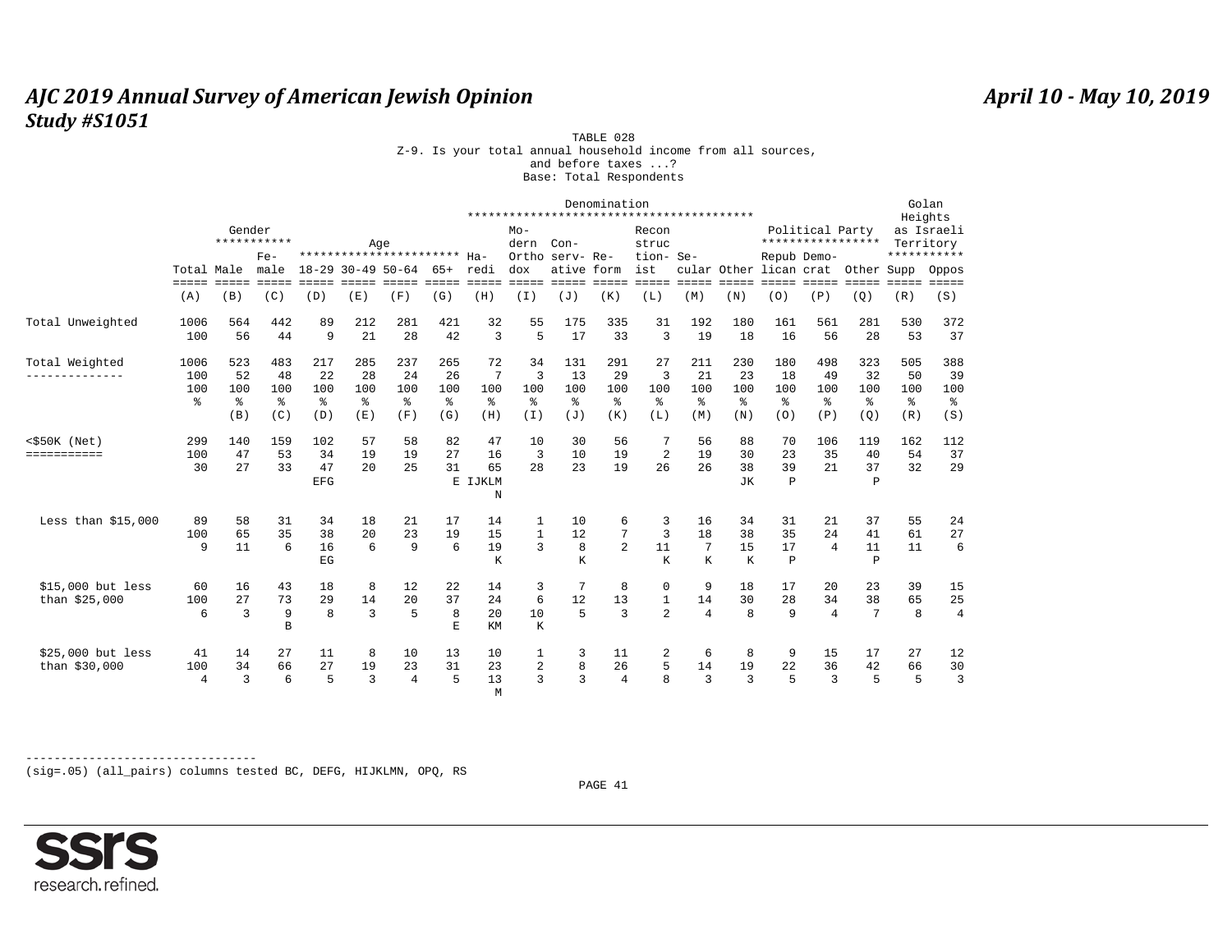TABLE 028

Z-9. Is your total annual household income from all sources, and before taxes ...?

Base: Total Respondents

| | Total | Gender: Male | Gender: Female | Age: 18-29 | Age: 30-49 | Age: 50-64 | Age: 65+ | Denomination: Haredi | Denomination: Modern Orthodox | Denomination: Conservative | Denomination: Reform | Denomination: Reconstructionist | Denomination: Secular | Denomination: Other | Political Party: Republican | Political Party: Democrat | Political Party: Other | Golan Heights as Israeli Territory: Supp | Golan Heights as Israeli Territory: Oppos |
|---|---|---|---|---|---|---|---|---|---|---|---|---|---|---|---|---|---|---|---|
| | (A) | (B) | (C) | (D) | (E) | (F) | (G) | (H) | (I) | (J) | (K) | (L) | (M) | (N) | (O) | (P) | (Q) | (R) | (S) |
| Total Unweighted | 1006 | 564 | 442 | 89 | 212 | 281 | 421 | 32 | 55 | 175 | 335 | 31 | 192 | 180 | 161 | 561 | 281 | 530 | 372 |
| | 100 | 56 | 44 | 9 | 21 | 28 | 42 | 3 | 5 | 17 | 33 | 3 | 19 | 18 | 16 | 56 | 28 | 53 | 37 |
| Total Weighted | 1006 | 523 | 483 | 217 | 285 | 237 | 265 | 72 | 34 | 131 | 291 | 27 | 211 | 230 | 180 | 498 | 323 | 505 | 388 |
| | 100 | 52 | 48 | 22 | 28 | 24 | 26 | 7 | 3 | 13 | 29 | 3 | 21 | 23 | 18 | 49 | 32 | 50 | 39 |
| | 100 | 100 | 100 | 100 | 100 | 100 | 100 | 100 | 100 | 100 | 100 | 100 | 100 | 100 | 100 | 100 | 100 | 100 | 100 |
| | % | % | % | % | % | % | % | % | % | % | % | % | % | % | % | % | % | % | % |
| | | (B) | (C) | (D) | (E) | (F) | (G) | (H) | (I) | (J) | (K) | (L) | (M) | (N) | (O) | (P) | (Q) | (R) | (S) |
| <$50K (Net) | 299 | 140 | 159 | 102 | 57 | 58 | 82 | 47 | 10 | 30 | 56 | 7 | 56 | 88 | 70 | 106 | 119 | 162 | 112 |
| | 100 | 47 | 53 | 34 | 19 | 19 | 27 | 16 | 3 | 10 | 19 | 2 | 19 | 30 | 23 | 35 | 40 | 54 | 37 |
| | 30 | 27 | 33 | 47 | 20 | 25 | 31 | 65 | 28 | 23 | 19 | 26 | 26 | 38 | 39 | 21 | 37 | 32 | 29 |
| | | | | EFG | | | E | IJKLMN | | | | | | JK | P | | P | | |
| Less than $15,000 | 89 | 58 | 31 | 34 | 18 | 21 | 17 | 14 | 1 | 10 | 6 | 3 | 16 | 34 | 31 | 21 | 37 | 55 | 24 |
| | 100 | 65 | 35 | 38 | 20 | 23 | 19 | 15 | 1 | 12 | 7 | 3 | 18 | 38 | 35 | 24 | 41 | 61 | 27 |
| | 9 | 11 | 6 | 16 | 6 | 9 | 6 | 19 | 3 | 8 | 2 | 11 | 7 | 15 | 17 | 4 | 11 | 11 | 6 |
| | | | | EG | | | | K | | K | | K | K | K | P | | P | | |
| $15,000 but less than $25,000 | 60 | 16 | 43 | 18 | 8 | 12 | 22 | 14 | 3 | 7 | 8 | 0 | 9 | 18 | 17 | 20 | 23 | 39 | 15 |
| | 100 | 27 | 73 | 29 | 14 | 20 | 37 | 24 | 6 | 12 | 13 | 1 | 14 | 30 | 28 | 34 | 38 | 65 | 25 |
| | 6 | 3 | 9 | 8 | 3 | 5 | 8 | 20 | 10 | 5 | 3 | 2 | 4 | 8 | 9 | 4 | 7 | 8 | 4 |
| | | | B | | | | E | KM | K | | | | | | | | | | |
| $25,000 but less than $30,000 | 41 | 14 | 27 | 11 | 8 | 10 | 13 | 10 | 1 | 3 | 11 | 2 | 6 | 8 | 9 | 15 | 17 | 27 | 12 |
| | 100 | 34 | 66 | 27 | 19 | 23 | 31 | 23 | 2 | 8 | 26 | 5 | 14 | 19 | 22 | 36 | 42 | 66 | 30 |
| | 4 | 3 | 6 | 5 | 3 | 4 | 5 | 13 | 3 | 3 | 4 | 8 | 3 | 3 | 5 | 3 | 5 | 5 | 3 |
| | | | | | | | | M | | | | | | | | | | | |

(sig=.05) (all_pairs) columns tested BC, DEFG, HIJKLMN, OPQ, RS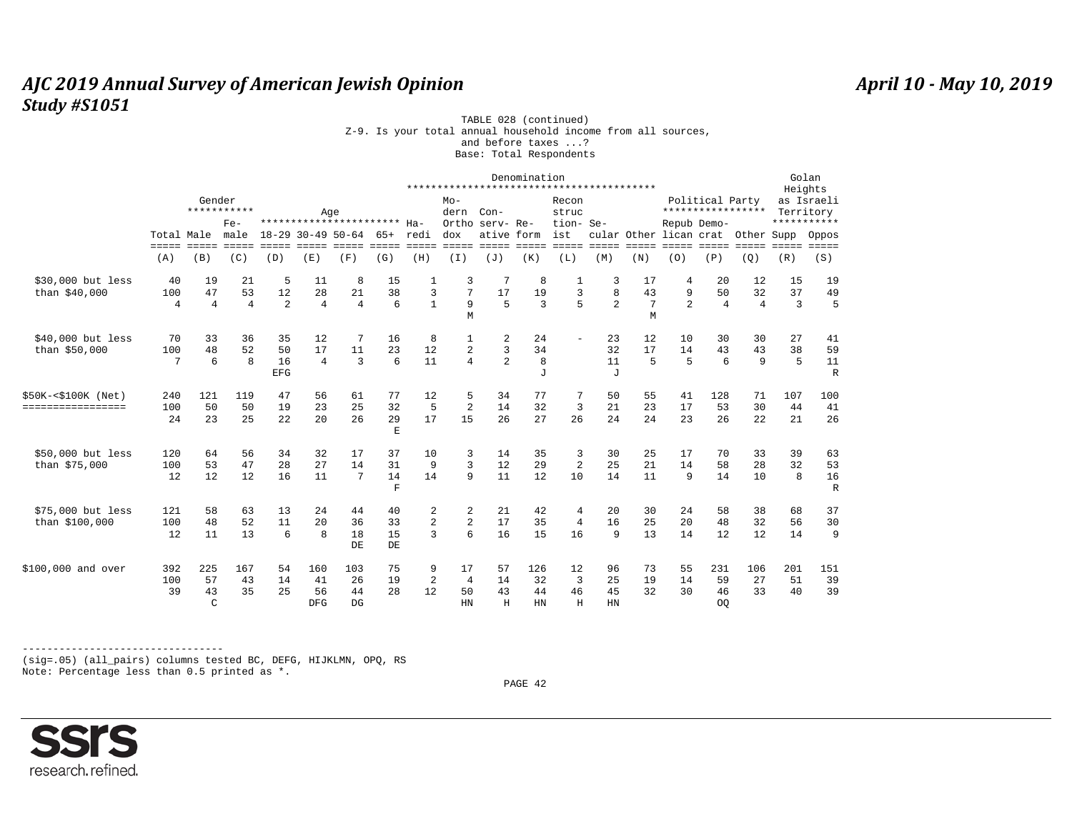TABLE 028 (continued)
Z-9. Is your total annual household income from all sources, and before taxes ...?
Base: Total Respondents

| | Total | Gender: Male | Gender: Female | Age: 18-29 | Age: 30-49 | Age: 50-64 | Age: 65+ | Denomination: Haredi | Denomination: Modern Orthodox | Denomination: Conservative | Denomination: Reform | Denomination: Reconstructionist | Denomination: Secular | Denomination: Other | Political Party: Republican | Political Party: Democrat | Political Party: Other | Golan Heights as Israeli Territory: Supp | Golan Heights as Israeli Territory: Oppos |
|---|---|---|---|---|---|---|---|---|---|---|---|---|---|---|---|---|---|---|---|
| | (A) | (B) | (C) | (D) | (E) | (F) | (G) | (H) | (I) | (J) | (K) | (L) | (M) | (N) | (O) | (P) | (Q) | (R) | (S) |
| $30,000 but less than $40,000 | 40 | 19 | 21 | 5 | 11 | 8 | 15 | 1 | 3 | 7 | 8 | 1 | 3 | 17 | 4 | 20 | 12 | 15 | 19 |
| | 100 | 47 | 53 | 12 | 28 | 21 | 38 | 3 | 7 | 17 | 19 | 3 | 8 | 43 | 9 | 50 | 32 | 37 | 49 |
| | 4 | 4 | 4 | 2 | 4 | 4 | 6 | 1 | 9 | 5 | 3 | 5 | 2 | 7 | 2 | 4 | 4 | 3 | 5 |
| | | | | | | | | | M | | | | | M | | | | | |
| $40,000 but less than $50,000 | 70 | 33 | 36 | 35 | 12 | 7 | 16 | 8 | 1 | 2 | 24 | - | 23 | 12 | 10 | 30 | 30 | 27 | 41 |
| | 100 | 48 | 52 | 50 | 17 | 11 | 23 | 12 | 2 | 3 | 34 | | 32 | 17 | 14 | 43 | 43 | 38 | 59 |
| | 7 | 6 | 8 | 16 | 4 | 3 | 6 | 11 | 4 | 2 | 8 | | 11 | 5 | 5 | 6 | 9 | 5 | 11 |
| | | | | EFG | | | | | | | J | | J | | | | | | R |
| $50K-<$100K (Net) | 240 | 121 | 119 | 47 | 56 | 61 | 77 | 12 | 5 | 34 | 77 | 7 | 50 | 55 | 41 | 128 | 71 | 107 | 100 |
| | 100 | 50 | 50 | 19 | 23 | 25 | 32 | 5 | 2 | 14 | 32 | 3 | 21 | 23 | 17 | 53 | 30 | 44 | 41 |
| | 24 | 23 | 25 | 22 | 20 | 26 | 29 | 17 | 15 | 26 | 27 | 26 | 24 | 24 | 23 | 26 | 22 | 21 | 26 |
| | | | | | | | E | | | | | | | | | | | | |
| $50,000 but less than $75,000 | 120 | 64 | 56 | 34 | 32 | 17 | 37 | 10 | 3 | 14 | 35 | 3 | 30 | 25 | 17 | 70 | 33 | 39 | 63 |
| | 100 | 53 | 47 | 28 | 27 | 14 | 31 | 9 | 3 | 12 | 29 | 2 | 25 | 21 | 14 | 58 | 28 | 32 | 53 |
| | 12 | 12 | 12 | 16 | 11 | 7 | 14 | 14 | 9 | 11 | 12 | 10 | 14 | 11 | 9 | 14 | 10 | 8 | 16 |
| | | | | | | | F | | | | | | | | | | | | R |
| $75,000 but less than $100,000 | 121 | 58 | 63 | 13 | 24 | 44 | 40 | 2 | 2 | 21 | 42 | 4 | 20 | 30 | 24 | 58 | 38 | 68 | 37 |
| | 100 | 48 | 52 | 11 | 20 | 36 | 33 | 2 | 2 | 17 | 35 | 4 | 16 | 25 | 20 | 48 | 32 | 56 | 30 |
| | 12 | 11 | 13 | 6 | 8 | 18 | 15 | 3 | 6 | 16 | 15 | 16 | 9 | 13 | 14 | 12 | 12 | 14 | 9 |
| | | | | | | DE | DE | | | | | | | | | | | | |
| $100,000 and over | 392 | 225 | 167 | 54 | 160 | 103 | 75 | 9 | 17 | 57 | 126 | 12 | 96 | 73 | 55 | 231 | 106 | 201 | 151 |
| | 100 | 57 | 43 | 14 | 41 | 26 | 19 | 2 | 4 | 14 | 32 | 3 | 25 | 19 | 14 | 59 | 27 | 51 | 39 |
| | 39 | 43 | 35 | 25 | 56 | 44 | 28 | 12 | 50 | 43 | 44 | 46 | 45 | 32 | 30 | 46 | 33 | 40 | 39 |
| | | C | | | DFG | DG | | | HN | H | HN | H | HN | | | OQ | | | |

---------------------------------
(sig=.05) (all_pairs) columns tested BC, DEFG, HIJKLMN, OPQ, RS
Note: Percentage less than 0.5 printed as *.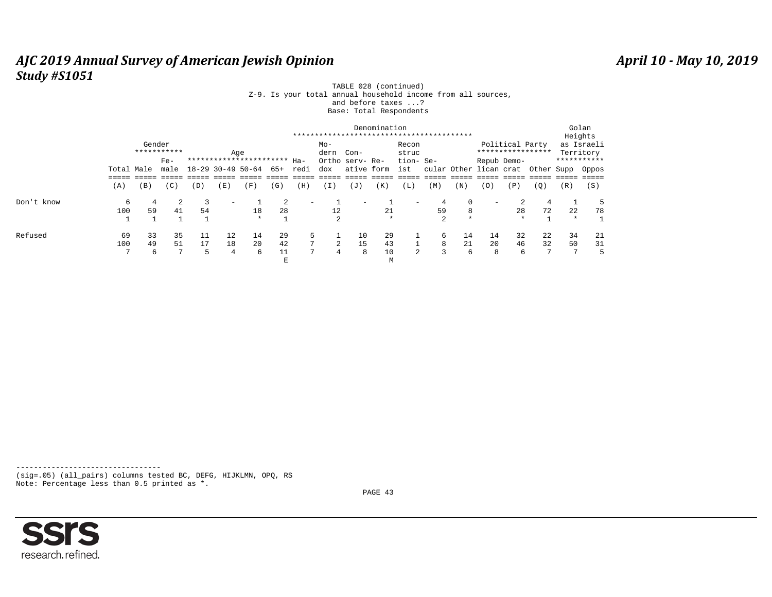TABLE 028 (continued)
Z-9. Is your total annual household income from all sources, and before taxes ...?
Base: Total Respondents

| | Total | Gender: Male | Gender: Female | Age: 18-29 | Age: 30-49 | Age: 50-64 | Age: 65+ | Denomination: Haredi | Denomination: Modern Orthodox | Denomination: Conservative | Denomination: Reform | Denomination: Reconstructionist | Denomination: Secular | Denomination: Other | Political Party: Republican | Political Party: Democrat | Political Party: Other | Golan Heights as Israeli Territory: Supp | Golan Heights as Israeli Territory: Oppos |
|---|---|---|---|---|---|---|---|---|---|---|---|---|---|---|---|---|---|---|---|
| | (A) | (B) | (C) | (D) | (E) | (F) | (G) | (H) | (I) | (J) | (K) | (L) | (M) | (N) | (O) | (P) | (Q) | (R) | (S) |
| Don't know | 6 | 4 | 2 | 3 | - | 1 | 2 | - | 1 | - | 1 | - | 4 | 0 | - | 2 | 4 | 1 | 5 |
| | 100 | 59 | 41 | 54 | | 18 | 28 | | 12 | | 21 | | 59 | 8 | | 28 | 72 | 22 | 78 |
| | 1 | 1 | 1 | 1 | | * | 1 | | 2 | | * | | 2 | * | | * | 1 | * | 1 |
| Refused | 69 | 33 | 35 | 11 | 12 | 14 | 29 | 5 | 1 | 10 | 29 | 1 | 6 | 14 | 14 | 32 | 22 | 34 | 21 |
| | 100 | 49 | 51 | 17 | 18 | 20 | 42 | 7 | 2 | 15 | 43 | 1 | 8 | 21 | 20 | 46 | 32 | 50 | 31 |
| | 7 | 6 | 7 | 5 | 4 | 6 | 11 | 7 | 4 | 8 | 10 | 2 | 3 | 6 | 8 | 6 | 7 | 7 | 5 |
| | | | | | | | E | | | | M | | | | | | | | |

---------------------------------
(sig=.05) (all_pairs) columns tested BC, DEFG, HIJKLMN, OPQ, RS
Note: Percentage less than 0.5 printed as *.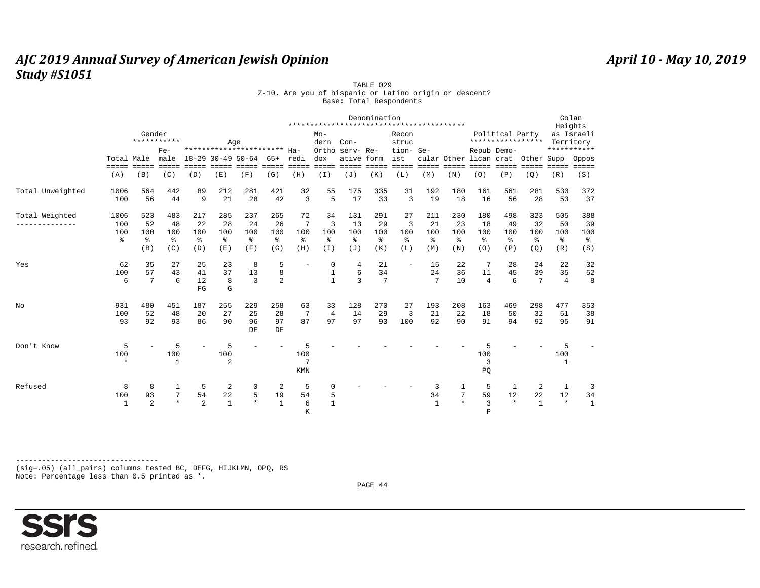TABLE 029

Z-10. Are you of hispanic or Latino origin or descent?

Base: Total Respondents

| | Total | Gender | | Age | | | | Denomination | | | | | | | Political Party | | | Golan Heights as Israeli Territory | |
|---|---|---|---|---|---|---|---|---|---|---|---|---|---|---|---|---|---|---|---|
| | Total | Male | Female | 18-29 | 30-49 | 50-64 | 65+ | Haredi | Modern Orthodox | Conservative | Reform | Reconstructionist | Secular | Other | Republican | Democrat | Other | Supp | Oppos |
| | (A) | (B) | (C) | (D) | (E) | (F) | (G) | (H) | (I) | (J) | (K) | (L) | (M) | (N) | (O) | (P) | (Q) | (R) | (S) |
| Total Unweighted | 1006 | 564 | 442 | 89 | 212 | 281 | 421 | 32 | 55 | 175 | 335 | 31 | 192 | 180 | 161 | 561 | 281 | 530 | 372 |
| | 100 | 56 | 44 | 9 | 21 | 28 | 42 | 3 | 5 | 17 | 33 | 3 | 19 | 18 | 16 | 56 | 28 | 53 | 37 |
| Total Weighted | 1006 | 523 | 483 | 217 | 285 | 237 | 265 | 72 | 34 | 131 | 291 | 27 | 211 | 230 | 180 | 498 | 323 | 505 | 388 |
| | 100 | 52 | 48 | 22 | 28 | 24 | 26 | 7 | 3 | 13 | 29 | 3 | 21 | 23 | 18 | 49 | 32 | 50 | 39 |
| | 100 | 100 | 100 | 100 | 100 | 100 | 100 | 100 | 100 | 100 | 100 | 100 | 100 | 100 | 100 | 100 | 100 | 100 | 100 |
| | % | % | % | % | % | % | % | % | % | % | % | % | % | % | % | % | % | % | % |
| | | (B) | (C) | (D) | (E) | (F) | (G) | (H) | (I) | (J) | (K) | (L) | (M) | (N) | (O) | (P) | (Q) | (R) | (S) |
| Yes | 62 | 35 | 27 | 25 | 23 | 8 | 5 | - | 0 | 4 | 21 | - | 15 | 22 | 7 | 28 | 24 | 22 | 32 |
| | 100 | 57 | 43 | 41 | 37 | 13 | 8 | | 1 | 6 | 34 | | 24 | 36 | 11 | 45 | 39 | 35 | 52 |
| | 6 | 7 | 6 | 12 | 8 | 3 | 2 | | 1 | 3 | 7 | | 7 | 10 | 4 | 6 | 7 | 4 | 8 |
| | | | | FG | G | | | | | | | | | | | | | | |
| No | 931 | 480 | 451 | 187 | 255 | 229 | 258 | 63 | 33 | 128 | 270 | 27 | 193 | 208 | 163 | 469 | 298 | 477 | 353 |
| | 100 | 52 | 48 | 20 | 27 | 25 | 28 | 7 | 4 | 14 | 29 | 3 | 21 | 22 | 18 | 50 | 32 | 51 | 38 |
| | 93 | 92 | 93 | 86 | 90 | 96 | 97 | 87 | 97 | 97 | 93 | 100 | 92 | 90 | 91 | 94 | 92 | 95 | 91 |
| | | | | | | DE | DE | | | | | | | | | | | | |
| Don't Know | 5 | - | 5 | - | 5 | - | - | 5 | - | - | - | - | - | - | 5 | - | - | 5 | - |
| | 100 | | 100 | | 100 | | | 100 | | | | | | | 100 | | | 100 | |
| | * | | 1 | | 2 | | | 7 | | | | | | | 3 | | | 1 | |
| | | | | | | | | KMN | | | | | | | PQ | | | | |
| Refused | 8 | 8 | 1 | 5 | 2 | 0 | 2 | 5 | 0 | - | - | - | 3 | 1 | 5 | 1 | 2 | 1 | 3 |
| | 100 | 93 | 7 | 54 | 22 | 5 | 19 | 54 | 5 | | | | 34 | 7 | 59 | 12 | 22 | 12 | 34 |
| | 1 | 2 | * | 2 | 1 | * | 1 | 6 | 1 | | | | 1 | * | 3 | * | 1 | * | 1 |
| | | | | | | | | K | | | | | | | P | | | | |

---------------------------------

(sig=.05) (all_pairs) columns tested BC, DEFG, HIJKLMN, OPQ, RS

Note: Percentage less than 0.5 printed as *.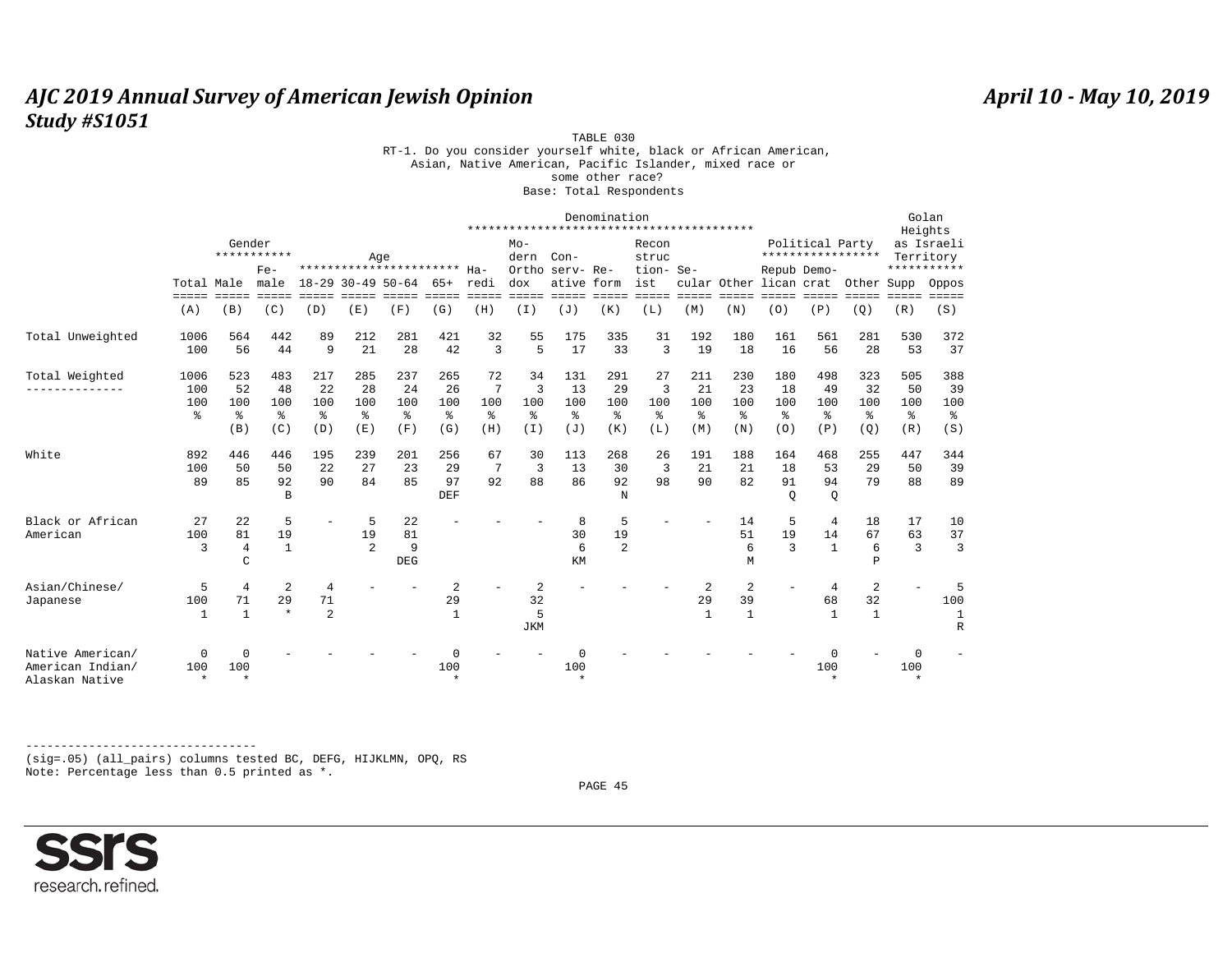TABLE 030

RT-1. Do you consider yourself white, black or African American, Asian, Native American, Pacific Islander, mixed race or some other race?

Base: Total Respondents

| | Total | Gender: Male | Gender: Female | Age: 18-29 | Age: 30-49 | Age: 50-64 | Age: 65+ | Denomination: Haredi | Denomination: Modern Orthodox | Denomination: Conservative | Denomination: Reform | Denomination: Reconstructionist | Denomination: Secular | Denomination: Other | Political Party: Republican | Political Party: Democrat | Political Party: Other | Golan Heights as Israeli Territory: Supp | Golan Heights as Israeli Territory: Oppos |
|---|---|---|---|---|---|---|---|---|---|---|---|---|---|---|---|---|---|---|---|
| | (A) | (B) | (C) | (D) | (E) | (F) | (G) | (H) | (I) | (J) | (K) | (L) | (M) | (N) | (O) | (P) | (Q) | (R) | (S) |
| Total Unweighted | 1006 | 564 | 442 | 89 | 212 | 281 | 421 | 32 | 55 | 175 | 335 | 31 | 192 | 180 | 161 | 561 | 281 | 530 | 372 |
| | 100 | 56 | 44 | 9 | 21 | 28 | 42 | 3 | 5 | 17 | 33 | 3 | 19 | 18 | 16 | 56 | 28 | 53 | 37 |
| Total Weighted | 1006 | 523 | 483 | 217 | 285 | 237 | 265 | 72 | 34 | 131 | 291 | 27 | 211 | 230 | 180 | 498 | 323 | 505 | 388 |
| | 100 | 52 | 48 | 22 | 28 | 24 | 26 | 7 | 3 | 13 | 29 | 3 | 21 | 23 | 18 | 49 | 32 | 50 | 39 |
| | 100 | 100 | 100 | 100 | 100 | 100 | 100 | 100 | 100 | 100 | 100 | 100 | 100 | 100 | 100 | 100 | 100 | 100 | 100 |
| | % | % | % | % | % | % | % | % | % | % | % | % | % | % | % | % | % | % | % |
| | | (B) | (C) | (D) | (E) | (F) | (G) | (H) | (I) | (J) | (K) | (L) | (M) | (N) | (O) | (P) | (Q) | (R) | (S) |
| White | 892 | 446 | 446 | 195 | 239 | 201 | 256 | 67 | 30 | 113 | 268 | 26 | 191 | 188 | 164 | 468 | 255 | 447 | 344 |
| | 100 | 50 | 50 | 22 | 27 | 23 | 29 | 7 | 3 | 13 | 30 | 3 | 21 | 21 | 18 | 53 | 29 | 50 | 39 |
| | 89 | 85 | 92 | 90 | 84 | 85 | 97 | 92 | 88 | 86 | 92 | 98 | 90 | 82 | 91 | 94 | 79 | 88 | 89 |
| | | | B | | | | DEF | | | | N | | | | Q | Q | | | |
| Black or African American | 27 | 22 | 5 | - | 5 | 22 | - | - | - | 8 | 5 | - | - | 14 | 5 | 4 | 18 | 17 | 10 |
| | 100 | 81 | 19 | | 19 | 81 | | | | 30 | 19 | | | 51 | 19 | 14 | 67 | 63 | 37 |
| | 3 | 4 | 1 | | 2 | 9 | | | | 6 | 2 | | | 6 | 3 | 1 | 6 | 3 | 3 |
| | | C | | | | DEG | | | | KM | | | | M | | | P | | |
| Asian/Chinese/ Japanese | 5 | 4 | 2 | 4 | - | - | 2 | - | 2 | - | - | - | 2 | 2 | - | 4 | 2 | - | 5 |
| | 100 | 71 | 29 | 71 | | | 29 | | 32 | | | | 29 | 39 | | 68 | 32 | | 100 |
| | 1 | 1 | * | 2 | | | 1 | | 5 | | | | 1 | 1 | | 1 | 1 | | 1 |
| | | | | | | | | | JKM | | | | | | | | | | R |
| Native American/ American Indian/ Alaskan Native | 0 | 0 | - | - | - | - | 0 | - | - | 0 | - | - | - | - | - | 0 | - | 0 | - |
| | 100 | 100 | | | | | 100 | | | 100 | | | | | | 100 | | 100 | |
| | * | * | | | | | * | | | * | | | | | | * | | * | |

(sig=.05) (all_pairs) columns tested BC, DEFG, HIJKLMN, OPQ, RS

Note: Percentage less than 0.5 printed as *.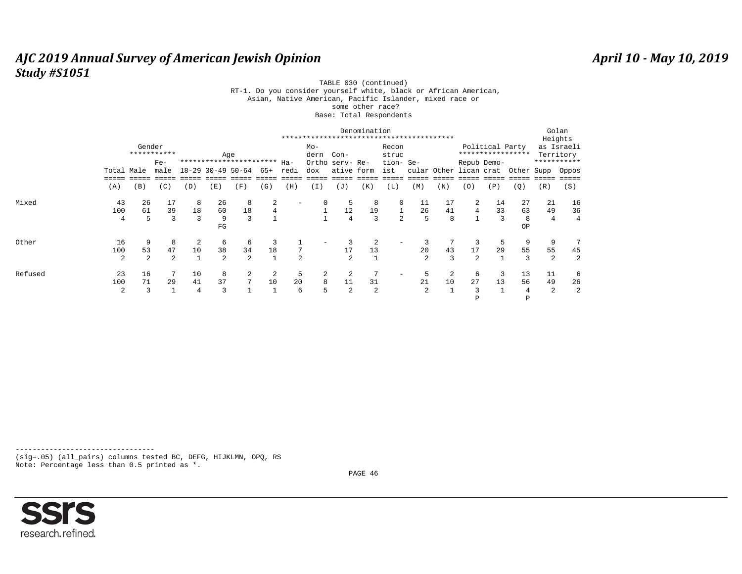TABLE 030 (continued)
RT-1. Do you consider yourself white, black or African American, Asian, Native American, Pacific Islander, mixed race or some other race?
Base: Total Respondents

| | Total | Gender | | Age | | | | Denomination | | | | | | | Political Party | | | Golan Heights as Israeli Territory | |
|---|---|---|---|---|---|---|---|---|---|---|---|---|---|---|---|---|---|---|---|
| | Total | Male | Female | 18-29 | 30-49 | 50-64 | 65+ | Haredi | Modern Orthodox | Conservative | Reform | Reconstructionist | Secular | Other | Republican | Democrat | Other | Supp | Oppos |
| | (A) | (B) | (C) | (D) | (E) | (F) | (G) | (H) | (I) | (J) | (K) | (L) | (M) | (N) | (O) | (P) | (Q) | (R) | (S) |
| Mixed | 43 | 26 | 17 | 8 | 26 | 8 | 2 | - | 0 | 5 | 8 | 0 | 11 | 17 | 2 | 14 | 27 | 21 | 16 |
| | 100 | 61 | 39 | 18 | 60 | 18 | 4 | | 1 | 12 | 19 | 1 | 26 | 41 | 4 | 33 | 63 | 49 | 36 |
| | 4 | 5 | 3 | 3 | 9 | 3 | 1 | | 1 | 4 | 3 | 2 | 5 | 8 | 1 | 3 | 8 | 4 | 4 |
| | | | | | FG | | | | | | | | | | | | OP | | |
| Other | 16 | 9 | 8 | 2 | 6 | 6 | 3 | 1 | - | 3 | 2 | - | 3 | 7 | 3 | 5 | 9 | 9 | 7 |
| | 100 | 53 | 47 | 10 | 38 | 34 | 18 | 7 | | 17 | 13 | | 20 | 43 | 17 | 29 | 55 | 55 | 45 |
| | 2 | 2 | 2 | 1 | 2 | 2 | 1 | 2 | | 2 | 1 | | 2 | 3 | 2 | 1 | 3 | 2 | 2 |
| Refused | 23 | 16 | 7 | 10 | 8 | 2 | 2 | 5 | 2 | 2 | 7 | - | 5 | 2 | 6 | 3 | 13 | 11 | 6 |
| | 100 | 71 | 29 | 41 | 37 | 7 | 10 | 20 | 8 | 11 | 31 | | 21 | 10 | 27 | 13 | 56 | 49 | 26 |
| | 2 | 3 | 1 | 4 | 3 | 1 | 1 | 6 | 5 | 2 | 2 | | 2 | 1 | 3 | 1 | 4 | 2 | 2 |
| | | | | | | | | | | | | | | | P | | P | | |

---------------------------------
(sig=.05) (all_pairs) columns tested BC, DEFG, HIJKLMN, OPQ, RS
Note: Percentage less than 0.5 printed as *.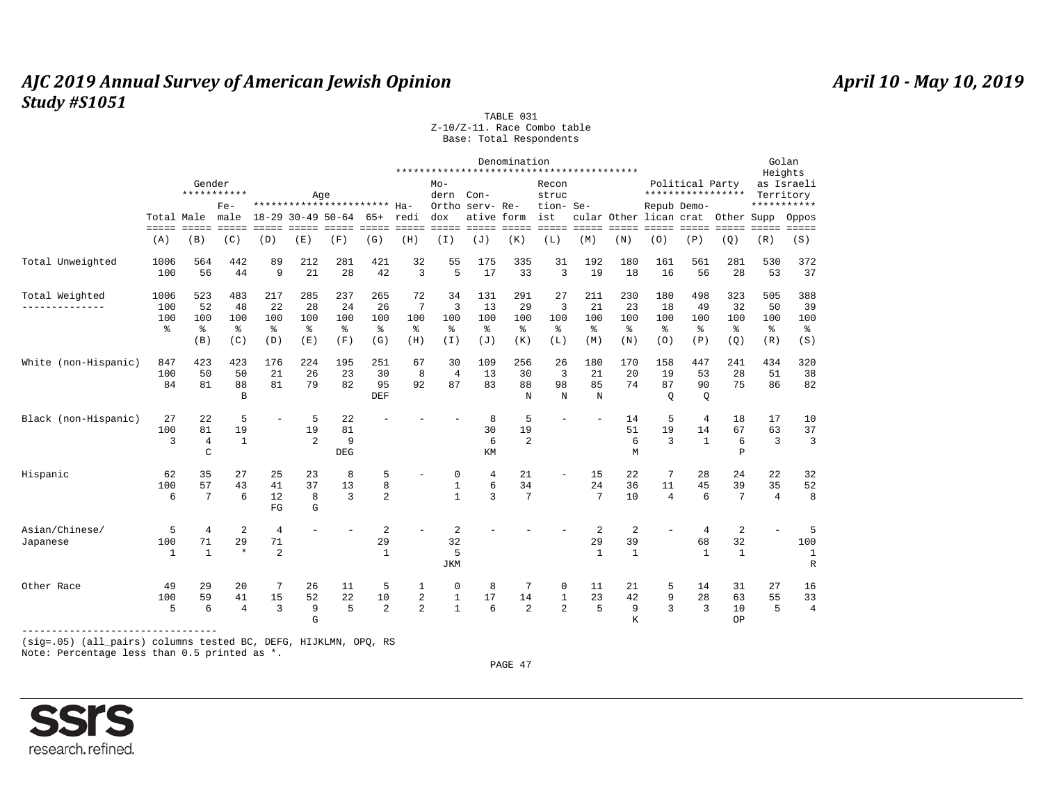# AJC 2019 Annual Survey of American Jewish Opinion

**Study #S1051**

April 10 - May 10, 2019

TABLE 031
Z-10/Z-11. Race Combo table
Base: Total Respondents

| | Total | Gender | | Age | | | | Denomination | | | | | | | | Political Party | | | Golan Heights as Israeli Territory | |
|---|---|---|---|---|---|---|---|---|---|---|---|---|---|---|---|---|---|---|---|---|
| | Total | Male | Fe-male | 18-29 | 30-49 | 50-64 | 65+ | Ha-redi | Mo-dern Ortho dox | Con-serv-ative | Re-form | Recon struc tion-ist | Se-cular | Other | Repub lican | Demo-crat | Other | Supp | Oppos |
| | (A) | (B) | (C) | (D) | (E) | (F) | (G) | (H) | (I) | (J) | (K) | (L) | (M) | (N) | (O) | (P) | (Q) | (R) | (S) |
| Total Unweighted | 1006 | 564 | 442 | 89 | 212 | 281 | 421 | 32 | 55 | 175 | 335 | 31 | 192 | 180 | 161 | 561 | 281 | 530 | 372 |
| | 100 | 56 | 44 | 9 | 21 | 28 | 42 | 3 | 5 | 17 | 33 | 3 | 19 | 18 | 16 | 56 | 28 | 53 | 37 |
| Total Weighted | 1006 | 523 | 483 | 217 | 285 | 237 | 265 | 72 | 34 | 131 | 291 | 27 | 211 | 230 | 180 | 498 | 323 | 505 | 388 |
| | 100 | 52 | 48 | 22 | 28 | 24 | 26 | 7 | 3 | 13 | 29 | 3 | 21 | 23 | 18 | 49 | 32 | 50 | 39 |
| | 100 | 100 | 100 | 100 | 100 | 100 | 100 | 100 | 100 | 100 | 100 | 100 | 100 | 100 | 100 | 100 | 100 | 100 | 100 |
| | % | % | % | % | % | % | % | % | % | % | % | % | % | % | % | % | % | % | % |
| | | (B) | (C) | (D) | (E) | (F) | (G) | (H) | (I) | (J) | (K) | (L) | (M) | (N) | (O) | (P) | (Q) | (R) | (S) |
| White (non-Hispanic) | 847 | 423 | 423 | 176 | 224 | 195 | 251 | 67 | 30 | 109 | 256 | 26 | 180 | 170 | 158 | 447 | 241 | 434 | 320 |
| | 100 | 50 | 50 | 21 | 26 | 23 | 30 | 8 | 4 | 13 | 30 | 3 | 21 | 20 | 19 | 53 | 28 | 51 | 38 |
| | 84 | 81 | 88 | 81 | 79 | 82 | 95 | 92 | 87 | 83 | 88 | 98 | 85 | 74 | 87 | 90 | 75 | 86 | 82 |
| | | | B | | | | DEF | | | | N | N | N | | Q | Q | | | |
| Black (non-Hispanic) | 27 | 22 | 5 | - | 5 | 22 | - | - | - | 8 | 5 | - | - | 14 | 5 | 4 | 18 | 17 | 10 |
| | 100 | 81 | 19 | | 19 | 81 | | | | 30 | 19 | | | 51 | 19 | 14 | 67 | 63 | 37 |
| | 3 | 4 | 1 | | 2 | 9 | | | | 6 | 2 | | | 6 | 3 | 1 | 6 | 3 | 3 |
| | | C | | | | DEG | | | | KM | | | | M | | | P | | |
| Hispanic | 62 | 35 | 27 | 25 | 23 | 8 | 5 | - | 0 | 4 | 21 | - | 15 | 22 | 7 | 28 | 24 | 22 | 32 |
| | 100 | 57 | 43 | 41 | 37 | 13 | 8 | | 1 | 6 | 34 | | 24 | 36 | 11 | 45 | 39 | 35 | 52 |
| | 6 | 7 | 6 | 12 | 8 | 3 | 2 | | 1 | 3 | 7 | | 7 | 10 | 4 | 6 | 7 | 4 | 8 |
| | | | | FG | G | | | | | | | | | | | | | | |
| Asian/Chinese/ Japanese | 5 | 4 | 2 | 4 | - | - | 2 | - | 2 | - | - | - | 2 | 2 | - | 4 | 2 | - | 5 |
| | 100 | 71 | 29 | 71 | | | 29 | | 32 | | | | 29 | 39 | | 68 | 32 | | 100 |
| | 1 | 1 | * | 2 | | | 1 | | 5 | | | | 1 | 1 | | 1 | 1 | | 1 |
| | | | | | | | | | JKM | | | | | | | | | | R |
| Other Race | 49 | 29 | 20 | 7 | 26 | 11 | 5 | 1 | 0 | 8 | 7 | 0 | 11 | 21 | 5 | 14 | 31 | 27 | 16 |
| | 100 | 59 | 41 | 15 | 52 | 22 | 10 | 2 | 1 | 17 | 14 | 1 | 23 | 42 | 9 | 28 | 63 | 55 | 33 |
| | 5 | 6 | 4 | 3 | 9 | 5 | 2 | 2 | 1 | 6 | 2 | 2 | 5 | 9 | 3 | 3 | 10 | 5 | 4 |
| | | | | | G | | | | | | | | | K | | | OP | | |

(sig=.05) (all_pairs) columns tested BC, DEFG, HIJKLMN, OPQ, RS
Note: Percentage less than 0.5 printed as *.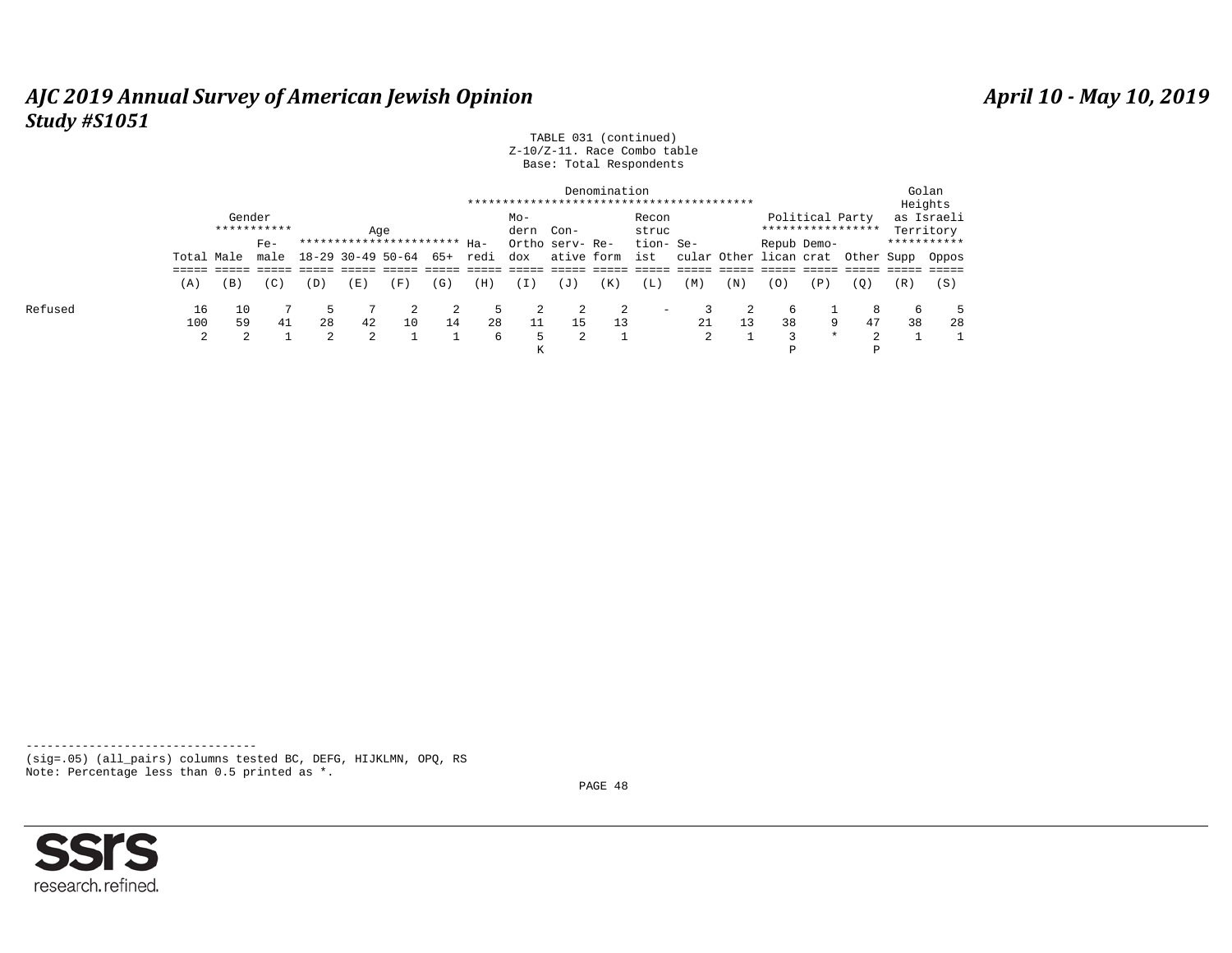TABLE 031 (continued)
Z-10/Z-11. Race Combo table
Base: Total Respondents

| | Total | Gender: Male | Gender: Female | Age: 18-29 | Age: 30-49 | Age: 50-64 | Age: 65+ | Denomination: Haredi | Denomination: Modern Orthodox | Denomination: Conservative | Denomination: Reform | Denomination: Reconstructionist | Denomination: Secular | Denomination: Other | Political Party: Republican | Political Party: Democrat | Political Party: Other | Golan Heights as Israeli Territory: Supp | Golan Heights as Israeli Territory: Oppos |
|---|---|---|---|---|---|---|---|---|---|---|---|---|---|---|---|---|---|---|---|
| | (A) | (B) | (C) | (D) | (E) | (F) | (G) | (H) | (I) | (J) | (K) | (L) | (M) | (N) | (O) | (P) | (Q) | (R) | (S) |
| Refused | 16 | 10 | 7 | 5 | 7 | 2 | 2 | 5 | 2 | 2 | 2 | - | 3 | 2 | 6 | 1 | 8 | 6 | 5 |
| | 100 | 59 | 41 | 28 | 42 | 10 | 14 | 28 | 11 | 15 | 13 | | 21 | 13 | 38 | 9 | 47 | 38 | 28 |
| | 2 | 2 | 1 | 2 | 2 | 1 | 1 | 6 | 5 | 2 | 1 | | 2 | 1 | 3 | * | 2 | 1 | 1 |
| | | | | | | | | | K | | | | | | P | | P | | |

---------------------------------
(sig=.05) (all_pairs) columns tested BC, DEFG, HIJKLMN, OPQ, RS
Note: Percentage less than 0.5 printed as *.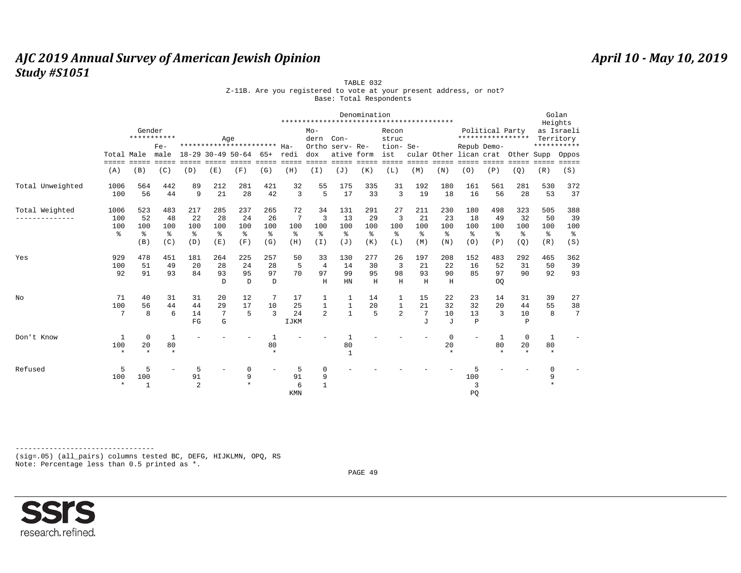## TABLE 032

Z-11B. Are you registered to vote at your present address, or not?

Base: Total Respondents

| | Total | Gender: Male | Gender: Female | Age: 18-29 | Age: 30-49 | Age: 50-64 | Age: 65+ | Denomination: Haredi | Denomination: Modern Orthodox | Denomination: Conservative | Denomination: Reform | Denomination: Reconstructionist | Denomination: Secular | Denomination: Other | Political Party: Republican | Political Party: Democrat | Political Party: Other | Golan Heights as Israeli Territory: Supp | Golan Heights as Israeli Territory: Oppos |
|---|---|---|---|---|---|---|---|---|---|---|---|---|---|---|---|---|---|---|---|
| | (A) | (B) | (C) | (D) | (E) | (F) | (G) | (H) | (I) | (J) | (K) | (L) | (M) | (N) | (O) | (P) | (Q) | (R) | (S) |
| Total Unweighted | 1006 | 564 | 442 | 89 | 212 | 281 | 421 | 32 | 55 | 175 | 335 | 31 | 192 | 180 | 161 | 561 | 281 | 530 | 372 |
| | 100 | 56 | 44 | 9 | 21 | 28 | 42 | 3 | 5 | 17 | 33 | 3 | 19 | 18 | 16 | 56 | 28 | 53 | 37 |
| Total Weighted | 1006 | 523 | 483 | 217 | 285 | 237 | 265 | 72 | 34 | 131 | 291 | 27 | 211 | 230 | 180 | 498 | 323 | 505 | 388 |
| | 100 | 52 | 48 | 22 | 28 | 24 | 26 | 7 | 3 | 13 | 29 | 3 | 21 | 23 | 18 | 49 | 32 | 50 | 39 |
| | 100 | 100 | 100 | 100 | 100 | 100 | 100 | 100 | 100 | 100 | 100 | 100 | 100 | 100 | 100 | 100 | 100 | 100 | 100 |
| | % | % | % | % | % | % | % | % | % | % | % | % | % | % | % | % | % | % | % |
| | | (B) | (C) | (D) | (E) | (F) | (G) | (H) | (I) | (J) | (K) | (L) | (M) | (N) | (O) | (P) | (Q) | (R) | (S) |
| Yes | 929 | 478 | 451 | 181 | 264 | 225 | 257 | 50 | 33 | 130 | 277 | 26 | 197 | 208 | 152 | 483 | 292 | 465 | 362 |
| | 100 | 51 | 49 | 20 | 28 | 24 | 28 | 5 | 4 | 14 | 30 | 3 | 21 | 22 | 16 | 52 | 31 | 50 | 39 |
| | 92 | 91 | 93 | 84 | 93 | 95 | 97 | 70 | 97 | 99 | 95 | 98 | 93 | 90 | 85 | 97 | 90 | 92 | 93 |
| | | | | | D | D | D | | H | HN | H | H | H | H | | OQ | | | |
| No | 71 | 40 | 31 | 31 | 20 | 12 | 7 | 17 | 1 | 1 | 14 | 1 | 15 | 22 | 23 | 14 | 31 | 39 | 27 |
| | 100 | 56 | 44 | 44 | 29 | 17 | 10 | 25 | 1 | 1 | 20 | 1 | 21 | 32 | 32 | 20 | 44 | 55 | 38 |
| | 7 | 8 | 6 | 14 | 7 | 5 | 3 | 24 | 2 | 1 | 5 | 2 | 7 | 10 | 13 | 3 | 10 | 8 | 7 |
| | | | | FG | G | | | IJKM | | | | | J | J | P | | P | | |
| Don't Know | 1 | 0 | 1 | - | - | - | 1 | - | - | 1 | - | - | - | 0 | - | 1 | 0 | 1 | - |
| | 100 | 20 | 80 | | | | 80 | | | 80 | | | | 20 | | 80 | 20 | 80 | |
| | * | * | * | | | | * | | | 1 | | | | * | | * | * | * | |
| Refused | 5 | 5 | - | 5 | - | 0 | - | 5 | 0 | - | - | - | - | - | 5 | - | - | 0 | - |
| | 100 | 100 | | 91 | | 9 | | 91 | 9 | | | | | | 100 | | | 9 | |
| | * | 1 | | 2 | | * | | 6 | 1 | | | | | | 3 | | | * | |
| | | | | | | | | KMN | | | | | | | PQ | | | | |

---------------------------------
(sig=.05) (all_pairs) columns tested BC, DEFG, HIJKLMN, OPQ, RS

Note: Percentage less than 0.5 printed as *.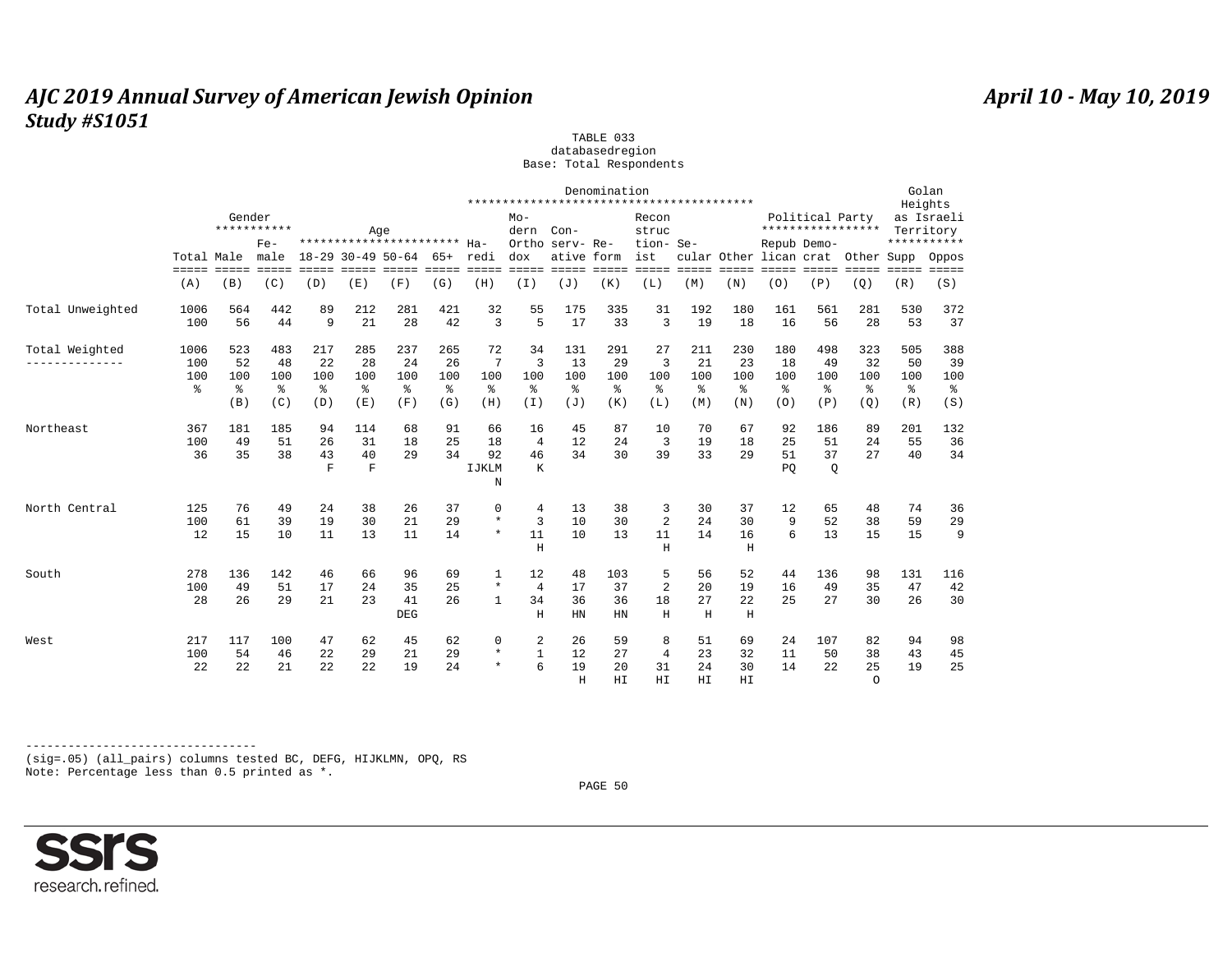TABLE 033
databasedregion
Base: Total Respondents

| | Total | Gender: Male | Gender: Female | Age: 18-29 | Age: 30-49 | Age: 50-64 | Age: 65+ | Denomination: Haredi | Denomination: Modern Orthodox | Denomination: Conservative | Denomination: Reform | Denomination: Reconstructionist | Denomination: Secular | Denomination: Other | Political Party: Republican | Political Party: Democrat | Political Party: Other | Golan Heights as Israeli Territory: Supp | Golan Heights as Israeli Territory: Oppos |
|---|---|---|---|---|---|---|---|---|---|---|---|---|---|---|---|---|---|---|---|
| | (A) | (B) | (C) | (D) | (E) | (F) | (G) | (H) | (I) | (J) | (K) | (L) | (M) | (N) | (O) | (P) | (Q) | (R) | (S) |
| Total Unweighted | 1006 | 564 | 442 | 89 | 212 | 281 | 421 | 32 | 55 | 175 | 335 | 31 | 192 | 180 | 161 | 561 | 281 | 530 | 372 |
| | 100 | 56 | 44 | 9 | 21 | 28 | 42 | 3 | 5 | 17 | 33 | 3 | 19 | 18 | 16 | 56 | 28 | 53 | 37 |
| Total Weighted | 1006 | 523 | 483 | 217 | 285 | 237 | 265 | 72 | 34 | 131 | 291 | 27 | 211 | 230 | 180 | 498 | 323 | 505 | 388 |
| | 100 | 52 | 48 | 22 | 28 | 24 | 26 | 7 | 3 | 13 | 29 | 3 | 21 | 23 | 18 | 49 | 32 | 50 | 39 |
| | 100 | 100 | 100 | 100 | 100 | 100 | 100 | 100 | 100 | 100 | 100 | 100 | 100 | 100 | 100 | 100 | 100 | 100 | 100 |
| | % | % | % | % | % | % | % | % | % | % | % | % | % | % | % | % | % | % | % |
| | | (B) | (C) | (D) | (E) | (F) | (G) | (H) | (I) | (J) | (K) | (L) | (M) | (N) | (O) | (P) | (Q) | (R) | (S) |
| Northeast | 367 | 181 | 185 | 94 | 114 | 68 | 91 | 66 | 16 | 45 | 87 | 10 | 70 | 67 | 92 | 186 | 89 | 201 | 132 |
| | 100 | 49 | 51 | 26 | 31 | 18 | 25 | 18 | 4 | 12 | 24 | 3 | 19 | 18 | 25 | 51 | 24 | 55 | 36 |
| | 36 | 35 | 38 | 43 | 40 | 29 | 34 | 92 | 46 | 34 | 30 | 39 | 33 | 29 | 51 | 37 | 27 | 40 | 34 |
| | | | | F | F | | | IJKLMN | K | | | | | | PQ | Q | | | |
| North Central | 125 | 76 | 49 | 24 | 38 | 26 | 37 | 0 | 4 | 13 | 38 | 3 | 30 | 37 | 12 | 65 | 48 | 74 | 36 |
| | 100 | 61 | 39 | 19 | 30 | 21 | 29 | * | 3 | 10 | 30 | 2 | 24 | 30 | 9 | 52 | 38 | 59 | 29 |
| | 12 | 15 | 10 | 11 | 13 | 11 | 14 | * | 11 | 10 | 13 | 11 | 14 | 16 | 6 | 13 | 15 | 15 | 9 |
| | | | | | | | | | H | | | H | | H | | | | | |
| South | 278 | 136 | 142 | 46 | 66 | 96 | 69 | 1 | 12 | 48 | 103 | 5 | 56 | 52 | 44 | 136 | 98 | 131 | 116 |
| | 100 | 49 | 51 | 17 | 24 | 35 | 25 | * | 4 | 17 | 37 | 2 | 20 | 19 | 16 | 49 | 35 | 47 | 42 |
| | 28 | 26 | 29 | 21 | 23 | 41 | 26 | 1 | 34 | 36 | 36 | 18 | 27 | 22 | 25 | 27 | 30 | 26 | 30 |
| | | | | | | DEG | | | H | HN | HN | H | H | H | | | | | |
| West | 217 | 117 | 100 | 47 | 62 | 45 | 62 | 0 | 2 | 26 | 59 | 8 | 51 | 69 | 24 | 107 | 82 | 94 | 98 |
| | 100 | 54 | 46 | 22 | 29 | 21 | 29 | * | 1 | 12 | 27 | 4 | 23 | 32 | 11 | 50 | 38 | 43 | 45 |
| | 22 | 22 | 21 | 22 | 22 | 19 | 24 | * | 6 | 19 | 20 | 31 | 24 | 30 | 14 | 22 | 25 | 19 | 25 |
| | | | | | | | | | | H | HI | HI | HI | HI | | | O | | |

(sig=.05) (all_pairs) columns tested BC, DEFG, HIJKLMN, OPQ, RS
Note: Percentage less than 0.5 printed as *.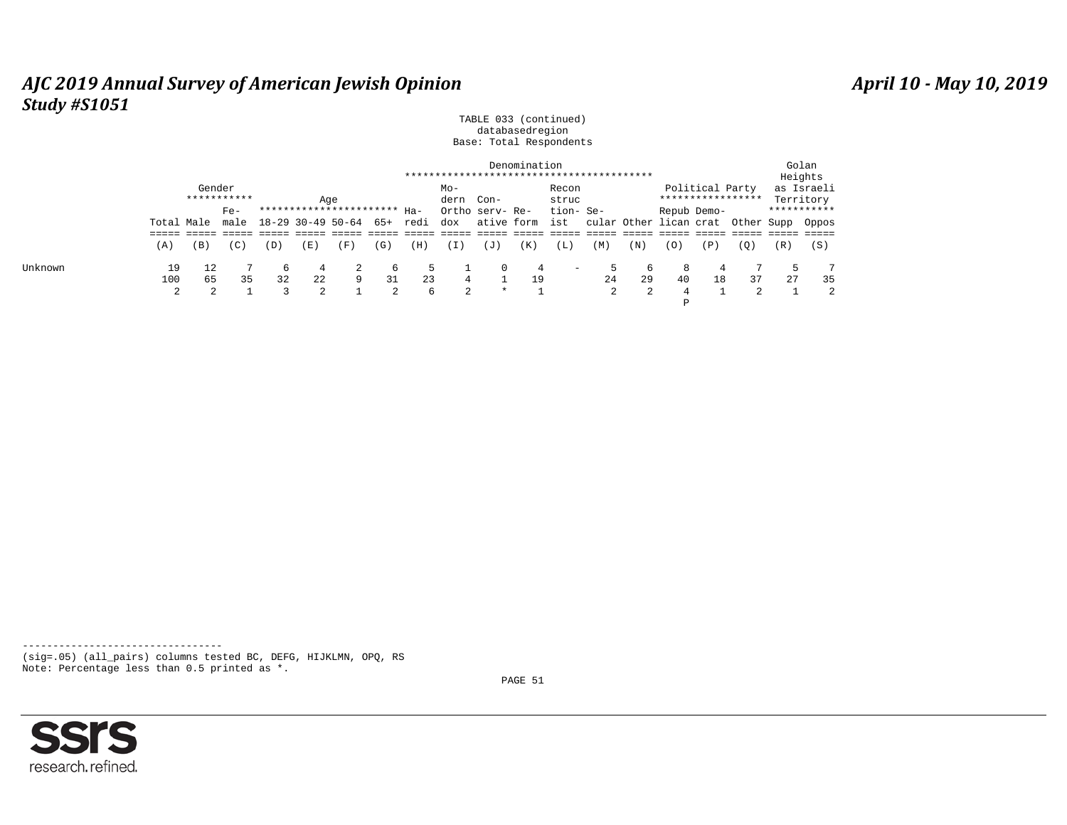TABLE 033 (continued)
databasedregion
Base: Total Respondents

| | Total | Gender: Male | Gender: Female | Age: 18-29 | Age: 30-49 | Age: 50-64 | Age: 65+ | Denomination: Haredi | Denomination: Modern Orthodox | Denomination: Conservative | Denomination: Reform | Denomination: Reconstructionist | Denomination: Secular | Denomination: Other | Political Party: Republican | Political Party: Democrat | Political Party: Other | Golan Heights as Israeli Territory: Supp | Golan Heights as Israeli Territory: Oppos |
|---|---|---|---|---|---|---|---|---|---|---|---|---|---|---|---|---|---|---|---|
| | (A) | (B) | (C) | (D) | (E) | (F) | (G) | (H) | (I) | (J) | (K) | (L) | (M) | (N) | (O) | (P) | (Q) | (R) | (S) |
| Unknown | 19 | 12 | 7 | 6 | 4 | 2 | 6 | 5 | 1 | 0 | 4 | - | 5 | 6 | 8 | 4 | 7 | 5 | 7 |
| | 100 | 65 | 35 | 32 | 22 | 9 | 31 | 23 | 4 | 1 | 19 | | 24 | 29 | 40 | 18 | 37 | 27 | 35 |
| | 2 | 2 | 1 | 3 | 2 | 1 | 2 | 6 | 2 | * | 1 | | 2 | 2 | 4 | 1 | 2 | 1 | 2 |
| | | | | | | | | | | | | | | | P | | | | |

---------------------------------
(sig=.05) (all_pairs) columns tested BC, DEFG, HIJKLMN, OPQ, RS
Note: Percentage less than 0.5 printed as *.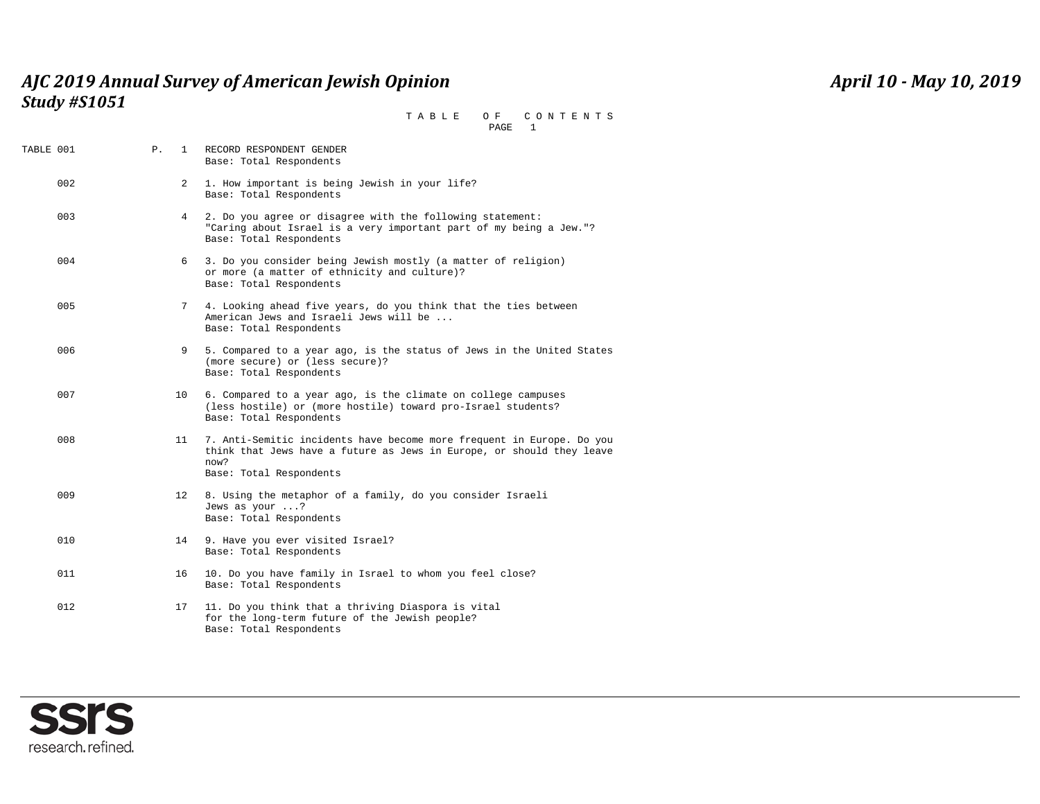# AJC 2019 Annual Survey of American Jewish Opinion

**Study #S1051**

**April 10 - May 10, 2019**

T A B L E O F C O N T E N T S
PAGE 1

| TABLE | P. | Description |
|---|---|---|
| TABLE 001 | 1 | RECORD RESPONDENT GENDER<br>Base: Total Respondents |
| 002 | 2 | 1. How important is being Jewish in your life?<br>Base: Total Respondents |
| 003 | 4 | 2. Do you agree or disagree with the following statement:<br>"Caring about Israel is a very important part of my being a Jew."?<br>Base: Total Respondents |
| 004 | 6 | 3. Do you consider being Jewish mostly (a matter of religion)<br>or more (a matter of ethnicity and culture)?<br>Base: Total Respondents |
| 005 | 7 | 4. Looking ahead five years, do you think that the ties between<br>American Jews and Israeli Jews will be ...<br>Base: Total Respondents |
| 006 | 9 | 5. Compared to a year ago, is the status of Jews in the United States<br>(more secure) or (less secure)?<br>Base: Total Respondents |
| 007 | 10 | 6. Compared to a year ago, is the climate on college campuses<br>(less hostile) or (more hostile) toward pro-Israel students?<br>Base: Total Respondents |
| 008 | 11 | 7. Anti-Semitic incidents have become more frequent in Europe. Do you<br>think that Jews have a future as Jews in Europe, or should they leave<br>now?<br>Base: Total Respondents |
| 009 | 12 | 8. Using the metaphor of a family, do you consider Israeli<br>Jews as your ...?<br>Base: Total Respondents |
| 010 | 14 | 9. Have you ever visited Israel?<br>Base: Total Respondents |
| 011 | 16 | 10. Do you have family in Israel to whom you feel close?<br>Base: Total Respondents |
| 012 | 17 | 11. Do you think that a thriving Diaspora is vital<br>for the long-term future of the Jewish people?<br>Base: Total Respondents |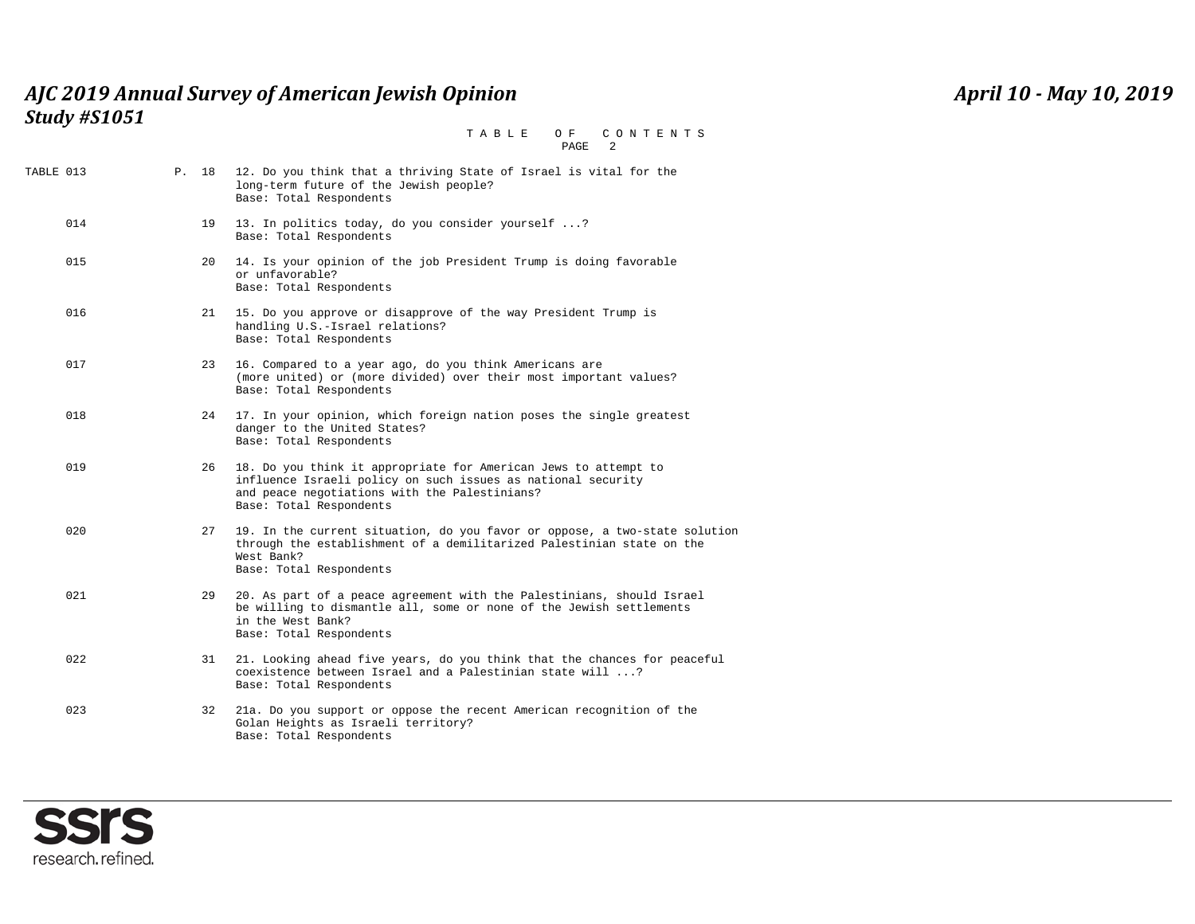# TABLE OF CONTENTS

PAGE 2

| TABLE | P. | Question |
|---|---|---|
| 013 | 18 | 12. Do you think that a thriving State of Israel is vital for the long-term future of the Jewish people?<br>Base: Total Respondents |
| 014 | 19 | 13. In politics today, do you consider yourself ...?<br>Base: Total Respondents |
| 015 | 20 | 14. Is your opinion of the job President Trump is doing favorable or unfavorable?<br>Base: Total Respondents |
| 016 | 21 | 15. Do you approve or disapprove of the way President Trump is handling U.S.-Israel relations?<br>Base: Total Respondents |
| 017 | 23 | 16. Compared to a year ago, do you think Americans are (more united) or (more divided) over their most important values?<br>Base: Total Respondents |
| 018 | 24 | 17. In your opinion, which foreign nation poses the single greatest danger to the United States?<br>Base: Total Respondents |
| 019 | 26 | 18. Do you think it appropriate for American Jews to attempt to influence Israeli policy on such issues as national security and peace negotiations with the Palestinians?<br>Base: Total Respondents |
| 020 | 27 | 19. In the current situation, do you favor or oppose, a two-state solution through the establishment of a demilitarized Palestinian state on the West Bank?<br>Base: Total Respondents |
| 021 | 29 | 20. As part of a peace agreement with the Palestinians, should Israel be willing to dismantle all, some or none of the Jewish settlements in the West Bank?<br>Base: Total Respondents |
| 022 | 31 | 21. Looking ahead five years, do you think that the chances for peaceful coexistence between Israel and a Palestinian state will ...?<br>Base: Total Respondents |
| 023 | 32 | 21a. Do you support or oppose the recent American recognition of the Golan Heights as Israeli territory?<br>Base: Total Respondents |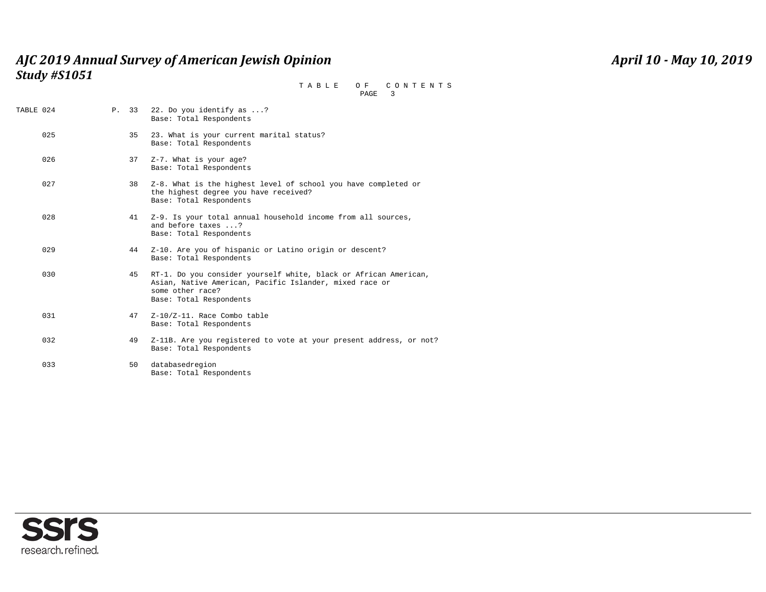T A B L E   O F   C O N T E N T S
PAGE 3

| | | |
|---|---|---|
| TABLE 024 | P. 33 | 22. Do you identify as ...?<br>Base: Total Respondents |
| 025 | 35 | 23. What is your current marital status?<br>Base: Total Respondents |
| 026 | 37 | Z-7. What is your age?<br>Base: Total Respondents |
| 027 | 38 | Z-8. What is the highest level of school you have completed or the highest degree you have received?<br>Base: Total Respondents |
| 028 | 41 | Z-9. Is your total annual household income from all sources, and before taxes ...?<br>Base: Total Respondents |
| 029 | 44 | Z-10. Are you of hispanic or Latino origin or descent?<br>Base: Total Respondents |
| 030 | 45 | RT-1. Do you consider yourself white, black or African American, Asian, Native American, Pacific Islander, mixed race or some other race?<br>Base: Total Respondents |
| 031 | 47 | Z-10/Z-11. Race Combo table<br>Base: Total Respondents |
| 032 | 49 | Z-11B. Are you registered to vote at your present address, or not?<br>Base: Total Respondents |
| 033 | 50 | databasedregion<br>Base: Total Respondents |